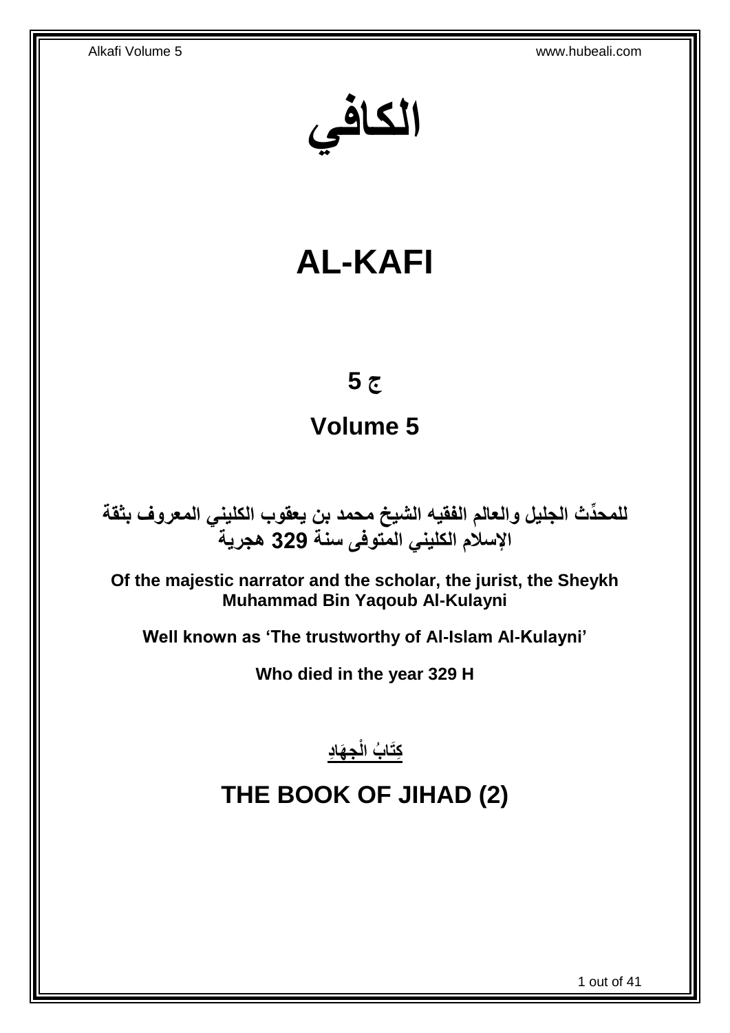# الكافي

# AL-KAFI

## ج 5

## Volume 5

**للمحدِّث الجليل والعالم الفقيه الشيخ محمد بن يعقوب الكليني المعروف بثقة الإسلام الكليني المتوفى سنة 329 هجرية**

**Of the majestic narrator and the scholar, the jurist, the Sheykh Muhammad Bin Yaqoub Al-Kulayni**

**Well known as 'The trustworthy of Al-Islam Al-Kulayni'**

**Who died in the year 329 H**

**كِتَابُ الْجِهَادِ**

## THE BOOK OF JIHAD (2)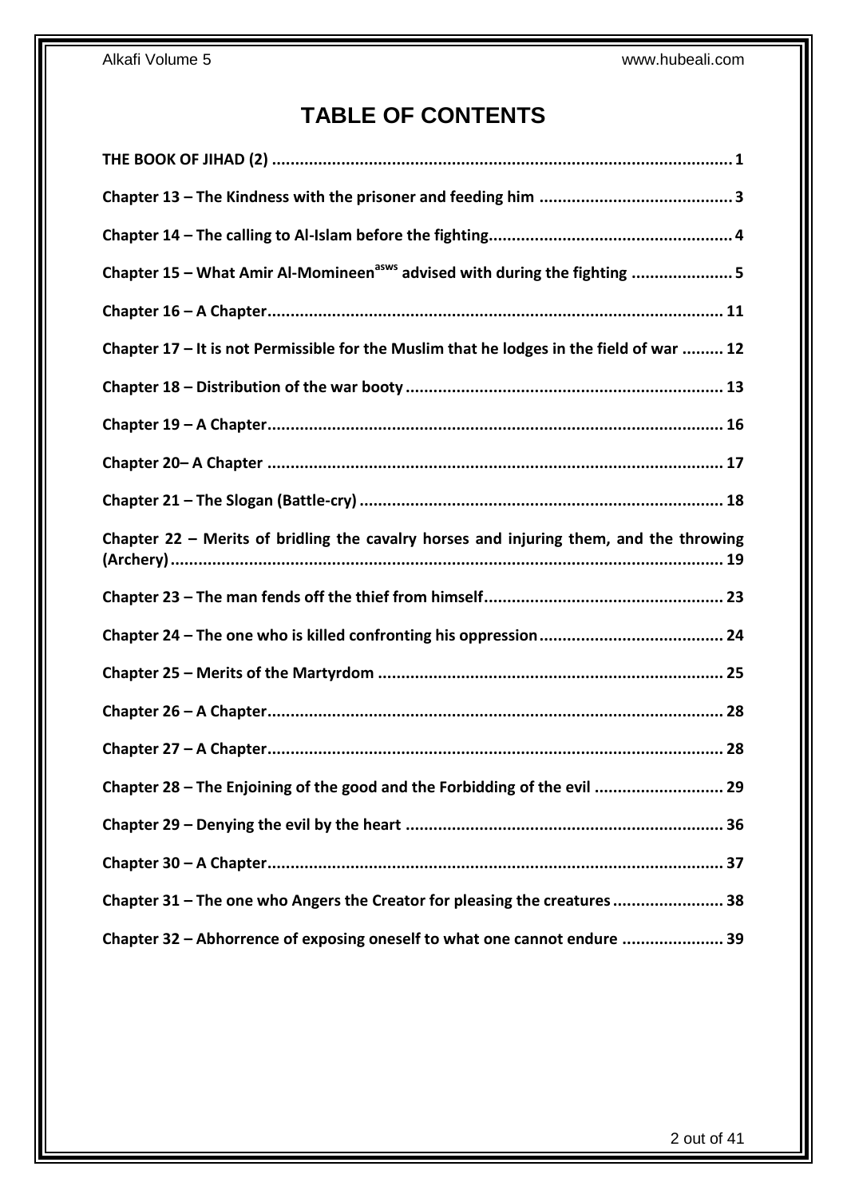# TABLE OF CONTENTS

THE BOOK OF JIHAD (2) .......... 1

Chapter 13 – The Kindness with the prisoner and feeding him .......... 3

Chapter 14 – The calling to Al-Islam before the fighting .......... 4

Chapter 15 – What Amir Al-Momineen[asws] advised with during the fighting .......... 5

Chapter 16 – A Chapter .......... 11

Chapter 17 – It is not Permissible for the Muslim that he lodges in the field of war .......... 12

Chapter 18 – Distribution of the war booty .......... 13

Chapter 19 – A Chapter .......... 16

Chapter 20– A Chapter .......... 17

Chapter 21 – The Slogan (Battle-cry) .......... 18

Chapter 22 – Merits of bridling the cavalry horses and injuring them, and the throwing (Archery) .......... 19

Chapter 23 – The man fends off the thief from himself .......... 23

Chapter 24 – The one who is killed confronting his oppression .......... 24

Chapter 25 – Merits of the Martyrdom .......... 25

Chapter 26 – A Chapter .......... 28

Chapter 27 – A Chapter .......... 28

Chapter 28 – The Enjoining of the good and the Forbidding of the evil .......... 29

Chapter 29 – Denying the evil by the heart .......... 36

Chapter 30 – A Chapter .......... 37

Chapter 31 – The one who Angers the Creator for pleasing the creatures .......... 38

Chapter 32 – Abhorrence of exposing oneself to what one cannot endure .......... 39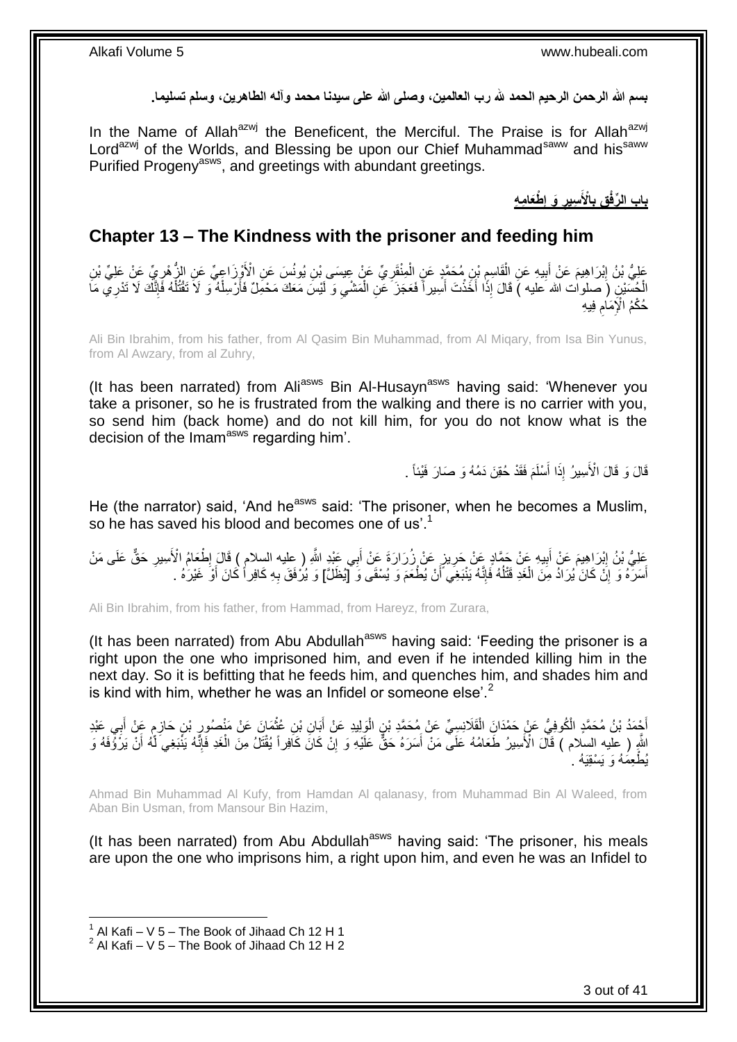بسم الله الرحمن الرحيم الحمد لله رب العالمين، وصلى الله على سيدنا محمد وآله الطاهرين، وسلم تسليما.

In the Name of Allah[azwj] the Beneficent, the Merciful. The Praise is for Allah[azwj] Lord[azwj] of the Worlds, and Blessing be upon our Chief Muhammad[saww] and his[saww] Purified Progeny[asws], and greetings with abundant greetings.

## بَابُ الرِّفْقِ بِالْأَسِيرِ وَ إِطْعَامِهِ

## Chapter 13 – The Kindness with the prisoner and feeding him

عَلِيُّ بْنُ إِبْرَاهِيمَ عَنْ أَبِيهِ عَنِ الْقَاسِمِ بْنِ مُحَمَّدٍ عَنِ الْمِنْقَرِيِّ عَنْ عِيسَى بْنِ يُونُسَ عَنِ الْأَوْزَاعِيِّ عَنِ الزُّهْرِيِّ عَنْ عَلِيِّ بْنِ الْحُسَيْنِ ( صلوات الله عليه ) قَالَ إِذَا أَخَذْتَ أَسِيراً فَعَجَزَ عَنِ الْمَشْيِ وَ لَيْسَ مَعَكَ مَحْمِلٌ فَأَرْسِلْهُ وَ لَا تَقْتُلْهُ فَإِنَّكَ لَا تَدْرِي مَا حُكْمُ الْإِمَامِ فِيهِ

Ali Bin Ibrahim, from his father, from Al Qasim Bin Muhammad, from Al Miqary, from Isa Bin Yunus, from Al Awzary, from al Zuhry,

(It has been narrated) from Ali[asws] Bin Al-Husayn[asws] having said: 'Whenever you take a prisoner, so he is frustrated from the walking and there is no carrier with you, so send him (back home) and do not kill him, for you do not know what is the decision of the Imam[asws] regarding him'.

قَالَ وَ قَالَ الْأَسِيرُ إِذَا أَسْلَمَ فَقَدْ حُقِنَ دَمُهُ وَ صَارَ فَيْئاً .

He (the narrator) said, 'And he[asws] said: 'The prisoner, when he becomes a Muslim, so he has saved his blood and becomes one of us'.[1]

عَلِيُّ بْنُ إِبْرَاهِيمَ عَنْ أَبِيهِ عَنْ حَمَّادٍ عَنْ حَرِيزٍ عَنْ زُرَارَةَ عَنْ أَبِي عَبْدِ اللَّهِ ( عليه السلام ) قَالَ إِطْعَامُ الْأَسِيرِ حَقٌّ عَلَى مَنْ أَسَرَهُ وَ إِنْ كَانَ يُرَادُ مِنَ الْغَدِ قَتْلُهُ فَإِنَّهُ يَنْبَغِي أَنْ يُطْعَمَ وَ يُسْقَى وَ [يُظَلَّ] وَ يُرْفَقَ بِهِ كَافِراً كَانَ أَوْ غَيْرَهُ .

Ali Bin Ibrahim, from his father, from Hammad, from Hareyz, from Zurara,

(It has been narrated) from Abu Abdullah[asws] having said: 'Feeding the prisoner is a right upon the one who imprisoned him, and even if he intended killing him in the next day. So it is befitting that he feeds him, and quenches him, and shades him and is kind with him, whether he was an Infidel or someone else'.[2]

أَحْمَدُ بْنُ مُحَمَّدٍ الْكُوفِيُّ عَنْ حَمْدَانَ الْقَلَانِسِيِّ عَنْ مُحَمَّدِ بْنِ الْوَلِيدِ عَنْ أَبَانِ بْنِ عُثْمَانَ عَنْ مَنْصُورِ بْنِ حَازِمٍ عَنْ أَبِي عَبْدِ اللَّهِ ( عليه السلام ) قَالَ الْأَسِيرُ طَعَامُهُ عَلَى مَنْ أَسَرَهُ حَقٌّ عَلَيْهِ وَ إِنْ كَانَ كَافِراً يُقْتَلُ مِنَ الْغَدِ فَإِنَّهُ يَنْبَغِي لَهُ أَنْ يَرْؤُفَهُ وَ يُطْعِمَهُ وَ يَسْقِيَهُ .

Ahmad Bin Muhammad Al Kufy, from Hamdan Al qalanasy, from Muhammad Bin Al Waleed, from Aban Bin Usman, from Mansour Bin Hazim,

(It has been narrated) from Abu Abdullah[asws] having said: 'The prisoner, his meals are upon the one who imprisons him, a right upon him, and even he was an Infidel to

[1] Al Kafi – V 5 – The Book of Jihaad Ch 12 H 1
[2] Al Kafi – V 5 – The Book of Jihaad Ch 12 H 2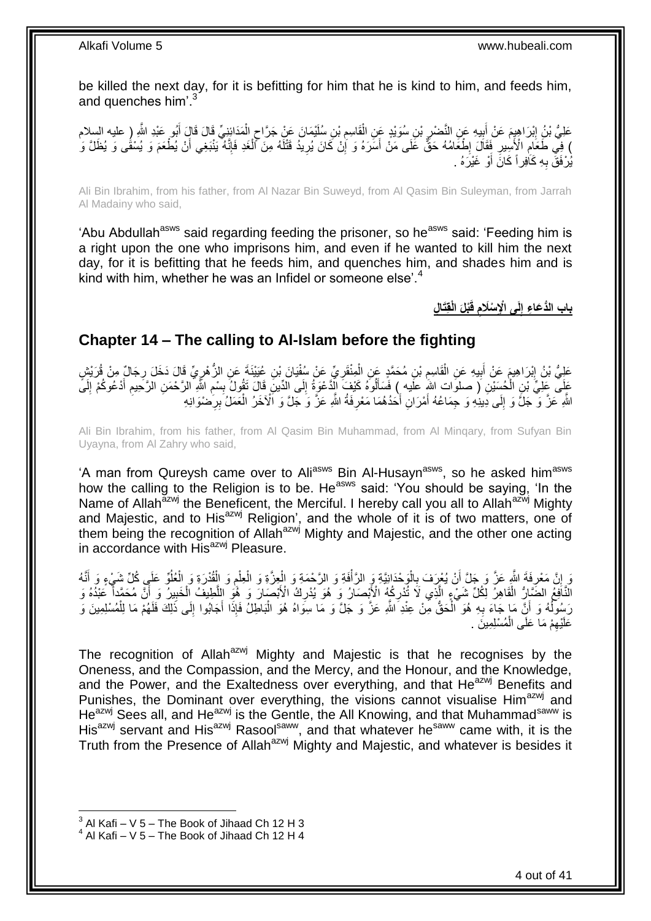be killed the next day, for it is befitting for him that he is kind to him, and feeds him, and quenches him'.[3]

عَلِيُّ بْنُ إِبْرَاهِيمَ عَنْ أَبِيهِ عَنِ النَّضْرِ بْنِ سُوَيْدٍ عَنِ الْقَاسِمِ بْنِ سُلَيْمَانَ عَنْ جَرَّاحٍ الْمَدَائِنِيِّ قَالَ قَالَ أَبُو عَبْدِ اللَّهِ ( عليه السلام ) فِي طَعَامِ الْأَسِيرِ فَقَالَ إِطْعَامُهُ حَقٌّ عَلَى مَنْ أَسَرَهُ وَ إِنْ كَانَ يُرِيدُ قَتْلَهُ مِنَ الْغَدِ فَإِنَّهُ يَنْبَغِي أَنْ يُطْعَمَ وَ يُسْقَى وَ يُظَلَّ وَ يُرْفَقَ بِهِ كَافِراً كَانَ أَوْ غَيْرَهُ .

Ali Bin Ibrahim, from his father, from Al Nazar Bin Suweyd, from Al Qasim Bin Suleyman, from Jarrah Al Madainy who said,

'Abu Abdullah[asws] said regarding feeding the prisoner, so he[asws] said: 'Feeding him is a right upon the one who imprisons him, and even if he wanted to kill him the next day, for it is befitting that he feeds him, and quenches him, and shades him and is kind with him, whether he was an Infidel or someone else'.[4]

## بَابِ الدُّعَاءِ إِلَى الْإِسْلَامِ قَبْلَ الْقِتَالِ

## Chapter 14 – The calling to Al-Islam before the fighting

عَلِيُّ بْنُ إِبْرَاهِيمَ عَنْ أَبِيهِ عَنِ الْقَاسِمِ بْنِ مُحَمَّدٍ عَنِ الْمِنْقَرِيِّ عَنْ سُفْيَانَ بْنِ عُيَيْنَةَ عَنِ الزُّهْرِيِّ قَالَ دَخَلَ رِجَالٌ مِنْ قُرَيْشٍ عَلَى عَلِيِّ بْنِ الْحُسَيْنِ ( صلوات الله عليه ) فَسَأَلُوهُ كَيْفَ الدَّعْوَةُ إِلَى الدِّينِ قَالَ تَقُولُ بِسْمِ اللَّهِ الرَّحْمَنِ الرَّحِيمِ أَدْعُوكُمْ إِلَى اللَّهِ عَزَّ وَ جَلَّ وَ إِلَى دِينِهِ وَ جِمَاعُهُ أَمْرَانِ أَحَدُهُمَا مَعْرِفَةُ اللَّهِ عَزَّ وَ جَلَّ وَ الْآخَرُ الْعَمَلُ بِرِضْوَانِهِ

Ali Bin Ibrahim, from his father, from Al Qasim Bin Muhammad, from Al Minqary, from Sufyan Bin Uyayna, from Al Zahry who said,

'A man from Qureysh came over to Ali[asws] Bin Al-Husayn[asws], so he asked him[asws] how the calling to the Religion is to be. He[asws] said: 'You should be saying, 'In the Name of Allah[azwj] the Beneficent, the Merciful. I hereby call you all to Allah[azwj] Mighty and Majestic, and to His[azwj] Religion', and the whole of it is of two matters, one of them being the recognition of Allah[azwj] Mighty and Majestic, and the other one acting in accordance with His[azwj] Pleasure.

وَ إِنَّ مَعْرِفَةَ اللَّهِ عَزَّ وَ جَلَّ أَنْ يُعْرَفَ بِالْوَحْدَانِيَّةِ وَ الرَّأْفَةِ وَ الرَّحْمَةِ وَ الْعِزَّةِ وَ الْعِلْمِ وَ الْقُدْرَةِ وَ الْعُلُوِّ عَلَى كُلِّ شَيْءٍ وَ أَنَّهُ النَّافِعُ الضَّارُّ الْقَاهِرُ لِكُلِّ شَيْءٍ الَّذِي لَا تُدْرِكُهُ الْأَبْصَارُ وَ هُوَ يُدْرِكُ الْأَبْصَارَ وَ هُوَ اللَّطِيفُ الْخَبِيرُ وَ أَنَّ مُحَمَّداً عَبْدُهُ وَ رَسُولُهُ وَ أَنَّ مَا جَاءَ بِهِ هُوَ الْحَقُّ مِنْ عِنْدِ اللَّهِ عَزَّ وَ جَلَّ وَ مَا سِوَاهُ هُوَ الْبَاطِلُ فَإِذَا أَجَابُوا إِلَى ذَلِكَ فَلَهُمْ مَا لِلْمُسْلِمِينَ وَ عَلَيْهِمْ مَا عَلَى الْمُسْلِمِينَ .

The recognition of Allah[azwj] Mighty and Majestic is that he recognises by the Oneness, and the Compassion, and the Mercy, and the Honour, and the Knowledge, and the Power, and the Exaltedness over everything, and that He[azwj] Benefits and Punishes, the Dominant over everything, the visions cannot visualise Him[azwj] and He[azwj] Sees all, and He[azwj] is the Gentle, the All Knowing, and that Muhammad[saww] is His[azwj] servant and His[azwj] Rasool[saww], and that whatever he[saww] came with, it is the Truth from the Presence of Allah[azwj] Mighty and Majestic, and whatever is besides it

[3] Al Kafi – V 5 – The Book of Jihaad Ch 12 H 3
[4] Al Kafi – V 5 – The Book of Jihaad Ch 12 H 4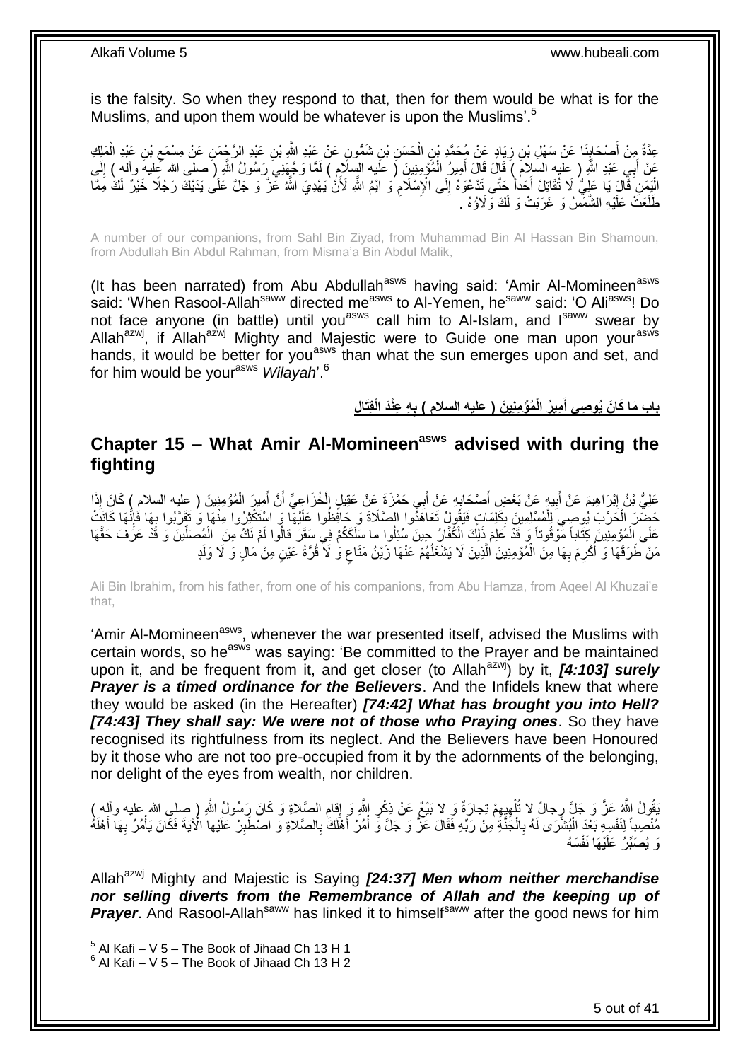is the falsity. So when they respond to that, then for them would be what is for the Muslims, and upon them would be whatever is upon the Muslims'.[5]

عِدَّةٌ مِنْ أَصْحَابِنَا عَنْ سَهْلِ بْنِ زِيَادٍ عَنْ مُحَمَّدِ بْنِ الْحَسَنِ بْنِ شَمُّونٍ عَنْ عَبْدِ اللَّهِ بْنِ عَبْدِ الرَّحْمَنِ عَنْ مِسْمَعِ بْنِ عَبْدِ الْمَلِكِ عَنْ أَبِي عَبْدِ اللَّهِ ( عليه السلام ) قَالَ قَالَ أَمِيرُ الْمُؤْمِنِينَ ( عليه السلام ) لَمَّا وَجَّهَنِي رَسُولُ اللَّهِ ( صلى الله عليه وآله ) إِلَى الْيَمَنِ قَالَ يَا عَلِيُّ لَا تُقَاتِلْ أَحَداً حَتَّى تَدْعُوَهُ إِلَى الْإِسْلَامِ وَ ايْمُ اللَّهِ لَأَنْ يَهْدِيَ اللَّهُ عَزَّ وَ جَلَّ عَلَى يَدَيْكَ رَجُلًا خَيْرٌ لَكَ مِمَّا طَلَعَتْ عَلَيْهِ الشَّمْسُ وَ غَرَبَتْ وَ لَكَ وَلَاؤُهُ .

A number of our companions, from Sahl Bin Ziyad, from Muhammad Bin Al Hassan Bin Shamoun, from Abdullah Bin Abdul Rahman, from Misma'a Bin Abdul Malik,

(It has been narrated) from Abu Abdullah[asws] having said: 'Amir Al-Momineen[asws] said: 'When Rasool-Allah[saww] directed me[asws] to Al-Yemen, he[saww] said: 'O Ali[asws]! Do not face anyone (in battle) until you[asws] call him to Al-Islam, and I[saww] swear by Allah[azwj], if Allah[azwj] Mighty and Majestic were to Guide one man upon your[asws] hands, it would be better for you[asws] than what the sun emerges upon and set, and for him would be your[asws] *Wilayah*'.[6]

## باب مَا كَانَ يُوصِي أَمِيرُ الْمُؤْمِنِينَ ( عليه السلام ) بِهِ عِنْدَ الْقِتَالِ

## Chapter 15 – What Amir Al-Momineen[asws] advised with during the fighting

عَلِيُّ بْنُ إِبْرَاهِيمَ عَنْ أَبِيهِ عَنْ بَعْضِ أَصْحَابِهِ عَنْ أَبِي حَمْزَةَ عَنْ عَقِيلٍ الْخُزَاعِيِّ أَنَّ أَمِيرَ الْمُؤْمِنِينَ ( عليه السلام ) كَانَ إِذَا حَضَرَ الْحَرْبَ يُوصِي لِلْمُسْلِمِينَ بِكَلِمَاتٍ فَيَقُولُ تَعَاهَدُوا الصَّلَاةَ وَ حَافِظُوا عَلَيْهَا وَ اسْتَكْثِرُوا مِنْهَا وَ تَقَرَّبُوا بِهَا فَإِنَّهَا كَانَتْ عَلَى الْمُؤْمِنِينَ كِتَاباً مَوْقُوتاً وَ قَدْ عَلِمَ ذَلِكَ الْكُفَّارُ حِينَ سُئِلُوا ما سَلَكَكُمْ فِي سَقَرَ قالُوا لَمْ نَكُ مِنَ الْمُصَلِّينَ وَ قَدْ عَرَفَ حَقَّهَا مَنْ طَرَقَهَا وَ أُكْرِمَ بِهَا مِنَ الْمُؤْمِنِينَ الَّذِينَ لَا يَشْغَلُهُمْ عَنْهَا زَيْنُ مَتَاعٍ وَ لَا قُرَّةُ عَيْنٍ مِنْ مَالٍ وَ لَا وَلَدٍ

Ali Bin Ibrahim, from his father, from one of his companions, from Abu Hamza, from Aqeel Al Khuzai'e that,

'Amir Al-Momineen[asws], whenever the war presented itself, advised the Muslims with certain words, so he[asws] was saying: 'Be committed to the Prayer and be maintained upon it, and be frequent from it, and get closer (to Allah[azwj]) by it, ***[4:103] surely Prayer is a timed ordinance for the Believers***. And the Infidels knew that where they would be asked (in the Hereafter) ***[74:42] What has brought you into Hell? [74:43] They shall say: We were not of those who Praying ones***. So they have recognised its rightfulness from its neglect. And the Believers have been Honoured by it those who are not too pre-occupied from it by the adornments of the belonging, nor delight of the eyes from wealth, nor children.

يَقُولُ اللَّهُ عَزَّ وَ جَلَّ رِجالٌ لا تُلْهِيهِمْ تِجارَةٌ وَ لا بَيْعٌ عَنْ ذِكْرِ اللَّهِ وَ إِقامِ الصَّلاةِ وَ كَانَ رَسُولُ اللَّهِ ( صلى الله عليه وآله ) مُنْصِباً لِنَفْسِهِ بَعْدَ الْبُشْرَى لَهُ بِالْجَنَّةِ مِنْ رَبِّهِ فَقَالَ عَزَّ وَ جَلَّ وَ أْمُرْ أَهْلَكَ بِالصَّلاةِ وَ اصْطَبِرْ عَلَيْها الْآيَةَ فَكَانَ يَأْمُرُ بِهَا أَهْلَهُ وَ يُصَبِّرُ عَلَيْهَا نَفْسَهُ

Allah[azwj] Mighty and Majestic is Saying ***[24:37] Men whom neither merchandise nor selling diverts from the Remembrance of Allah and the keeping up of Prayer***. And Rasool-Allah[saww] has linked it to himself[saww] after the good news for him

[5] Al Kafi – V 5 – The Book of Jihaad Ch 13 H 1
[6] Al Kafi – V 5 – The Book of Jihaad Ch 13 H 2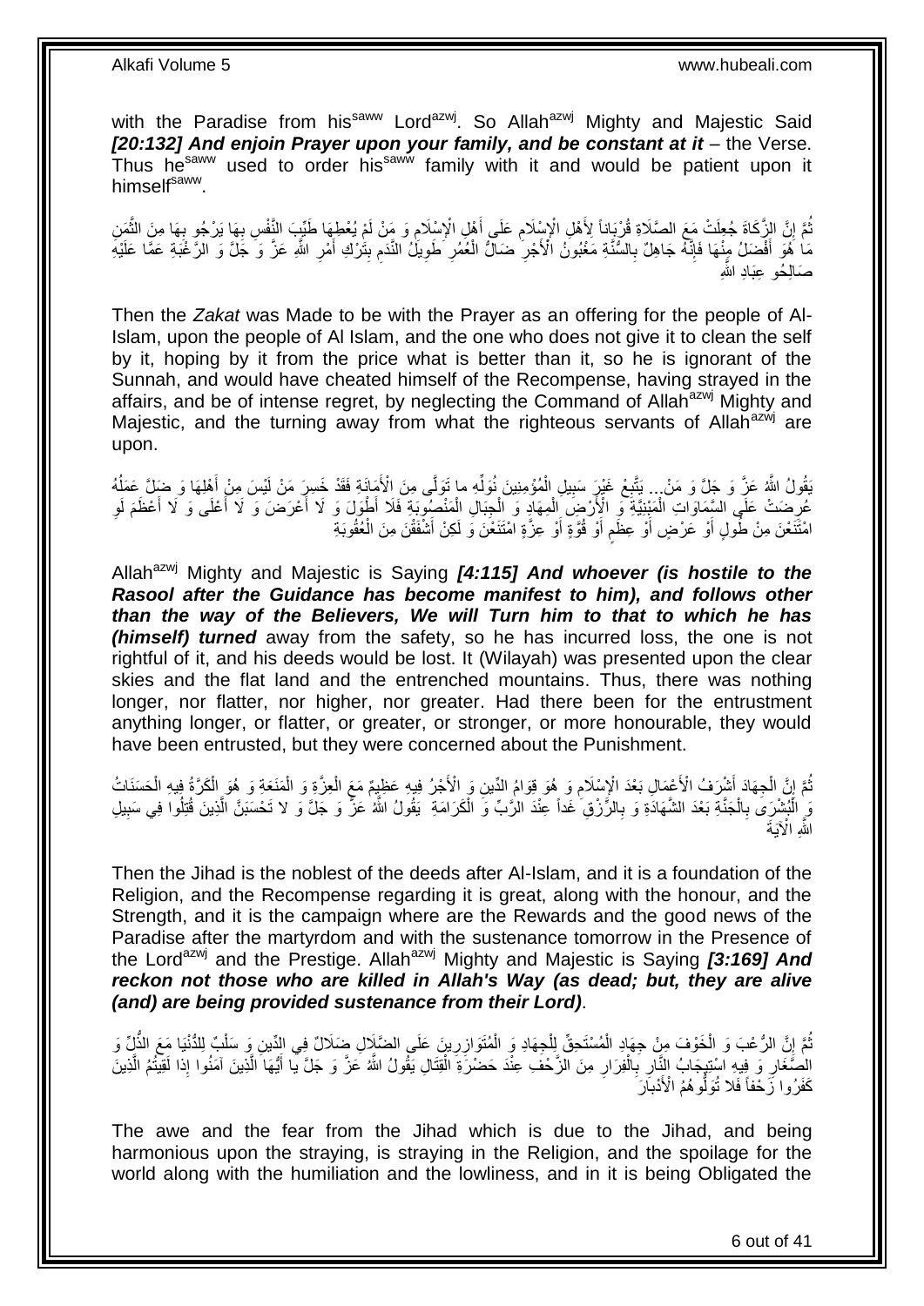with the Paradise from his[saww] Lord[azwj]. So Allah[azwj] Mighty and Majestic Said ***[20:132] And enjoin Prayer upon your family, and be constant at it*** – the Verse. Thus he[saww] used to order his[saww] family with it and would be patient upon it himself[saww].

ثُمَّ إِنَّ الزَّكَاةَ جُعِلَتْ مَعَ الصَّلَاةِ قُرْبَاناً لِأَهْلِ الْإِسْلَامِ عَلَى أَهْلِ الْإِسْلَامِ وَ مَنْ لَمْ يُعْطِهَا طَيِّبَ النَّفْسِ بِهَا يَرْجُو بِهَا مِنَ الثَّمَنِ مَا هُوَ أَفْضَلُ مِنْهَا فَإِنَّهُ جَاهِلٌ بِالسُّنَّةِ مَغْبُونُ الْأَجْرِ ضَالُّ الْعُمُرِ طَوِيلُ النَّدَمِ بِتَرْكِ أَمْرِ اللَّهِ عَزَّ وَ جَلَّ وَ الرَّغْبَةِ عَمَّا عَلَيْهِ صَالِحُو عِبَادِ اللَّهِ

Then the *Zakat* was Made to be with the Prayer as an offering for the people of Al-Islam, upon the people of Al Islam, and the one who does not give it to clean the self by it, hoping by it from the price what is better than it, so he is ignorant of the Sunnah, and would have cheated himself of the Recompense, having strayed in the affairs, and be of intense regret, by neglecting the Command of Allah[azwj] Mighty and Majestic, and the turning away from what the righteous servants of Allah[azwj] are upon.

يَقُولُ اللَّهُ عَزَّ وَ جَلَّ وَ مَنْ... يَتَّبِعْ غَيْرَ سَبِيلِ الْمُؤْمِنِينَ نُوَلِّهِ ما تَوَلَّى مِنَ الْأَمَانَةِ فَقَدْ خَسِرَ مَنْ لَيْسَ مِنْ أَهْلِهَا وَ ضَلَّ عَمَلُهُ عُرِضَتْ عَلَى السَّمَاوَاتِ الْمَبْنِيَّةِ وَ الْأَرْضِ الْمِهَادِ وَ الْجِبَالِ الْمَنْصُوبَةِ فَلَا أَطْوَلَ وَ لَا أَعْرَضَ وَ لَا أَعْلَى وَ لَا أَعْظَمَ لَوِ امْتَنَعْنَ مِنْ طُولٍ أَوْ عَرْضٍ أَوْ عِظَمٍ أَوْ قُوَّةٍ أَوْ عِزَّةٍ امْتَنَعْنَ وَ لَكِنْ أَشْفَقْنَ مِنَ الْعُقُوبَةِ

Allah[azwj] Mighty and Majestic is Saying ***[4:115] And whoever (is hostile to the Rasool after the Guidance has become manifest to him), and follows other than the way of the Believers, We will Turn him to that to which he has (himself) turned*** away from the safety, so he has incurred loss, the one is not rightful of it, and his deeds would be lost. It (Wilayah) was presented upon the clear skies and the flat land and the entrenched mountains. Thus, there was nothing longer, nor flatter, nor higher, nor greater. Had there been for the entrustment anything longer, or flatter, or greater, or stronger, or more honourable, they would have been entrusted, but they were concerned about the Punishment.

ثُمَّ إِنَّ الْجِهَادَ أَشْرَفُ الْأَعْمَالِ بَعْدَ الْإِسْلَامِ وَ هُوَ قِوَامُ الدِّينِ وَ الْأَجْرُ فِيهِ عَظِيمٌ مَعَ الْعِزَّةِ وَ الْمَنَعَةِ وَ هُوَ الْكَرَّةُ فِيهِ الْحَسَنَاتُ وَ الْبُشْرَى بِالْجَنَّةِ بَعْدَ الشَّهَادَةِ وَ بِالرِّزْقِ غَداً عِنْدَ الرَّبِّ وَ الْكَرَامَةِ يَقُولُ اللَّهُ عَزَّ وَ جَلَّ وَ لا تَحْسَبَنَّ الَّذِينَ قُتِلُوا فِي سَبِيلِ اللَّهِ الْآيَةَ

Then the Jihad is the noblest of the deeds after Al-Islam, and it is a foundation of the Religion, and the Recompense regarding it is great, along with the honour, and the Strength, and it is the campaign where are the Rewards and the good news of the Paradise after the martyrdom and with the sustenance tomorrow in the Presence of the Lord[azwj] and the Prestige. Allah[azwj] Mighty and Majestic is Saying ***[3:169] And reckon not those who are killed in Allah's Way (as dead; but, they are alive (and) are being provided sustenance from their Lord)***.

ثُمَّ إِنَّ الرُّعْبَ وَ الْخَوْفَ مِنْ جِهَادِ الْمُسْتَحِقِّ لِلْجِهَادِ وَ الْمُتَوَازِرِينَ عَلَى الضَّلَالِ ضَلَالٌ فِي الدِّينِ وَ سَلْبٌ لِلدُّنْيَا مَعَ الذُّلِّ وَ الصَّغَارِ وَ فِيهِ اسْتِيجَابُ النَّارِ بِالْفِرَارِ مِنَ الزَّحْفِ عِنْدَ حَضْرَةِ الْقِتَالِ يَقُولُ اللَّهُ عَزَّ وَ جَلَّ يا أَيُّهَا الَّذِينَ آمَنُوا إِذا لَقِيتُمُ الَّذِينَ كَفَرُوا زَحْفاً فَلا تُوَلُّوهُمُ الْأَدْبارَ

The awe and the fear from the Jihad which is due to the Jihad, and being harmonious upon the straying, is straying in the Religion, and the spoilage for the world along with the humiliation and the lowliness, and in it is being Obligated the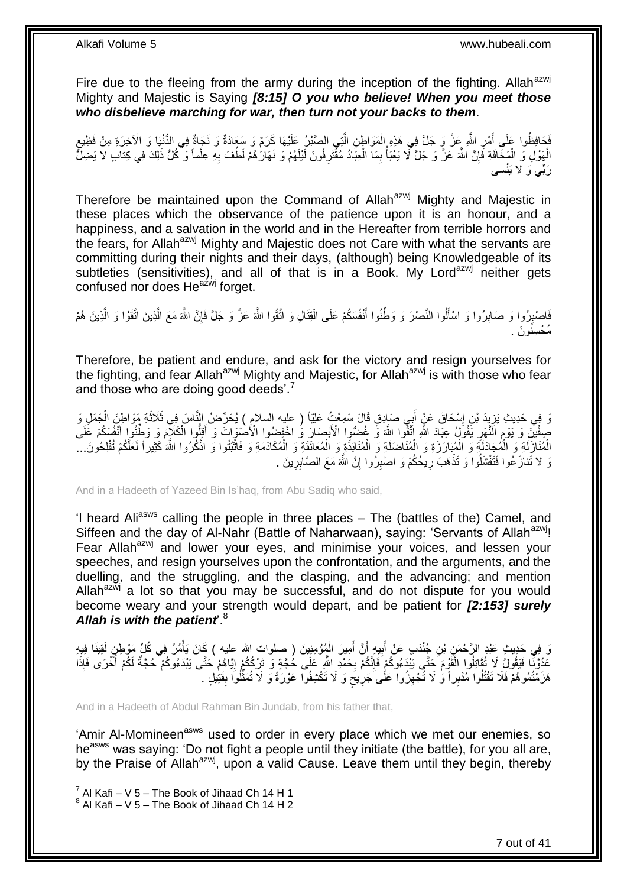Fire due to the fleeing from the army during the inception of the fighting. Allah[azwj] Mighty and Majestic is Saying ***[8:15] O you who believe! When you meet those who disbelieve marching for war, then turn not your backs to them***.

فَحَافِظُوا عَلَى أَمْرِ اللَّهِ عَزَّ وَ جَلَّ فِي هَذِهِ الْمَوَاطِنِ الَّتِي الصَّبْرُ عَلَيْهَا كَرَمٌ وَ سَعَادَةٌ وَ نَجَاةٌ فِي الدُّنْيَا وَ الْآخِرَةِ مِنْ فَظِيعِ الْهَوْلِ وَ الْمَخَافَةِ فَإِنَّ اللَّهَ عَزَّ وَ جَلَّ لَا يَعْبَأُ بِمَا الْعِبَادُ مُقْتَرِفُونَ لَيْلَهُمْ وَ نَهَارَهُمْ لَطُفَ بِهِ عِلْماً وَ كُلُّ ذَلِكَ فِي كِتابٍ لا يَضِلُّ رَبِّي وَ لا يَنْسى‏

Therefore be maintained upon the Command of Allah[azwj] Mighty and Majestic in these places which the observance of the patience upon it is an honour, and a happiness, and a salvation in the world and in the Hereafter from terrible horrors and the fears, for Allah[azwj] Mighty and Majestic does not Care with what the servants are committing during their nights and their days, (although) being Knowledgeable of its subtleties (sensitivities), and all of that is in a Book. My Lord[azwj] neither gets confused nor does He[azwj] forget.

فَاصْبِرُوا وَ صَابِرُوا وَ اسْأَلُوا النَّصْرَ وَ وَطِّنُوا أَنْفُسَكُمْ عَلَى الْقِتَالِ وَ اتَّقُوا اللَّهَ عَزَّ وَ جَلَّ فَإِنَّ اللَّهَ مَعَ الَّذِينَ اتَّقَوْا وَ الَّذِينَ هُمْ مُحْسِنُونَ .

Therefore, be patient and endure, and ask for the victory and resign yourselves for the fighting, and fear Allah[azwj] Mighty and Majestic, for Allah[azwj] is with those who fear and those who are doing good deeds'.[7]

وَ فِي حَدِيثِ يَزِيدَ بْنِ إِسْحَاقَ عَنْ أَبِي صَادِقٍ قَالَ سَمِعْتُ عَلِيّاً ( عليه السلام ) يُحَرِّضُ النَّاسَ فِي ثَلَاثَةِ مَوَاطِنَ الْجَمَلِ وَ صِفِّينَ وَ يَوْمِ النَّهَرِ يَقُولُ عِبَادَ اللَّهِ اتَّقُوا اللَّهَ وَ غُضُّوا الْأَبْصَارَ وَ اخْفِضُوا الْأَصْوَاتَ وَ أَقِلُّوا الْكَلَامَ وَ وَطِّنُوا أَنْفُسَكُمْ عَلَى الْمُنَازَلَةِ وَ الْمُجَادَلَةِ وَ الْمُبَارَزَةِ وَ الْمُنَاضَلَةِ وَ الْمُنَابَذَةِ وَ الْمُعَانَقَةِ وَ الْمُكَادَمَةِ وَ فَاثْبُتُوا وَ اذْكُرُوا اللَّهَ كَثِيراً لَعَلَّكُمْ تُفْلِحُونَ... وَ لا تَنازَعُوا فَتَفْشَلُوا وَ تَذْهَبَ رِيحُكُمْ وَ اصْبِرُوا إِنَّ اللَّهَ مَعَ الصَّابِرِينَ .

And in a Hadeeth of Yazeed Bin Is'haq, from Abu Sadiq who said,

'I heard Ali[asws] calling the people in three places – The (battles of the) Camel, and Siffeen and the day of Al-Nahr (Battle of Naharwaan), saying: 'Servants of Allah[azwj]! Fear Allah[azwj] and lower your eyes, and minimise your voices, and lessen your speeches, and resign yourselves upon the confrontation, and the arguments, and the duelling, and the struggling, and the clasping, and the advancing; and mention Allah[azwj] a lot so that you may be successful, and do not dispute for you would become weary and your strength would depart, and be patient for ***[2:153] surely Allah is with the patient***'.[8]

وَ فِي حَدِيثِ عَبْدِ الرَّحْمَنِ بْنِ جُنْدَبٍ عَنْ أَبِيهِ أَنَّ أَمِيرَ الْمُؤْمِنِينَ ( صلوات الله عليه ) كَانَ يَأْمُرُ فِي كُلِّ مَوْطِنٍ لَقِينَا فِيهِ عَدُوَّنَا فَيَقُولُ لَا تُقَاتِلُوا الْقَوْمَ حَتَّى يَبْدَءُوكُمْ فَإِنَّكُمْ بِحَمْدِ اللَّهِ عَلَى حُجَّةٍ وَ تَرْكُكُمْ إِيَّاهُمْ حَتَّى يَبْدَءُوكُمْ حُجَّةٌ لَكُمْ أُخْرَى فَإِذَا هَزَمْتُمُوهُمْ فَلَا تَقْتُلُوا مُدْبِراً وَ لَا تُجْهِزُوا عَلَى جَرِيحٍ وَ لَا تَكْشِفُوا عَوْرَةً وَ لَا تُمَثِّلُوا بِقَتِيلٍ .

And in a Hadeeth of Abdul Rahman Bin Jundab, from his father that,

'Amir Al-Momineen[asws] used to order in every place which we met our enemies, so he[asws] was saying: 'Do not fight a people until they initiate (the battle), for you all are, by the Praise of Allah[azwj], upon a valid Cause. Leave them until they begin, thereby

[7] Al Kafi – V 5 – The Book of Jihaad Ch 14 H 1
[8] Al Kafi – V 5 – The Book of Jihaad Ch 14 H 2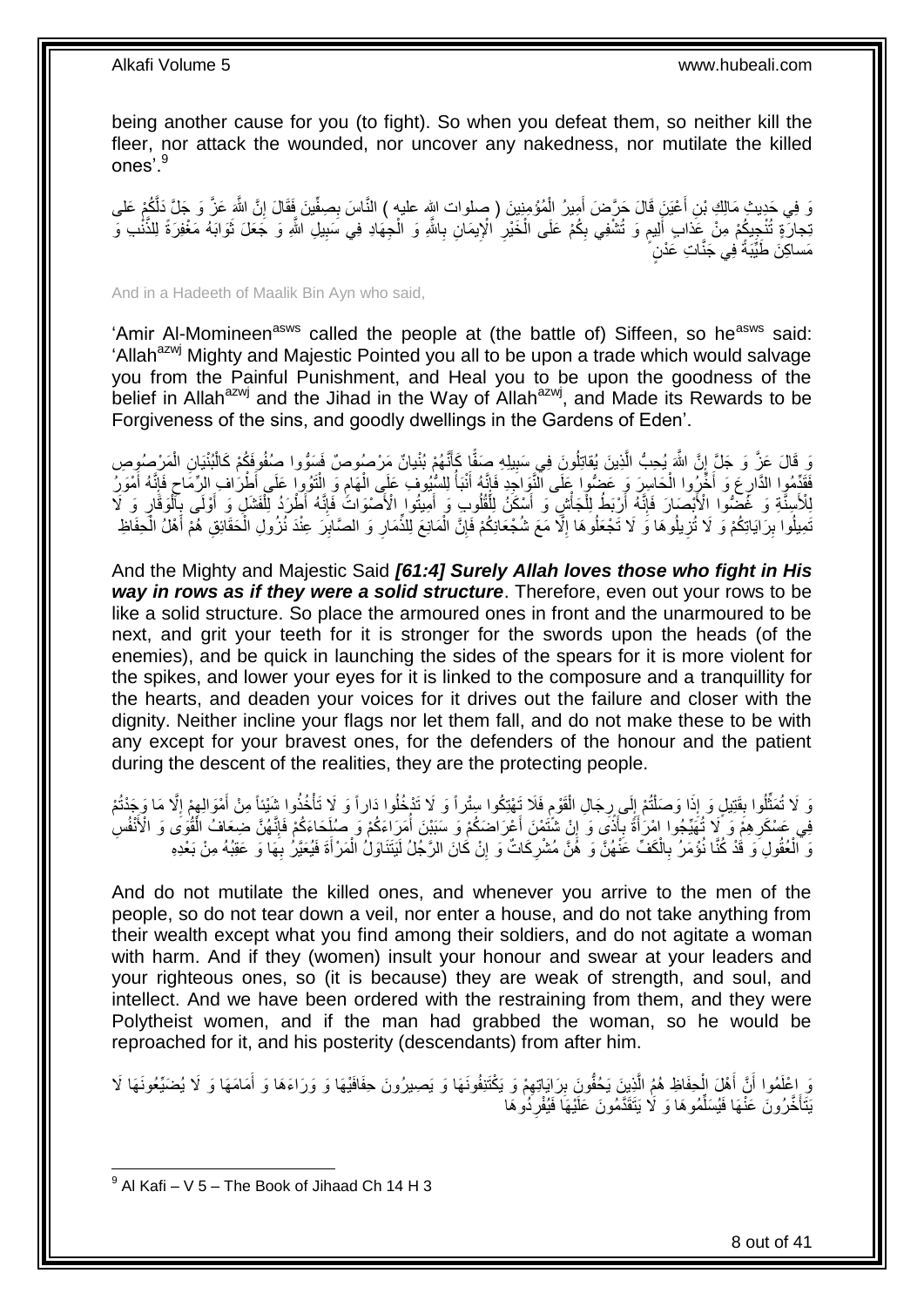being another cause for you (to fight). So when you defeat them, so neither kill the fleer, nor attack the wounded, nor uncover any nakedness, nor mutilate the killed ones'.[9]

وَ فِي حَدِيثِ مَالِكِ بْنِ أَعْيَنَ قَالَ حَرَّضَ أَمِيرُ الْمُؤْمِنِينَ ( صلوات الله عليه ) النَّاسَ بِصِفِّينَ فَقَالَ إِنَّ اللَّهَ عَزَّ وَ جَلَّ دَلَّكُمْ عَلى تِجارَةٍ تُنْجِيكُمْ مِنْ عَذابٍ أَلِيمٍ وَ تُشْفِي بِكُمْ عَلَى الْخَيْرِ الْإِيمَانِ بِاللَّهِ وَ الْجِهَادِ فِي سَبِيلِ اللَّهِ وَ جَعَلَ ثَوَابَهُ مَغْفِرَةً لِلذَّنْبِ وَ مَساكِنَ طَيِّبَةً فِي جَنَّاتِ عَدْنٍ

And in a Hadeeth of Maalik Bin Ayn who said,

'Amir Al-Momineen[asws] called the people at (the battle of) Siffeen, so he[asws] said: 'Allah[azwj] Mighty and Majestic Pointed you all to be upon a trade which would salvage you from the Painful Punishment, and Heal you to be upon the goodness of the belief in Allah[azwj] and the Jihad in the Way of Allah[azwj], and Made its Rewards to be Forgiveness of the sins, and goodly dwellings in the Gardens of Eden'.

وَ قَالَ عَزَّ وَ جَلَّ إِنَّ اللَّهَ يُحِبُّ الَّذِينَ يُقاتِلُونَ فِي سَبِيلِهِ صَفًّا كَأَنَّهُمْ بُنْيانٌ مَرْصُوصٌ فَسَوُّوا صُفُوفَكُمْ كَالْبُنْيَانِ الْمَرْصُوصِ فَقَدِّمُوا الدَّارِعَ وَ أَخِّرُوا الْحَاسِرَ وَ عَضُّوا عَلَى النَّوَاجِذِ فَإِنَّهُ أَنْبَأُ لِلسُّيُوفِ عَلَى الْهَامِ وَ الْتَوُوا عَلَى أَطْرَافِ الرِّمَاحِ فَإِنَّهُ أَمْوَرُ لِلْأَسِنَّةِ وَ غُضُّوا الْأَبْصَارَ فَإِنَّهُ أَرْبَطُ لِلْجَأْشِ وَ أَسْكَنُ لِلْقُلُوبِ وَ أَمِيتُوا الْأَصْوَاتَ فَإِنَّهُ أَطْرَدُ لِلْفَشَلِ وَ أَوْلَى بِالْوَقَارِ وَ لَا تَمِيلُوا بِرَايَاتِكُمْ وَ لَا تُزِيلُوهَا وَ لَا تَجْعَلُوهَا إِلَّا مَعَ شُجْعَانِكُمْ فَإِنَّ الْمَانِعَ لِلذِّمَارِ وَ الصَّابِرَ عِنْدَ نُزُولِ الْحَقَائِقِ هُمْ أَهْلُ الْحِفَاظِ

And the Mighty and Majestic Said ***[61:4] Surely Allah loves those who fight in His way in rows as if they were a solid structure***. Therefore, even out your rows to be like a solid structure. So place the armoured ones in front and the unarmoured to be next, and grit your teeth for it is stronger for the swords upon the heads (of the enemies), and be quick in launching the sides of the spears for it is more violent for the spikes, and lower your eyes for it is linked to the composure and a tranquillity for the hearts, and deaden your voices for it drives out the failure and closer with the dignity. Neither incline your flags nor let them fall, and do not make these to be with any except for your bravest ones, for the defenders of the honour and the patient during the descent of the realities, they are the protecting people.

وَ لَا تُمَثِّلُوا بِقَتِيلٍ وَ إِذَا وَصَلْتُمْ إِلَى رِجَالِ الْقَوْمِ فَلَا تَهْتِكُوا سِتْراً وَ لَا تَدْخُلُوا دَاراً وَ لَا تَأْخُذُوا شَيْئاً مِنْ أَمْوَالِهِمْ إِلَّا مَا وَجَدْتُمْ فِي عَسْكَرِهِمْ وَ لَا تُهَيِّجُوا امْرَأَةً بِأَذًى وَ إِنْ شَتَمْنَ أَعْرَاضَكُمْ وَ سَبَبْنَ أُمَرَاءَكُمْ وَ صُلَحَاءَكُمْ فَإِنَّهُنَّ ضِعَافُ الْقُوَى وَ الْأَنْفُسِ وَ الْعُقُولِ وَ قَدْ كُنَّا نُؤْمَرُ بِالْكَفِّ عَنْهُنَّ وَ هُنَّ مُشْرِكَاتٌ وَ إِنْ كَانَ الرَّجُلُ لَيَتَنَاوَلُ الْمَرْأَةَ فَيُعَيَّرُ بِهَا وَ عَقِبُهُ مِنْ بَعْدِهِ

And do not mutilate the killed ones, and whenever you arrive to the men of the people, so do not tear down a veil, nor enter a house, and do not take anything from their wealth except what you find among their soldiers, and do not agitate a woman with harm. And if they (women) insult your honour and swear at your leaders and your righteous ones, so (it is because) they are weak of strength, and soul, and intellect. And we have been ordered with the restraining from them, and they were Polytheist women, and if the man had grabbed the woman, so he would be reproached for it, and his posterity (descendants) from after him.

وَ اعْلَمُوا أَنَّ أَهْلَ الْحِفَاظِ هُمُ الَّذِينَ يَحُفُّونَ بِرَايَاتِهِمْ وَ يَكْتَنِفُونَهَا وَ يَصِيرُونَ حِفَافَيْهَا وَ وَرَاءَهَا وَ أَمَامَهَا وَ لَا يُضَيِّعُونَهَا لَا يَتَأَخَّرُونَ عَنْهَا فَيُسَلِّمُوهَا وَ لَا يَتَقَدَّمُونَ عَلَيْهَا فَيُفْرِدُوهَا

[9] Al Kafi – V 5 – The Book of Jihaad Ch 14 H 3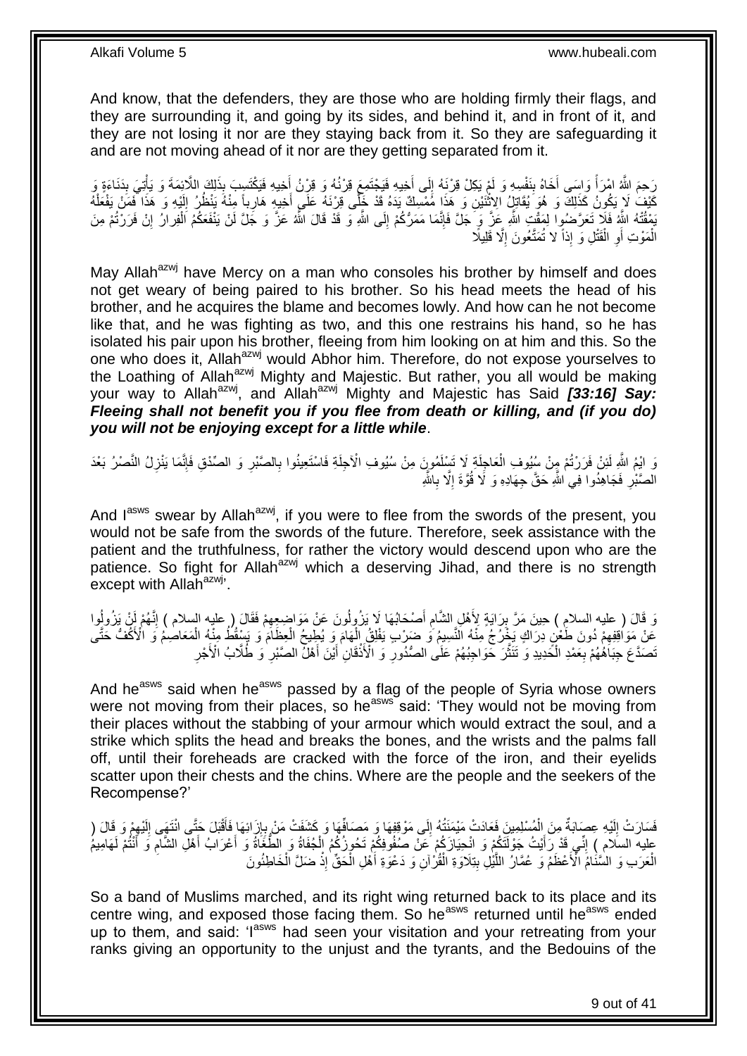And know, that the defenders, they are those who are holding firmly their flags, and they are surrounding it, and going by its sides, and behind it, and in front of it, and they are not losing it nor are they staying back from it. So they are safeguarding it and are not moving ahead of it nor are they getting separated from it.

رَحِمَ اللَّهُ امْرَأً وَاسَى أَخَاهُ بِنَفْسِهِ وَ لَمْ يَكِلْ قِرْنَهُ إِلَى أَخِيهِ فَيَجْتَمِعَ قِرْنُهُ وَ قِرْنُ أَخِيهِ فَيَكْتَسِبَ بِذَلِكَ اللَّائِمَةَ وَ يَأْتِيَ بِدَنَاءَةٍ وَ كَيْفَ لَا يَكُونُ كَذَلِكَ وَ هُوَ يُقَاتِلُ الِاثْنَيْنِ وَ هَذَا مُمْسِكٌ يَدَهُ قَدْ خَلَّى قِرْنَهُ عَلَى أَخِيهِ هَارِباً مِنْهُ يَنْظُرُ إِلَيْهِ وَ هَذَا فَمَنْ يَفْعَلْهُ يَمْقُتْهُ اللَّهُ فَلَا تَعَرَّضُوا لِمَقْتِ اللَّهِ عَزَّ وَ جَلَّ فَإِنَّمَا مَمَرُّكُمْ إِلَى اللَّهِ وَ قَدْ قَالَ اللَّهُ عَزَّ وَ جَلَّ لَنْ يَنْفَعَكُمُ الْفِرارُ إِنْ فَرَرْتُمْ مِنَ الْمَوْتِ أَوِ الْقَتْلِ وَ إِذاً لا تُمَتَّعُونَ إِلَّا قَلِيلًا

May Allah[azwj] have Mercy on a man who consoles his brother by himself and does not get weary of being paired to his brother. So his head meets the head of his brother, and he acquires the blame and becomes lowly. And how can he not become like that, and he was fighting as two, and this one restrains his hand, so he has isolated his pair upon his brother, fleeing from him looking on at him and this. So the one who does it, Allah[azwj] would Abhor him. Therefore, do not expose yourselves to the Loathing of Allah[azwj] Mighty and Majestic. But rather, you all would be making your way to Allah[azwj], and Allah[azwj] Mighty and Majestic has Said ***[33:16] Say: Fleeing shall not benefit you if you flee from death or killing, and (if you do) you will not be enjoying except for a little while***.

وَ ايْمُ اللَّهِ لَئِنْ فَرَرْتُمْ مِنْ سُيُوفِ الْعَاجِلَةِ لَا تَسْلَمُونَ مِنْ سُيُوفِ الْآجِلَةِ فَاسْتَعِينُوا بِالصَّبْرِ وَ الصِّدْقِ فَإِنَّمَا يَنْزِلُ النَّصْرُ بَعْدَ الصَّبْرِ فَجَاهِدُوا فِي اللَّهِ حَقَّ جِهَادِهِ وَ لَا قُوَّةَ إِلَّا بِاللَّهِ

And I[asws] swear by Allah[azwj], if you were to flee from the swords of the present, you would not be safe from the swords of the future. Therefore, seek assistance with the patient and the truthfulness, for rather the victory would descend upon who are the patience. So fight for Allah[azwj] which a deserving Jihad, and there is no strength except with Allah[azwj]'.

وَ قَالَ ( عليه السلام ) حِينَ مَرَّ بِرَايَةٍ لِأَهْلِ الشَّامِ أَصْحَابُهَا لَا يَزُولُونَ عَنْ مَوَاضِعِهِمْ فَقَالَ ( عليه السلام ) إِنَّهُمْ لَنْ يَزُولُوا عَنْ مَوَاقِفِهِمْ دُونَ طَعْنٍ دِرَاكٍ يَخْرُجُ مِنْهُ النَّسِيمُ وَ ضَرْبٍ يَفْلِقُ الْهَامَ وَ يُطِيحُ الْعِظَامَ وَ يَسْقُطُ مِنْهُ الْمَعَاصِمُ وَ الْأَكُفُّ حَتَّى تَصَدَّعَ جِبَاهُهُمْ بِعَمْدِ الْحَدِيدِ وَ تَنْتَثِرَ حَوَاجِبُهُمْ عَلَى الصُّدُورِ وَ الْأَذْقَانِ أَيْنَ أَهْلُ الصَّبْرِ وَ طُلَّابُ الْأَجْرِ

And he[asws] said when he[asws] passed by a flag of the people of Syria whose owners were not moving from their places, so he[asws] said: 'They would not be moving from their places without the stabbing of your armour which would extract the soul, and a strike which splits the head and breaks the bones, and the wrists and the palms fall off, until their foreheads are cracked with the force of the iron, and their eyelids scatter upon their chests and the chins. Where are the people and the seekers of the Recompense?'

فَسَارَتْ إِلَيْهِ عِصَابَةٌ مِنَ الْمُسْلِمِينَ فَعَادَتْ مَيْمَنَتُهُ إِلَى مَوْقِفِهَا وَ مَصَافِّهَا وَ كَشَفَتْ مَنْ بِإِزَائِهَا فَأَقْبَلَ حَتَّى انْتَهَى إِلَيْهِمْ وَ قَالَ ( عليه السلام ) إِنِّي قَدْ رَأَيْتُ جَوْلَتَكُمْ وَ انْحِيَازَكُمْ عَنْ صُفُوفِكُمْ تَحُوزُكُمُ الْجُفَاةُ وَ الطَّغَاةُ وَ أَعْرَابُ أَهْلِ الشَّامِ وَ أَنْتُمْ لَهَامِيمُ الْعَرَبِ وَ السَّنَامُ الْأَعْظَمُ وَ عُمَّارُ اللَّيْلِ بِتِلَاوَةِ الْقُرْآنِ وَ دَعْوَةِ أَهْلِ الْحَقِّ إِذْ ضَلَّ الْخَاطِئُونَ

So a band of Muslims marched, and its right wing returned back to its place and its centre wing, and exposed those facing them. So he[asws] returned until he[asws] ended up to them, and said: 'I[asws] had seen your visitation and your retreating from your ranks giving an opportunity to the unjust and the tyrants, and the Bedouins of the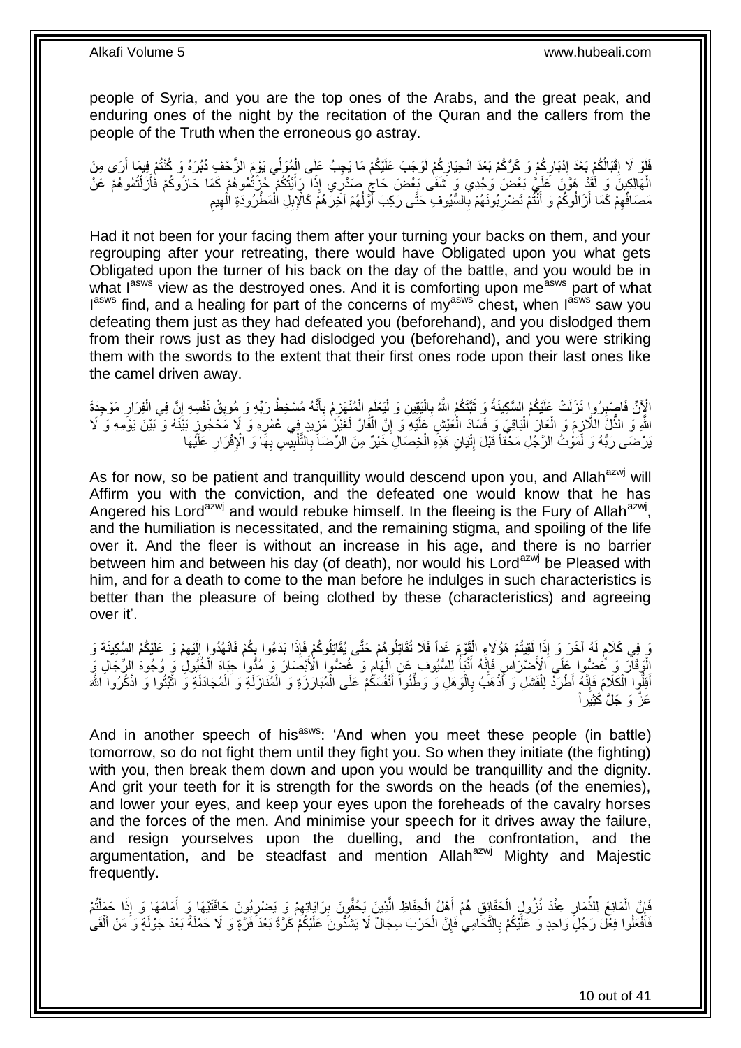people of Syria, and you are the top ones of the Arabs, and the great peak, and enduring ones of the night by the recitation of the Quran and the callers from the people of the Truth when the erroneous go astray.

فَلَوْ لَا إِقْبَالُكُمْ بَعْدَ إِدْبَارِكُمْ وَ كَرُّكُمْ بَعْدَ انْحِيَازِكُمْ لَوَجَبَ عَلَيْكُمْ مَا يَجِبُ عَلَى الْمُوَلِّي يَوْمَ الزَّحْفِ دُبُرَهُ وَ كُنْتُمْ فِيمَا أَرَى مِنَ الْهَالِكِينَ وَ لَقَدْ هَوَّنَ عَلَيَّ بَعْضَ وَجْدِي وَ شَفَى بَعْضَ حَاجِ صَدْرِي إِذَا رَأَيْتُكُمْ حُزْتُمُوهُمْ كَمَا حَازُوكُمْ فَأَزَلْتُمُوهُمْ عَنْ مَصَافِّهِمْ كَمَا أَزَالُوكُمْ وَ أَنْتُمْ تَضْرِبُونَهُمْ بِالسُّيُوفِ حَتَّى رَكِبَ أَوَّلُهُمْ آخِرَهُمْ كَالْإِبِلِ الْمَطْرُودَةِ الْهِيمِ

Had it not been for your facing them after your turning your backs on them, and your regrouping after your retreating, there would have Obligated upon you what gets Obligated upon the turner of his back on the day of the battle, and you would be in what I[asws] view as the destroyed ones. And it is comforting upon me[asws] part of what I[asws] find, and a healing for part of the concerns of my[asws] chest, when I[asws] saw you defeating them just as they had defeated you (beforehand), and you dislodged them from their rows just as they had dislodged you (beforehand), and you were striking them with the swords to the extent that their first ones rode upon their last ones like the camel driven away.

الْآنَ فَاصْبِرُوا نَزَلَتْ عَلَيْكُمُ السَّكِينَةُ وَ ثَبَّتَكُمُ اللَّهُ بِالْيَقِينِ وَ لْيَعْلَمِ الْمُنْهَزِمُ بِأَنَّهُ مُسْخِطٌ رَبَّهُ وَ مُوبِقٌ نَفْسَهُ إِنَّ فِي الْفِرَارِ مَوْجِدَةَ اللَّهِ وَ الذُّلَّ اللَّازِمَ وَ الْعَارَ الْبَاقِيَ وَ فَسَادَ الْعَيْشِ عَلَيْهِ وَ إِنَّ الْفَارَّ لَغَيْرُ مَزِيدٍ فِي عُمُرِهِ وَ لَا مَحْجُوزٍ بَيْنَهُ وَ بَيْنَ يَوْمِهِ وَ لَا يَرْضَى رَبُّهُ وَ لَمَوْتُ الرَّجُلِ مَحْقاً قَبْلَ إِتْيَانِ هَذِهِ الْخِصَالِ خَيْرٌ مِنَ الرِّضَا بِالتَّلْبِيسِ بِهَا وَ الْإِقْرَارِ عَلَيْهَا

As for now, so be patient and tranquillity would descend upon you, and Allah[azwj] will Affirm you with the conviction, and the defeated one would know that he has Angered his Lord[azwj] and would rebuke himself. In the fleeing is the Fury of Allah[azwj], and the humiliation is necessitated, and the remaining stigma, and spoiling of the life over it. And the fleer is without an increase in his age, and there is no barrier between him and between his day (of death), nor would his Lord[azwj] be Pleased with him, and for a death to come to the man before he indulges in such characteristics is better than the pleasure of being clothed by these (characteristics) and agreeing over it'.

وَ فِي كَلَامٍ لَهُ آخَرَ وَ إِذَا لَقِيتُمْ هَؤُلَاءِ الْقَوْمَ غَداً فَلَا تُقَاتِلُوهُمْ حَتَّى يُقَاتِلُوكُمْ فَإِذَا بَدَءُوا بِكُمْ فَانْهَدُوا إِلَيْهِمْ وَ عَلَيْكُمُ السَّكِينَةَ وَ الْوَقَارَ وَ عَضُّوا عَلَى الْأَضْرَاسِ فَإِنَّهُ أَنْبَأُ لِلسُّيُوفِ عَنِ الْهَامِ وَ غُضُّوا الْأَبْصَارَ وَ مُدُّوا جِبَاهَ الْخُيُولِ وَ وُجُوهَ الرِّجَالِ وَ أَقِلُّوا الْكَلَامَ فَإِنَّهُ أَطْرَدُ لِلْفَشَلِ وَ أَذْهَبُ بِالْوَهَلِ وَ وَطِّنُوا أَنْفُسَكُمْ عَلَى الْمُبَارَزَةِ وَ الْمُنَازَلَةِ وَ الْمُجَادَلَةِ وَ اثْبُتُوا وَ اذْكُرُوا اللَّهَ عَزَّ وَ جَلَّ كَثِيراً

And in another speech of his[asws]: 'And when you meet these people (in battle) tomorrow, so do not fight them until they fight you. So when they initiate (the fighting) with you, then break them down and upon you would be tranquillity and the dignity. And grit your teeth for it is strength for the swords on the heads (of the enemies), and lower your eyes, and keep your eyes upon the foreheads of the cavalry horses and the forces of the men. And minimise your speech for it drives away the failure, and resign yourselves upon the duelling, and the confrontation, and the argumentation, and be steadfast and mention Allah[azwj] Mighty and Majestic frequently.

فَإِنَّ الْمَانِعَ لِلذِّمَارِ عِنْدَ نُزُولِ الْحَقَائِقِ هُمْ أَهْلُ الْحِفَاظِ الَّذِينَ يَحُفُّونَ بِرَايَاتِهِمْ وَ يَضْرِبُونَ حَافَتَيْهَا وَ أَمَامَهَا وَ إِذَا حَمَلْتُمْ فَافْعَلُوا فِعْلَ رَجُلٍ وَاحِدٍ وَ عَلَيْكُمْ بِالتَّحَامِي فَإِنَّ الْحَرْبَ سِجَالٌ لَا يَشُدُّونَ عَلَيْكُمْ كَرَّةً بَعْدَ فَرَّةٍ وَ لَا حَمْلَةً بَعْدَ جَوْلَةٍ وَ مَنْ أَلْقَى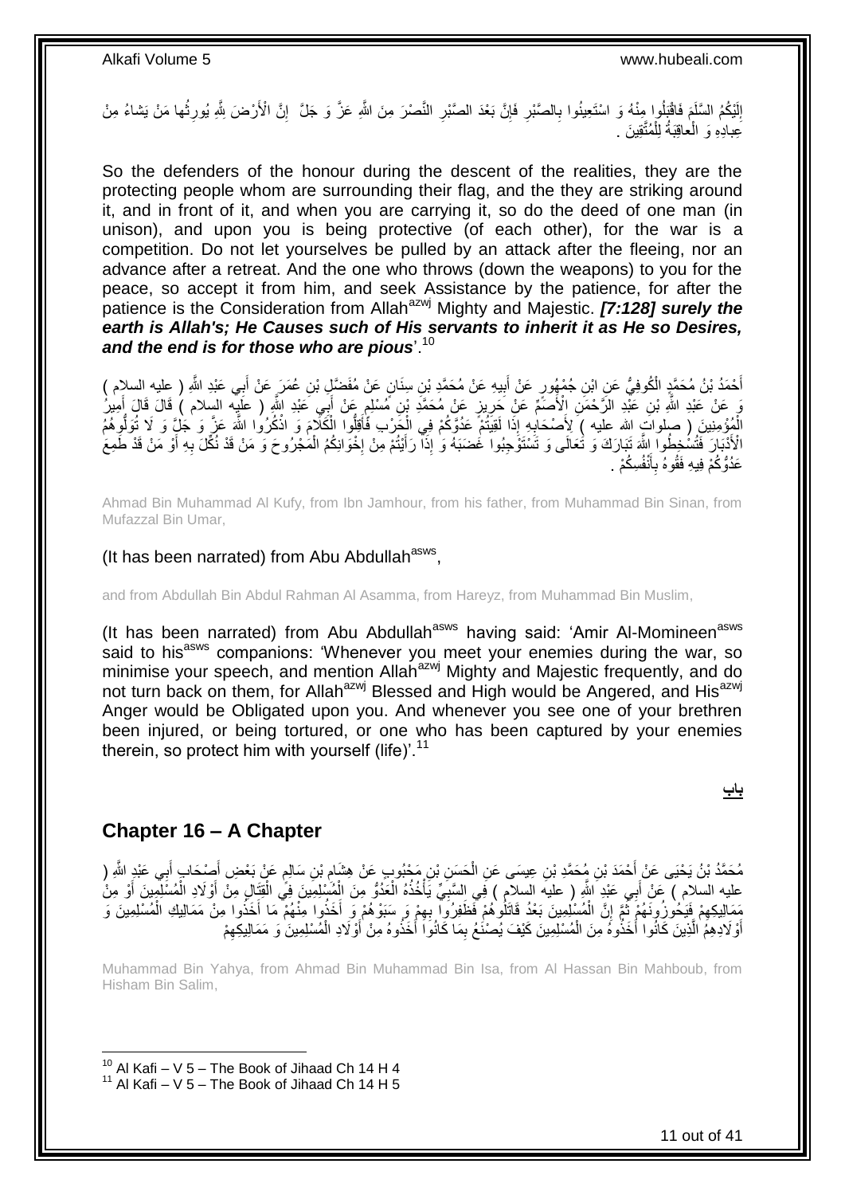إِلَيْكُمُ السَّلَمَ فَاقْبَلُوا مِنْهُ وَ اسْتَعِينُوا بِالصَّبْرِ فَإِنَّ بَعْدَ الصَّبْرِ النَّصْرَ مِنَ اللَّهِ عَزَّ وَ جَلَّ إِنَّ الْأَرْضَ لِلَّهِ يُورِثُها مَنْ يَشاءُ مِنْ عِبادِهِ وَ الْعاقِبَةُ لِلْمُتَّقِينَ .

So the defenders of the honour during the descent of the realities, they are the protecting people whom are surrounding their flag, and the they are striking around it, and in front of it, and when you are carrying it, so do the deed of one man (in unison), and upon you is being protective (of each other), for the war is a competition. Do not let yourselves be pulled by an attack after the fleeing, nor an advance after a retreat. And the one who throws (down the weapons) to you for the peace, so accept it from him, and seek Assistance by the patience, for after the patience is the Consideration from Allah[azwj] Mighty and Majestic. ***[7:128] surely the earth is Allah's; He Causes such of His servants to inherit it as He so Desires, and the end is for those who are pious***'.[10]

أَحْمَدُ بْنُ مُحَمَّدٍ الْكُوفِيُّ عَنِ ابْنِ جُمْهُورٍ عَنْ أَبِيهِ عَنْ مُحَمَّدِ بْنِ سِنَانٍ عَنْ مُفَضَّلِ بْنِ عُمَرَ عَنْ أَبِي عَبْدِ اللَّهِ ( عليه السلام ) وَ عَنْ عَبْدِ اللَّهِ بْنِ عَبْدِ الرَّحْمَنِ الْأَصَمِّ عَنْ حَرِيزٍ عَنْ مُحَمَّدِ بْنِ مُسْلِمٍ عَنْ أَبِي عَبْدِ اللَّهِ ( عليه السلام ) قَالَ قَالَ أَمِيرُ الْمُؤْمِنِينَ ( صلوات الله عليه ) لِأَصْحَابِهِ إِذَا لَقِيتُمْ عَدُوَّكُمْ فِي الْحَرْبِ فَأَقِلُّوا الْكَلَامَ وَ اذْكُرُوا اللَّهَ عَزَّ وَ جَلَّ وَ لَا تُوَلُّوهُمُ الْأَدْبَارَ فَتُسْخِطُوا اللَّهَ تَبَارَكَ وَ تَعَالَى وَ تَسْتَوْجِبُوا غَضَبَهُ وَ إِذَا رَأَيْتُمْ مِنْ إِخْوَانِكُمُ الْمَجْرُوحَ وَ مَنْ قَدْ نُكِّلَ بِهِ أَوْ مَنْ قَدْ طَمِعَ عَدُوُّكُمْ فِيهِ فَقُوهُ بِأَنْفُسِكُمْ .

Ahmad Bin Muhammad Al Kufy, from Ibn Jamhour, from his father, from Muhammad Bin Sinan, from Mufazzal Bin Umar,

(It has been narrated) from Abu Abdullah[asws],

and from Abdullah Bin Abdul Rahman Al Asamma, from Hareyz, from Muhammad Bin Muslim,

(It has been narrated) from Abu Abdullah[asws] having said: 'Amir Al-Momineen[asws] said to his[asws] companions: 'Whenever you meet your enemies during the war, so minimise your speech, and mention Allah[azwj] Mighty and Majestic frequently, and do not turn back on them, for Allah[azwj] Blessed and High would be Angered, and His[azwj] Anger would be Obligated upon you. And whenever you see one of your brethren been injured, or being tortured, or one who has been captured by your enemies therein, so protect him with yourself (life)'.[11]

**باب**

## Chapter 16 – A Chapter

مُحَمَّدُ بْنُ يَحْيَى عَنْ أَحْمَدَ بْنِ مُحَمَّدِ بْنِ عِيسَى عَنِ الْحَسَنِ بْنِ مَحْبُوبٍ عَنْ هِشَامِ بْنِ سَالِمٍ عَنْ بَعْضِ أَصْحَابِ أَبِي عَبْدِ اللَّهِ ( عليه السلام ) عَنْ أَبِي عَبْدِ اللَّهِ ( عليه السلام ) فِي السَّبْيِ يَأْخُذُهُ الْعَدُوُّ مِنَ الْمُسْلِمِينَ فِي الْقِتَالِ مِنْ أَوْلَادِ الْمُسْلِمِينَ أَوْ مِنْ مَمَالِيكِهِمْ فَيَحُوزُونَهُمْ ثُمَّ إِنَّ الْمُسْلِمِينَ بَعْدُ قَاتَلُوهُمْ فَظَفِرُوا بِهِمْ وَ سَبَوْهُمْ وَ أَخَذُوا مِنْهُمْ مَا أَخَذُوا مِنْ مَمَالِيكِ الْمُسْلِمِينَ وَ أَوْلَادِهِمُ الَّذِينَ كَانُوا أَخَذُوهُ مِنَ الْمُسْلِمِينَ كَيْفَ يُصْنَعُ بِمَا كَانُوا أَخَذُوهُ مِنْ أَوْلَادِ الْمُسْلِمِينَ وَ مَمَالِيكِهِمْ

Muhammad Bin Yahya, from Ahmad Bin Muhammad Bin Isa, from Al Hassan Bin Mahboub, from Hisham Bin Salim,

---

[10] Al Kafi – V 5 – The Book of Jihaad Ch 14 H 4

[11] Al Kafi – V 5 – The Book of Jihaad Ch 14 H 5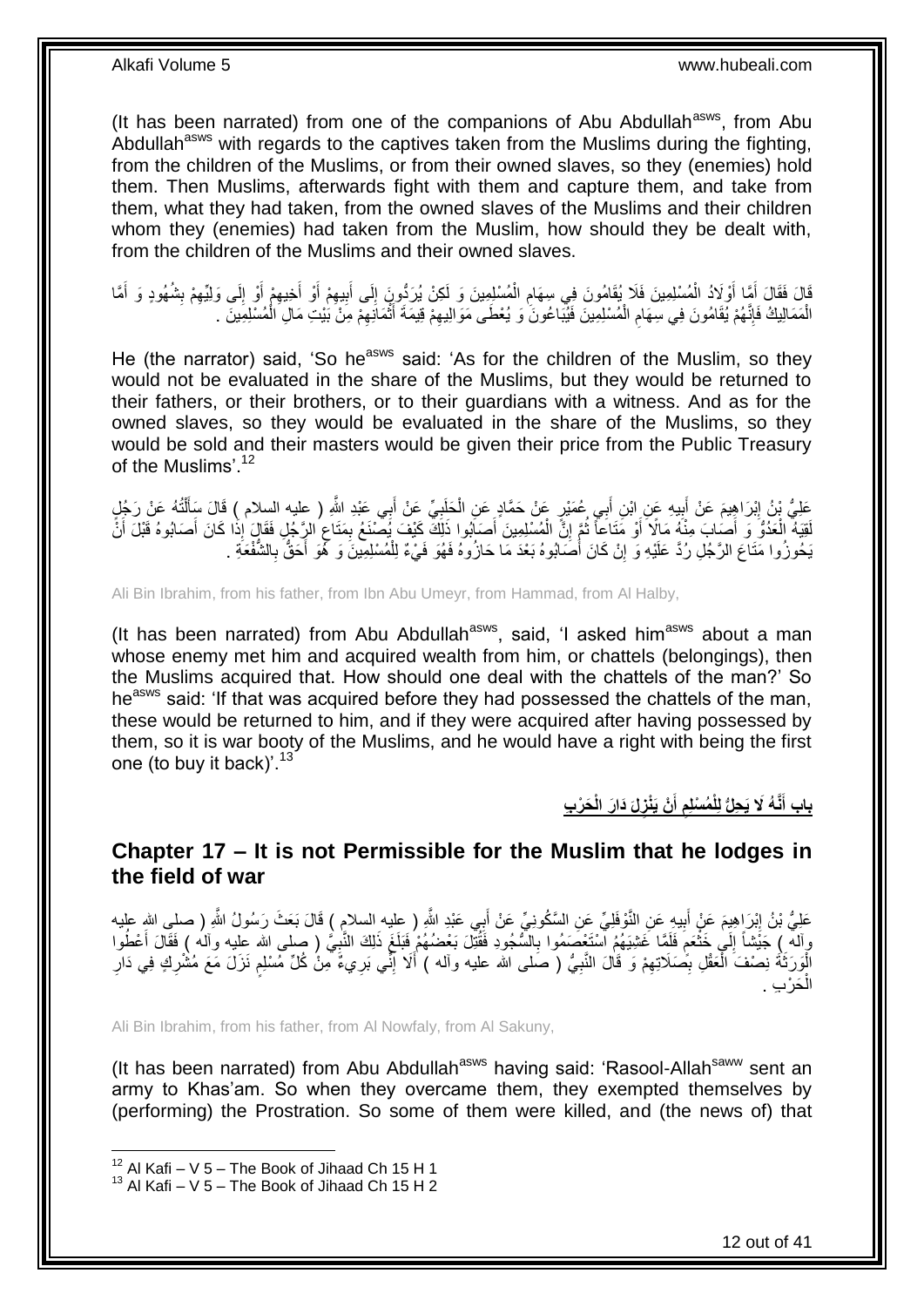(It has been narrated) from one of the companions of Abu Abdullah[asws], from Abu Abdullah[asws] with regards to the captives taken from the Muslims during the fighting, from the children of the Muslims, or from their owned slaves, so they (enemies) hold them. Then Muslims, afterwards fight with them and capture them, and take from them, what they had taken, from the owned slaves of the Muslims and their children whom they (enemies) had taken from the Muslim, how should they be dealt with, from the children of the Muslims and their owned slaves.

قَالَ فَقَالَ أَمَّا أَوْلَادُ الْمُسْلِمِينَ فَلَا يُقَامُونَ فِي سِهَامِ الْمُسْلِمِينَ وَ لَكِنْ يُرَدُّونَ إِلَى أَبِيهِمْ أَوْ أَخِيهِمْ أَوْ إِلَى وَلِيِّهِمْ بِشُهُودٍ وَ أَمَّا الْمَمَالِيكُ فَإِنَّهُمْ يُقَامُونَ فِي سِهَامِ الْمُسْلِمِينَ فَيُبَاعُونَ وَ يُعْطَى مَوَالِيهِمْ قِيمَةَ أَثْمَانِهِمْ مِنْ بَيْتِ مَالِ الْمُسْلِمِينَ .

He (the narrator) said, 'So he[asws] said: 'As for the children of the Muslim, so they would not be evaluated in the share of the Muslims, but they would be returned to their fathers, or their brothers, or to their guardians with a witness. And as for the owned slaves, so they would be evaluated in the share of the Muslims, so they would be sold and their masters would be given their price from the Public Treasury of the Muslims'.[12]

عَلِيُّ بْنُ إِبْرَاهِيمَ عَنْ أَبِيهِ عَنِ ابْنِ أَبِي عُمَيْرٍ عَنْ حَمَّادٍ عَنِ الْحَلَبِيِّ عَنْ أَبِي عَبْدِ اللَّهِ ( عليه السلام ) قَالَ سَأَلْتُهُ عَنْ رَجُلٍ لَقِيَهُ الْعَدُوُّ وَ أَصَابَ مِنْهُ مَالًا أَوْ مَتَاعاً ثُمَّ إِنَّ الْمُسْلِمِينَ أَصَابُوا ذَلِكَ كَيْفَ يُصْنَعُ بِمَتَاعِ الرَّجُلِ فَقَالَ إِذَا كَانَ أَصَابُوهُ قَبْلَ أَنْ يَحُوزُوا مَتَاعَ الرَّجُلِ رُدَّ عَلَيْهِ وَ إِنْ كَانَ أَصَابُوهُ بَعْدَ مَا حَازُوهُ فَهُوَ فَيْءٌ لِلْمُسْلِمِينَ وَ هُوَ أَحَقُّ بِالشُّفْعَةِ .

Ali Bin Ibrahim, from his father, from Ibn Abu Umeyr, from Hammad, from Al Halby,

(It has been narrated) from Abu Abdullah[asws], said, 'I asked him[asws] about a man whose enemy met him and acquired wealth from him, or chattels (belongings), then the Muslims acquired that. How should one deal with the chattels of the man?' So he[asws] said: 'If that was acquired before they had possessed the chattels of the man, these would be returned to him, and if they were acquired after having possessed by them, so it is war booty of the Muslims, and he would have a right with being the first one (to buy it back)'.[13]

## باب أَنَّهُ لَا يَحِلُّ لِلْمُسْلِمِ أَنْ يَنْزِلَ دَارَ الْحَرْبِ

## Chapter 17 – It is not Permissible for the Muslim that he lodges in the field of war

عَلِيُّ بْنُ إِبْرَاهِيمَ عَنْ أَبِيهِ عَنِ النَّوْفَلِيِّ عَنِ السَّكُونِيِّ عَنْ أَبِي عَبْدِ اللَّهِ ( عليه السلام ) قَالَ بَعَثَ رَسُولُ اللَّهِ ( صلى الله عليه وآله ) جَيْشاً إِلَى خَثْعَمَ فَلَمَّا غَشِيَهُمُ اسْتَعْصَمُوا بِالسُّجُودِ فَقُتِلَ بَعْضُهُمْ فَبَلَغَ ذَلِكَ النَّبِيَّ ( صلى الله عليه وآله ) فَقَالَ أَعْطُوا الْوَرَثَةَ نِصْفَ الْعَقْلِ بِصَلَاتِهِمْ وَ قَالَ النَّبِيُّ ( صلى الله عليه وآله ) أَلَا إِنِّي بَرِيءٌ مِنْ كُلِّ مُسْلِمٍ نَزَلَ مَعَ مُشْرِكٍ فِي دَارِ الْحَرْبِ .

Ali Bin Ibrahim, from his father, from Al Nowfaly, from Al Sakuny,

(It has been narrated) from Abu Abdullah[asws] having said: 'Rasool-Allah[saww] sent an army to Khas'am. So when they overcame them, they exempted themselves by (performing) the Prostration. So some of them were killed, and (the news of) that

[12] Al Kafi – V 5 – The Book of Jihaad Ch 15 H 1
[13] Al Kafi – V 5 – The Book of Jihaad Ch 15 H 2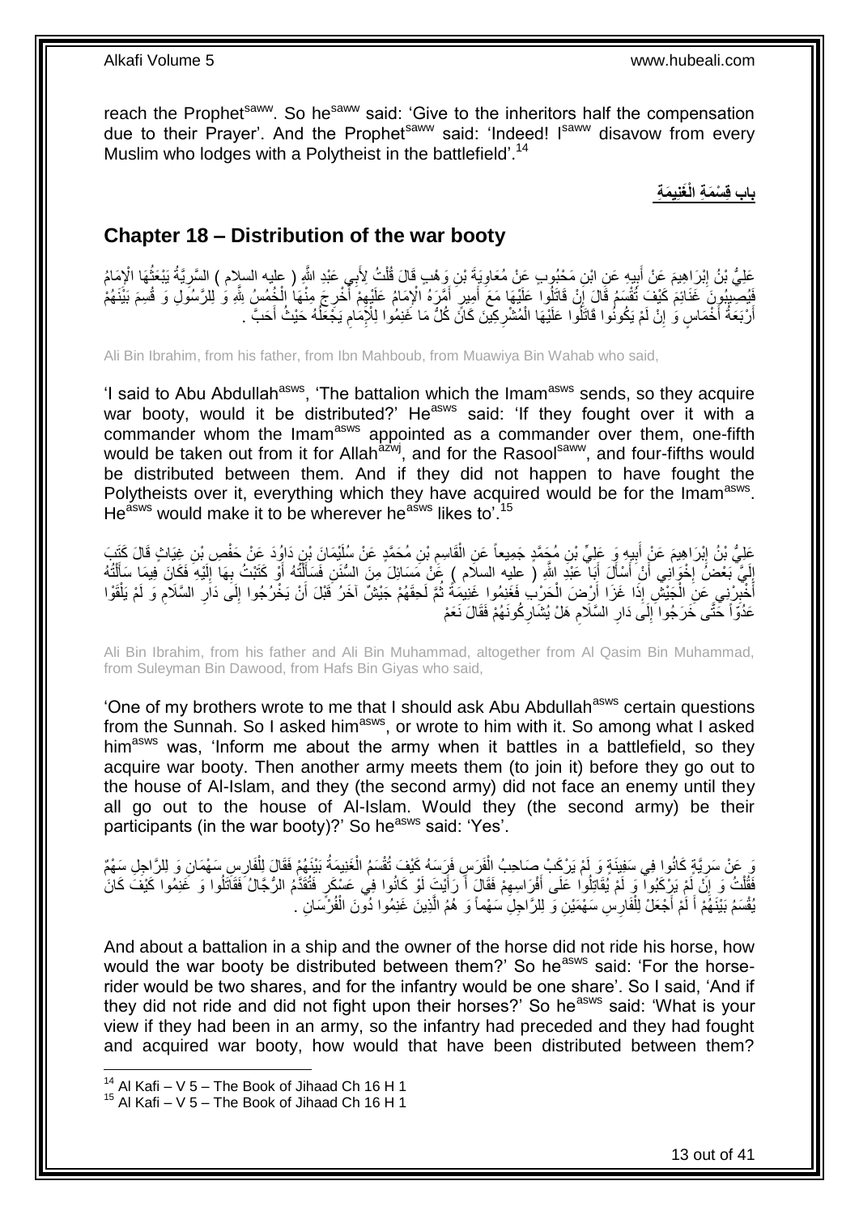reach the Prophet[saww]. So he[saww] said: 'Give to the inheritors half the compensation due to their Prayer'. And the Prophet[saww] said: 'Indeed! I[saww] disavow from every Muslim who lodges with a Polytheist in the battlefield'.[14]

**باب قِسْمَةِ الْغَنِيمَةِ**

## Chapter 18 – Distribution of the war booty

عَلِيُّ بْنُ إِبْرَاهِيمَ عَنْ أَبِيهِ عَنِ ابْنِ مَحْبُوبٍ عَنْ مُعَاوِيَةَ بْنِ وَهْبٍ قَالَ قُلْتُ لِأَبِي عَبْدِ اللَّهِ ( عليه السلام ) السَّرِيَّةُ يَبْعَثُهَا الْإِمَامُ فَيُصِيبُونَ غَنَائِمَ كَيْفَ تُقْسَمُ قَالَ إِنْ قَاتَلُوا عَلَيْهَا مَعَ أَمِيرٍ أَمَّرَهُ الْإِمَامُ عَلَيْهِمْ أُخْرِجَ مِنْهَا الْخُمُسُ لِلَّهِ وَ لِلرَّسُولِ وَ قُسِمَ بَيْنَهُمْ أَرْبَعَةُ أَخْمَاسٍ وَ إِنْ لَمْ يَكُونُوا قَاتَلُوا عَلَيْهَا الْمُشْرِكِينَ كَانَ كُلُّ مَا غَنِمُوا لِلْإِمَامِ يَجْعَلُهُ حَيْثُ أَحَبَّ .

Ali Bin Ibrahim, from his father, from Ibn Mahboub, from Muawiya Bin Wahab who said,

'I said to Abu Abdullah[asws], 'The battalion which the Imam[asws] sends, so they acquire war booty, would it be distributed?' He[asws] said: 'If they fought over it with a commander whom the Imam[asws] appointed as a commander over them, one-fifth would be taken out from it for Allah[azwj], and for the Rasool[saww], and four-fifths would be distributed between them. And if they did not happen to have fought the Polytheists over it, everything which they have acquired would be for the Imam[asws]. He[asws] would make it to be wherever he[asws] likes to'.[15]

عَلِيُّ بْنُ إِبْرَاهِيمَ عَنْ أَبِيهِ وَ عَلِيِّ بْنِ مُحَمَّدٍ جَمِيعاً عَنِ الْقَاسِمِ بْنِ مُحَمَّدٍ عَنْ سُلَيْمَانَ بْنِ دَاوُدَ عَنْ حَفْصِ بْنِ غِيَاثٍ قَالَ كَتَبَ إِلَيَّ بَعْضُ إِخْوَانِي أَنْ أَسْأَلَ أَبَا عَبْدِ اللَّهِ ( عليه السلام ) عَنْ مَسَائِلَ مِنَ السُّنَنِ فَسَأَلْتُهُ أَوْ كَتَبْتُ بِهَا إِلَيْهِ فَكَانَ فِيمَا سَأَلْتُهُ أَخْبِرْنِي عَنِ الْجَيْشِ إِذَا غَزَا أَرْضَ الْحَرْبِ فَغَنِمُوا غَنِيمَةً ثُمَّ لَحِقَهُمْ جَيْشٌ آخَرُ قَبْلَ أَنْ يَخْرُجُوا إِلَى دَارِ السَّلَامِ وَ لَمْ يَلْقَوْا عَدُوّاً حَتَّى خَرَجُوا إِلَى دَارِ السَّلَامِ هَلْ يُشَارِكُونَهُمْ فَقَالَ نَعَمْ

Ali Bin Ibrahim, from his father and Ali Bin Muhammad, altogether from Al Qasim Bin Muhammad, from Suleyman Bin Dawood, from Hafs Bin Giyas who said,

'One of my brothers wrote to me that I should ask Abu Abdullah[asws] certain questions from the Sunnah. So I asked him[asws], or wrote to him with it. So among what I asked him[asws] was, 'Inform me about the army when it battles in a battlefield, so they acquire war booty. Then another army meets them (to join it) before they go out to the house of Al-Islam, and they (the second army) did not face an enemy until they all go out to the house of Al-Islam. Would they (the second army) be their participants (in the war booty)?' So he[asws] said: 'Yes'.

وَ عَنْ سَرِيَّةٍ كَانُوا فِي سَفِينَةٍ وَ لَمْ يَرْكَبْ صَاحِبُ الْفَرَسِ فَرَسَهُ كَيْفَ تُقْسَمُ الْغَنِيمَةُ بَيْنَهُمْ فَقَالَ لِلْفَارِسِ سَهْمَانِ وَ لِلرَّاجِلِ سَهْمٌ فَقُلْتُ وَ إِنْ لَمْ يَرْكَبُوا وَ لَمْ يُقَاتِلُوا عَلَى أَفْرَاسِهِمْ فَقَالَ أَ رَأَيْتَ لَوْ كَانُوا فِي عَسْكَرٍ فَتَقَدَّمَ الرُّجَّالُ فَقَاتَلُوا وَ غَنِمُوا كَيْفَ كَانَ يُقْسَمُ بَيْنَهُمْ أَ لَمْ أَجْعَلْ لِلْفَارِسِ سَهْمَيْنِ وَ لِلرَّاجِلِ سَهْماً وَ هُمُ الَّذِينَ غَنِمُوا دُونَ الْفُرْسَانِ .

And about a battalion in a ship and the owner of the horse did not ride his horse, how would the war booty be distributed between them?' So he[asws] said: 'For the horse-rider would be two shares, and for the infantry would be one share'. So I said, 'And if they did not ride and did not fight upon their horses?' So he[asws] said: 'What is your view if they had been in an army, so the infantry had preceded and they had fought and acquired war booty, how would that have been distributed between them?

[14] Al Kafi – V 5 – The Book of Jihaad Ch 16 H 1
[15] Al Kafi – V 5 – The Book of Jihaad Ch 16 H 1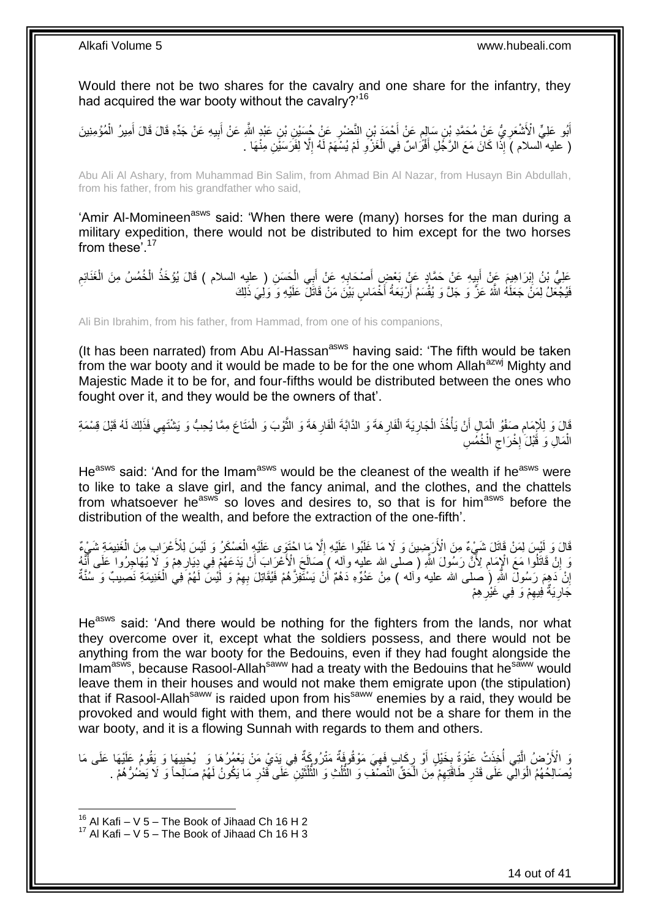Would there not be two shares for the cavalry and one share for the infantry, they had acquired the war booty without the cavalry?'[16]

أَبُو عَلِيٍّ الْأَشْعَرِيُّ عَنْ مُحَمَّدِ بْنِ سَالِمٍ عَنْ أَحْمَدَ بْنِ النَّضْرِ عَنْ حُسَيْنِ بْنِ عَبْدِ اللَّهِ عَنْ أَبِيهِ عَنْ جَدِّهِ قَالَ قَالَ أَمِيرُ الْمُؤْمِنِينَ ( عليه السلام ) إِذَا كَانَ مَعَ الرَّجُلِ أَفْرَاسٌ فِي الْغَزْوِ لَمْ يُسْهَمْ لَهُ إِلَّا لِفَرَسَيْنِ مِنْهَا .

Abu Ali Al Ashary, from Muhammad Bin Salim, from Ahmad Bin Al Nazar, from Husayn Bin Abdullah, from his father, from his grandfather who said,

'Amir Al-Momineen[asws] said: 'When there were (many) horses for the man during a military expedition, there would not be distributed to him except for the two horses from these'.[17]

عَلِيُّ بْنُ إِبْرَاهِيمَ عَنْ أَبِيهِ عَنْ حَمَّادٍ عَنْ بَعْضِ أَصْحَابِهِ عَنْ أَبِي الْحَسَنِ ( عليه السلام ) قَالَ يُؤْخَذُ الْخُمُسُ مِنَ الْغَنَائِمِ فَيُجْعَلُ لِمَنْ جَعَلَهُ اللَّهُ عَزَّ وَ جَلَّ وَ يُقْسَمُ أَرْبَعَةُ أَخْمَاسٍ بَيْنَ مَنْ قَاتَلَ عَلَيْهِ وَ وَلِيَ ذَلِكَ

Ali Bin Ibrahim, from his father, from Hammad, from one of his companions,

(It has been narrated) from Abu Al-Hassan[asws] having said: 'The fifth would be taken from the war booty and it would be made to be for the one whom Allah[azwj] Mighty and Majestic Made it to be for, and four-fifths would be distributed between the ones who fought over it, and they would be the owners of that'.

قَالَ وَ لِلْإِمَامِ صَفْوُ الْمَالِ أَنْ يَأْخُذَ الْجَارِيَةَ الْفَارِهَةَ وَ الدَّابَّةَ الْفَارِهَةَ وَ الثَّوْبَ وَ الْمَتَاعَ مِمَّا يُحِبُّ وَ يَشْتَهِي فَذَلِكَ لَهُ قَبْلَ قِسْمَةِ الْمَالِ وَ قَبْلَ إِخْرَاجِ الْخُمُسِ

He[asws] said: 'And for the Imam[asws] would be the cleanest of the wealth if he[asws] were to like to take a slave girl, and the fancy animal, and the clothes, and the chattels from whatsoever he[asws] so loves and desires to, so that is for him[asws] before the distribution of the wealth, and before the extraction of the one-fifth'.

قَالَ وَ لَيْسَ لِمَنْ قَاتَلَ شَيْءٌ مِنَ الْأَرَضِينَ وَ لَا مَا غَلَبُوا عَلَيْهِ إِلَّا مَا احْتَوَى عَلَيْهِ الْعَسْكَرُ وَ لَيْسَ لِلْأَعْرَابِ مِنَ الْغَنِيمَةِ شَيْءٌ وَ إِنْ قَاتَلُوا مَعَ الْإِمَامِ لِأَنَّ رَسُولَ اللَّهِ ( صلى الله عليه وآله ) صَالَحَ الْأَعْرَابَ أَنْ يَدَعَهُمْ فِي دِيَارِهِمْ وَ لَا يُهَاجِرُوا عَلَى أَنَّهُ إِنْ دَهِمَ رَسُولَ اللَّهِ ( صلى الله عليه وآله ) مِنْ عَدُوِّهِ دَهْمٌ أَنْ يَسْتَفِزَّهُمْ فَيُقَاتِلَ بِهِمْ وَ لَيْسَ لَهُمْ فِي الْغَنِيمَةِ نَصِيبٌ وَ سُنَّةٌ جَارِيَةٌ فِيهِمْ وَ فِي غَيْرِهِمْ

He[asws] said: 'And there would be nothing for the fighters from the lands, nor what they overcome over it, except what the soldiers possess, and there would not be anything from the war booty for the Bedouins, even if they had fought alongside the Imam[asws], because Rasool-Allah[saww] had a treaty with the Bedouins that he[saww] would leave them in their houses and would not make them emigrate upon (the stipulation) that if Rasool-Allah[saww] is raided upon from his[saww] enemies by a raid, they would be provoked and would fight with them, and there would not be a share for them in the war booty, and it is a flowing Sunnah with regards to them and others.

وَ الْأَرْضُ الَّتِي أُخِذَتْ عَنْوَةً بِخَيْلٍ أَوْ رِكَابٍ فَهِيَ مَوْقُوفَةٌ مَتْرُوكَةٌ فِي يَدَيْ مَنْ يَعْمُرُهَا وَ يُحْيِيهَا وَ يَقُومُ عَلَيْهَا عَلَى مَا يُصَالِحُهُمُ الْوَالِي عَلَى قَدْرِ طَاقَتِهِمْ مِنَ الْحَقِّ النِّصْفِ وَ الثُّلُثِ وَ الثُّلُثَيْنِ عَلَى قَدْرِ مَا يَكُونُ لَهُمْ صَالِحاً وَ لَا يَضُرُّهُمْ .

[16] Al Kafi – V 5 – The Book of Jihaad Ch 16 H 2
[17] Al Kafi – V 5 – The Book of Jihaad Ch 16 H 3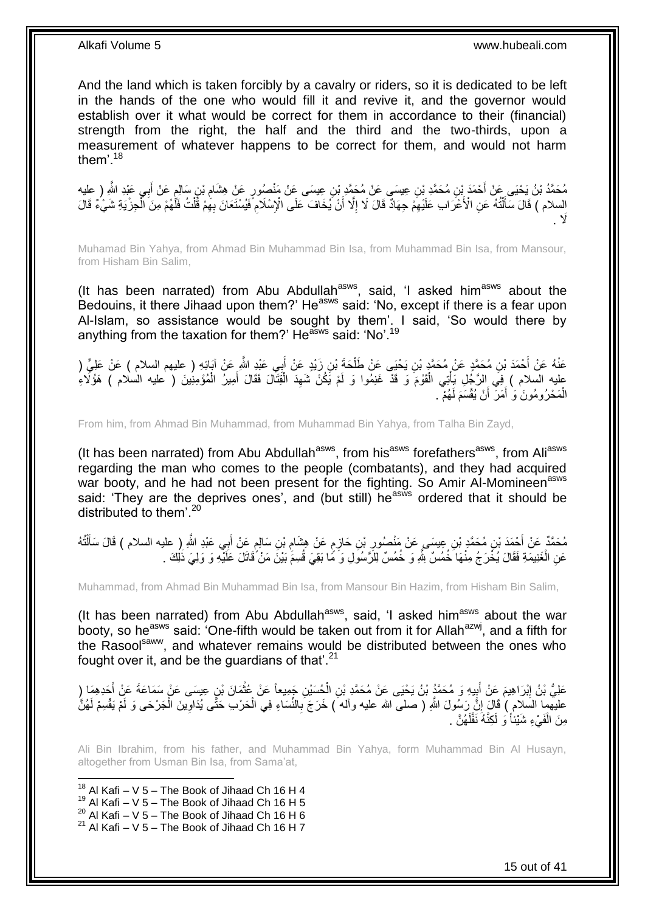And the land which is taken forcibly by a cavalry or riders, so it is dedicated to be left in the hands of the one who would fill it and revive it, and the governor would establish over it what would be correct for them in accordance to their (financial) strength from the right, the half and the third and the two-thirds, upon a measurement of whatever happens to be correct for them, and would not harm them'.[18]

مُحَمَّدُ بْنُ يَحْيَى عَنْ أَحْمَدَ بْنِ مُحَمَّدِ بْنِ عِيسَى عَنْ مُحَمَّدِ بْنِ عِيسَى عَنْ مَنْصُورٍ عَنْ هِشَامِ بْنِ سَالِمٍ عَنْ أَبِي عَبْدِ اللَّهِ ( عليه السلام ) قَالَ سَأَلْتُهُ عَنِ الْأَعْرَابِ عَلَيْهِمْ جِهَادٌ قَالَ لَا إِلَّا أَنْ يُخَافَ عَلَى الْإِسْلَامِ فَيُسْتَعَانَ بِهِمْ قُلْتُ فَلَهُمْ مِنَ الْجِزْيَةِ شَيْ‏ءٌ قَالَ لَا .

Muhamad Bin Yahya, from Ahmad Bin Muhammad Bin Isa, from Muhammad Bin Isa, from Mansour, from Hisham Bin Salim,

(It has been narrated) from Abu Abdullah[asws], said, 'I asked him[asws] about the Bedouins, it there Jihaad upon them?' He[asws] said: 'No, except if there is a fear upon Al-Islam, so assistance would be sought by them'. I said, 'So would there by anything from the taxation for them?' He[asws] said: 'No'.[19]

عَنْهُ عَنْ أَحْمَدَ بْنِ مُحَمَّدٍ عَنْ مُحَمَّدِ بْنِ يَحْيَى عَنْ طَلْحَةَ بْنِ زَيْدٍ عَنْ أَبِي عَبْدِ اللَّهِ عَنْ آبَائِهِ ( عليهم السلام ) عَنْ عَلِيٍّ ( عليه السلام ) فِي الرَّجُلِ يَأْتِي الْقَوْمَ وَ قَدْ غَنِمُوا وَ لَمْ يَكُنْ شَهِدَ الْقِتَالَ فَقَالَ أَمِيرُ الْمُؤْمِنِينَ ( عليه السلام ) هَؤُلَاءِ الْمَحْرُومُونَ وَ أَمَرَ أَنْ يُقْسَمَ لَهُمْ .

From him, from Ahmad Bin Muhammad, from Muhammad Bin Yahya, from Talha Bin Zayd,

(It has been narrated) from Abu Abdullah[asws], from his[asws] forefathers[asws], from Ali[asws] regarding the man who comes to the people (combatants), and they had acquired war booty, and he had not been present for the fighting. So Amir Al-Momineen[asws] said: 'They are the deprives ones', and (but still) he[asws] ordered that it should be distributed to them'.[20]

مُحَمَّدٌ عَنْ أَحْمَدَ بْنِ مُحَمَّدِ بْنِ عِيسَى عَنْ مَنْصُورِ بْنِ حَازِمٍ عَنْ هِشَامِ بْنِ سَالِمٍ عَنْ أَبِي عَبْدِ اللَّهِ ( عليه السلام ) قَالَ سَأَلْتُهُ عَنِ الْغَنِيمَةِ فَقَالَ يُخْرَجُ مِنْهَا خُمُسٌ لِلَّهِ وَ خُمُسٌ لِلرَّسُولِ وَ مَا بَقِيَ قُسِمَ بَيْنَ مَنْ قَاتَلَ عَلَيْهِ وَ وَلِيَ ذَلِكَ .

Muhammad, from Ahmad Bin Muhammad Bin Isa, from Mansour Bin Hazim, from Hisham Bin Salim,

(It has been narrated) from Abu Abdullah[asws], said, 'I asked him[asws] about the war booty, so he[asws] said: 'One-fifth would be taken out from it for Allah[azwj], and a fifth for the Rasool[saww], and whatever remains would be distributed between the ones who fought over it, and be the guardians of that'.[21]

عَلِيُّ بْنُ إِبْرَاهِيمَ عَنْ أَبِيهِ وَ مُحَمَّدُ بْنُ يَحْيَى عَنْ مُحَمَّدِ بْنِ الْحُسَيْنِ جَمِيعاً عَنْ عُثْمَانَ بْنِ عِيسَى عَنْ سَمَاعَةَ عَنْ أَحَدِهِمَا ( عليهما السلام ) قَالَ إِنَّ رَسُولَ اللَّهِ ( صلى الله عليه وآله ) خَرَجَ بِالنِّسَاءِ فِي الْحَرْبِ حَتَّى يُدَاوِينَ الْجَرْحَى وَ لَمْ يَقْسِمْ لَهُنَّ مِنَ الْفَيْ‏ءِ شَيْئاً وَ لَكِنَّهُ نَفَّلَهُنَّ .

Ali Bin Ibrahim, from his father, and Muhammad Bin Yahya, form Muhammad Bin Al Husayn, altogether from Usman Bin Isa, from Sama'at,

[18] Al Kafi – V 5 – The Book of Jihaad Ch 16 H 4
[19] Al Kafi – V 5 – The Book of Jihaad Ch 16 H 5
[20] Al Kafi – V 5 – The Book of Jihaad Ch 16 H 6
[21] Al Kafi – V 5 – The Book of Jihaad Ch 16 H 7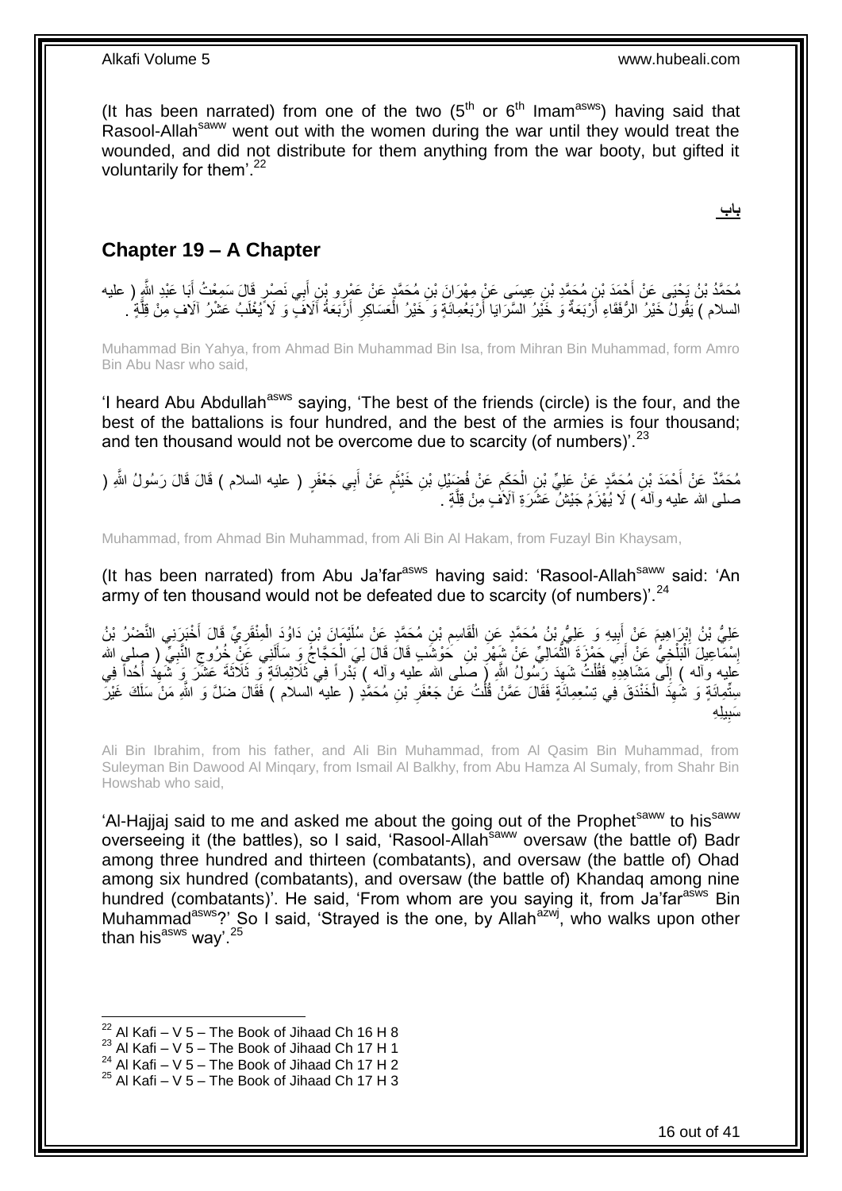(It has been narrated) from one of the two (5th or 6th Imam[asws]) having said that Rasool-Allah[saww] went out with the women during the war until they would treat the wounded, and did not distribute for them anything from the war booty, but gifted it voluntarily for them'.[22]

**باب**

## Chapter 19 – A Chapter

مُحَمَّدُ بْنُ يَحْيَى عَنْ أَحْمَدَ بْنِ مُحَمَّدِ بْنِ عِيسَى عَنْ مِهْرَانَ بْنِ مُحَمَّدٍ عَنْ عَمْرِو بْنِ أَبِي نَصْرٍ قَالَ سَمِعْتُ أَبَا عَبْدِ اللَّهِ ( عليه السلام ) يَقُولُ خَيْرُ الرُّفَقَاءِ أَرْبَعَةٌ وَ خَيْرُ السَّرَايَا أَرْبَعُمِائَةٍ وَ خَيْرُ الْعَسَاكِرِ أَرْبَعَةُ آلَافٍ وَ لَا يُغْلَبُ عَشْرُ آلَافٍ مِنْ قِلَّةٍ .

Muhammad Bin Yahya, from Ahmad Bin Muhammad Bin Isa, from Mihran Bin Muhammad, form Amro Bin Abu Nasr who said,

'I heard Abu Abdullah[asws] saying, 'The best of the friends (circle) is the four, and the best of the battalions is four hundred, and the best of the armies is four thousand; and ten thousand would not be overcome due to scarcity (of numbers)'.[23]

مُحَمَّدٌ عَنْ أَحْمَدَ بْنِ مُحَمَّدٍ عَنْ عَلِيِّ بْنِ الْحَكَمِ عَنْ فُضَيْلِ بْنِ خَيْثَمٍ عَنْ أَبِي جَعْفَرٍ ( عليه السلام ) قَالَ قَالَ رَسُولُ اللَّهِ ( صلى الله عليه وآله ) لَا يُهْزَمُ جَيْشٌ عَشَرَةِ آلَافٍ مِنْ قِلَّةٍ .

Muhammad, from Ahmad Bin Muhammad, from Ali Bin Al Hakam, from Fuzayl Bin Khaysam,

(It has been narrated) from Abu Ja'far[asws] having said: 'Rasool-Allah[saww] said: 'An army of ten thousand would not be defeated due to scarcity (of numbers)'.[24]

عَلِيُّ بْنُ إِبْرَاهِيمَ عَنْ أَبِيهِ وَ عَلِيُّ بْنُ مُحَمَّدٍ عَنِ الْقَاسِمِ بْنِ مُحَمَّدٍ عَنْ سُلَيْمَانَ بْنِ دَاوُدَ الْمِنْقَرِيِّ قَالَ أَخْبَرَنِي النَّضْرُ بْنُ إِسْمَاعِيلَ الْبَلْخِيُّ عَنْ أَبِي حَمْزَةَ الثُّمَالِيِّ عَنْ شَهْرِ بْنِ حَوْشَبٍ قَالَ قَالَ لِيَ الْحَجَّاجُ وَ سَأَلَنِي عَنْ خُرُوجِ النَّبِيِّ ( صلى الله عليه وآله ) إِلَى مَشَاهِدِهِ فَقُلْتُ شَهِدَ رَسُولُ اللَّهِ ( صلى الله عليه وآله ) بَدْراً فِي ثَلَاثِمِائَةٍ وَ ثَلَاثَةَ عَشَرَ وَ شَهِدَ أُحُداً فِي سِتِّمِائَةٍ وَ شَهِدَ الْخَنْدَقَ فِي تِسْعِمِائَةٍ فَقَالَ عَمَّنْ قُلْتَ عَنْ جَعْفَرِ بْنِ مُحَمَّدٍ ( عليه السلام ) فَقَالَ ضَلَّ وَ اللَّهِ مَنْ سَلَكَ غَيْرَ سَبِيلِهِ

Ali Bin Ibrahim, from his father, and Ali Bin Muhammad, from Al Qasim Bin Muhammad, from Suleyman Bin Dawood Al Minqary, from Ismail Al Balkhy, from Abu Hamza Al Sumaly, from Shahr Bin Howshab who said,

'Al-Hajjaj said to me and asked me about the going out of the Prophet[saww] to his[saww] overseeing it (the battles), so I said, 'Rasool-Allah[saww] oversaw (the battle of) Badr among three hundred and thirteen (combatants), and oversaw (the battle of) Ohad among six hundred (combatants), and oversaw (the battle of) Khandaq among nine hundred (combatants)'. He said, 'From whom are you saying it, from Ja'far[asws] Bin Muhammad[asws]?' So I said, 'Strayed is the one, by Allah[azwj], who walks upon other than his[asws] way'.[25]

[22] Al Kafi – V 5 – The Book of Jihaad Ch 16 H 8
[23] Al Kafi – V 5 – The Book of Jihaad Ch 17 H 1
[24] Al Kafi – V 5 – The Book of Jihaad Ch 17 H 2
[25] Al Kafi – V 5 – The Book of Jihaad Ch 17 H 3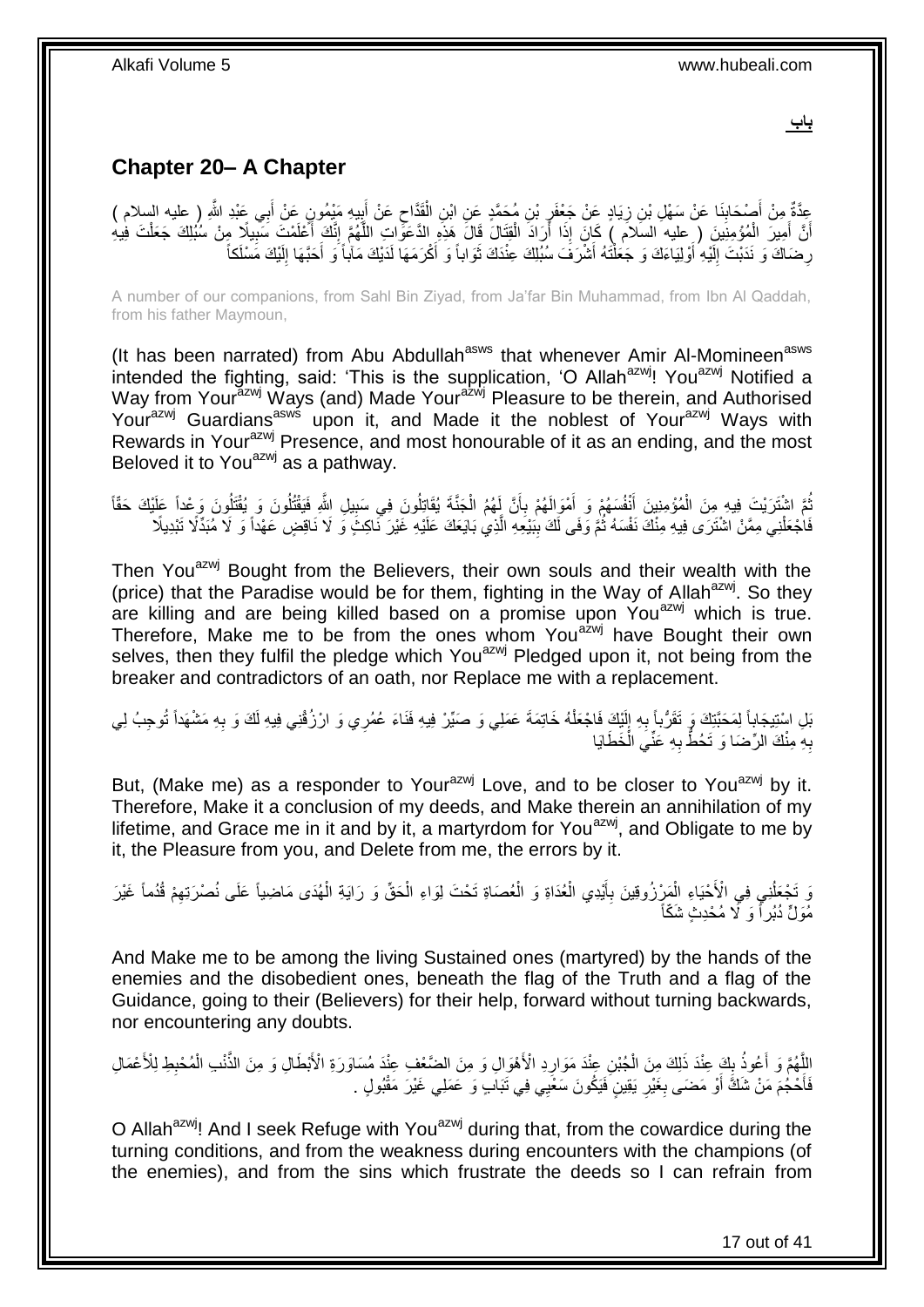**باب**

## **Chapter 20– A Chapter**

عِدَّةٌ مِنْ أَصْحَابِنَا عَنْ سَهْلِ بْنِ زِيَادٍ عَنْ جَعْفَرِ بْنِ مُحَمَّدٍ عَنِ ابْنِ الْقَدَّاحِ عَنْ أَبِيهِ مَيْمُونٍ عَنْ أَبِي عَبْدِ اللَّهِ ( عليه السلام ) أَنَّ أَمِيرَ الْمُؤْمِنِينَ ( عليه السلام ) كَانَ إِذَا أَرَادَ الْقِتَالَ قَالَ هَذِهِ الدَّعَوَاتِ اللَّهُمَّ إِنَّكَ أَعْلَمْتَ سَبِيلًا مِنْ سُبُلِكَ جَعَلْتَ فِيهِ رِضَاكَ وَ نَدَبْتَ إِلَيْهِ أَوْلِيَاءَكَ وَ جَعَلْتَهُ أَشْرَفَ سُبُلِكَ عِنْدَكَ ثَوَاباً وَ أَكْرَمَهَا لَدَيْكَ مَآباً وَ أَحَبَّهَا إِلَيْكَ مَسْلَكاً

A number of our companions, from Sahl Bin Ziyad, from Ja'far Bin Muhammad, from Ibn Al Qaddah, from his father Maymoun,

(It has been narrated) from Abu Abdullah[asws] that whenever Amir Al-Momineen[asws] intended the fighting, said: 'This is the supplication, 'O Allah[azwj]! You[azwj] Notified a Way from Your[azwj] Ways (and) Made Your[azwj] Pleasure to be therein, and Authorised Your[azwj] Guardians[asws] upon it, and Made it the noblest of Your[azwj] Ways with Rewards in Your[azwj] Presence, and most honourable of it as an ending, and the most Beloved it to You[azwj] as a pathway.

ثُمَّ اشْتَرَيْتَ فِيهِ مِنَ الْمُؤْمِنِينَ أَنْفُسَهُمْ وَ أَمْوَالَهُمْ بِأَنَّ لَهُمُ الْجَنَّةَ يُقَاتِلُونَ فِي سَبِيلِ اللَّهِ فَيَقْتُلُونَ وَ يُقْتَلُونَ وَعْداً عَلَيْكَ حَقّاً فَاجْعَلْنِي مِمَّنِ اشْتَرَى فِيهِ مِنْكَ نَفْسَهُ ثُمَّ وَفَى لَكَ بِبَيْعِهِ الَّذِي بَايَعَكَ عَلَيْهِ غَيْرَ نَاكِثٍ وَ لَا نَاقِضٍ عَهْداً وَ لَا مُبَدِّلًا تَبْدِيلًا

Then You[azwj] Bought from the Believers, their own souls and their wealth with the (price) that the Paradise would be for them, fighting in the Way of Allah[azwj]. So they are killing and are being killed based on a promise upon You[azwj] which is true. Therefore, Make me to be from the ones whom You[azwj] have Bought their own selves, then they fulfil the pledge which You[azwj] Pledged upon it, not being from the breaker and contradictors of an oath, nor Replace me with a replacement.

بَلِ اسْتِيجَاباً لِمَحَبَّتِكَ وَ تَقَرُّباً بِهِ إِلَيْكَ فَاجْعَلْهُ خَاتِمَةَ عَمَلِي وَ صَيِّرْ فِيهِ فَنَاءَ عُمُرِي وَ ارْزُقْنِي فِيهِ لَكَ وَ بِهِ مَشْهَداً تُوجِبُ لِي بِهِ مِنْكَ الرِّضَا وَ تَحُطُّ بِهِ عَنِّي الْخَطَايَا

But, (Make me) as a responder to Your[azwj] Love, and to be closer to You[azwj] by it. Therefore, Make it a conclusion of my deeds, and Make therein an annihilation of my lifetime, and Grace me in it and by it, a martyrdom for You[azwj], and Obligate to me by it, the Pleasure from you, and Delete from me, the errors by it.

وَ تَجْعَلْنِي فِي الْأَحْيَاءِ الْمَرْزُوقِينَ بِأَيْدِي الْعُدَاةِ وَ الْعُصَاةِ تَحْتَ لِوَاءِ الْحَقِّ وَ رَايَةِ الْهُدَى مَاضِياً عَلَى نُصْرَتِهِمْ قُدُماً غَيْرَ مُوَلٍّ دُبُراً وَ لَا مُحْدِثٍ شَكّاً

And Make me to be among the living Sustained ones (martyred) by the hands of the enemies and the disobedient ones, beneath the flag of the Truth and a flag of the Guidance, going to their (Believers) for their help, forward without turning backwards, nor encountering any doubts.

اللَّهُمَّ وَ أَعُوذُ بِكَ عِنْدَ ذَلِكَ مِنَ الْجُبْنِ عِنْدَ مَوَارِدِ الْأَهْوَالِ وَ مِنَ الضَّعْفِ عِنْدَ مُسَاوَرَةِ الْأَبْطَالِ وَ مِنَ الذَّنْبِ الْمُحْبِطِ لِلْأَعْمَالِ فَأُحْجِمَ مِنْ شَكٍّ أَوْ مَضَى بِغَيْرِ يَقِينٍ فَيَكُونَ سَعْيِي فِي تَبَابٍ وَ عَمَلِي غَيْرَ مَقْبُولٍ .

O Allah[azwj]! And I seek Refuge with You[azwj] during that, from the cowardice during the turning conditions, and from the weakness during encounters with the champions (of the enemies), and from the sins which frustrate the deeds so I can refrain from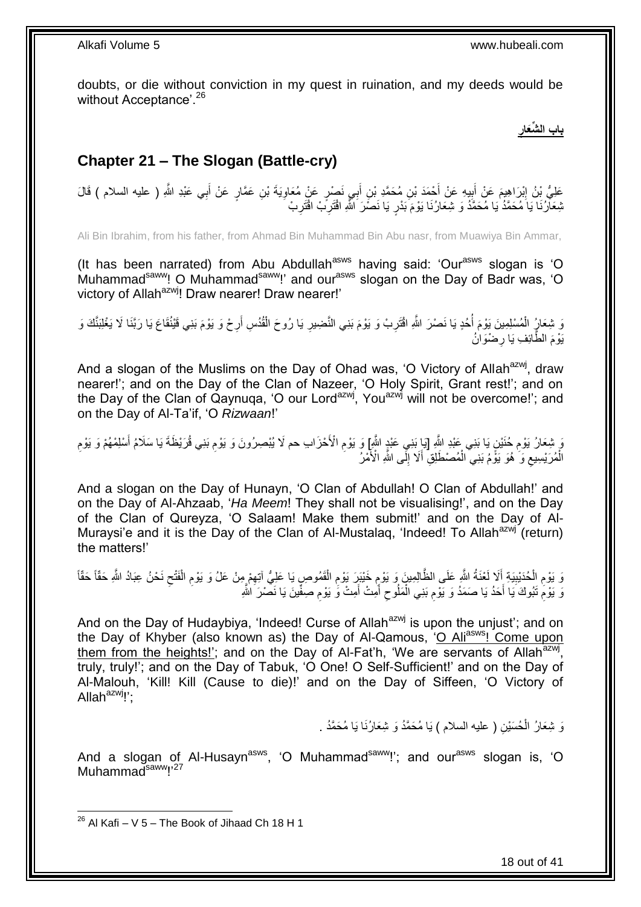doubts, or die without conviction in my quest in ruination, and my deeds would be without Acceptance'.[26]

**باب الشِّعَارِ**

## Chapter 21 – The Slogan (Battle-cry)

عَلِيُّ بْنُ إِبْرَاهِيمَ عَنْ أَبِيهِ عَنْ أَحْمَدَ بْنِ مُحَمَّدِ بْنِ أَبِي نَصْرٍ عَنْ مُعَاوِيَةَ بْنِ عَمَّارٍ عَنْ أَبِي عَبْدِ اللَّهِ ( عليه السلام ) قَالَ شِعَارُنَا يَا مُحَمَّدُ يَا مُحَمَّدُ وَ شِعَارُنَا يَوْمَ بَدْرٍ يَا نَصْرَ اللَّهِ اقْتَرِبْ اقْتَرِبْ

Ali Bin Ibrahim, from his father, from Ahmad Bin Muhammad Bin Abu nasr, from Muawiya Bin Ammar,

(It has been narrated) from Abu Abdullah[asws] having said: 'Our[asws] slogan is 'O Muhammad[saww]! O Muhammad[saww]!' and our[asws] slogan on the Day of Badr was, 'O victory of Allah[azwj]! Draw nearer! Draw nearer!'

وَ شِعَارُ الْمُسْلِمِينَ يَوْمَ أُحُدٍ يَا نَصْرَ اللَّهِ اقْتَرِبْ وَ يَوْمَ بَنِي النَّضِيرِ يَا رُوحَ الْقُدُسِ أَرِحْ وَ يَوْمَ بَنِي قَيْنُقَاعَ يَا رَبَّنَا لَا يَغْلِبَنَّكَ وَ يَوْمَ الطَّائِفِ يَا رِضْوَانُ

And a slogan of the Muslims on the Day of Ohad was, 'O Victory of Allah[azwj], draw nearer!'; and on the Day of the Clan of Nazeer, 'O Holy Spirit, Grant rest!'; and on the Day of the Clan of Qaynuqa, 'O our Lord[azwj], You[azwj] will not be overcome!'; and on the Day of Al-Ta'if, 'O *Rizwaan*!'

وَ شِعَارُ يَوْمِ حُنَيْنٍ يَا بَنِي عَبْدِ اللَّهِ [يَا بَنِي عَبْدِ اللَّهِ] وَ يَوْمِ الْأَحْزَابِ حم لَا يُبْصِرُونَ وَ يَوْمِ بَنِي قُرَيْظَةَ يَا سَلَامُ أَسْلِمْهُمْ وَ يَوْمِ الْمُرَيْسِيعِ وَ هُوَ يَوْمُ بَنِي الْمُصْطَلِقِ أَلَا إِلَى اللَّهِ الْأَمْرُ

And a slogan on the Day of Hunayn, 'O Clan of Abdullah! O Clan of Abdullah!' and on the Day of Al-Ahzaab, '*Ha Meem*! They shall not be visualising!', and on the Day of the Clan of Qureyza, 'O Salaam! Make them submit!' and on the Day of Al-Muraysi'e and it is the Day of the Clan of Al-Mustalaq, 'Indeed! To Allah[azwj] (return) the matters!'

وَ يَوْمِ الْحُدَيْبِيَةِ أَلَا لَعْنَةُ اللَّهِ عَلَى الظَّالِمِينَ وَ يَوْمِ خَيْبَرَ يَوْمِ الْقَمُوصِ يَا عَلِيُّ آتِهِمْ مِنْ عَلُ وَ يَوْمِ الْفَتْحِ نَحْنُ عِبَادُ اللَّهِ حَقّاً حَقّاً وَ يَوْمِ تَبُوكَ يَا أَحَدُ يَا صَمَدُ وَ يَوْمِ بَنِي الْمَلُوحِ أَمِتْ أَمِتْ وَ يَوْمِ صِفِّينَ يَا نَصْرَ اللَّهِ

And on the Day of Hudaybiya, 'Indeed! Curse of Allah[azwj] is upon the unjust'; and on the Day of Khyber (also known as) the Day of Al-Qamous, 'O Ali[asws]! Come upon them from the heights!'; and on the Day of Al-Fat'h, 'We are servants of Allah[azwj], truly, truly!'; and on the Day of Tabuk, 'O One! O Self-Sufficient!' and on the Day of Al-Malouh, 'Kill! Kill (Cause to die)!' and on the Day of Siffeen, 'O Victory of Allah[azwj]!';

وَ شِعَارُ الْحُسَيْنِ ( عليه السلام ) يَا مُحَمَّدُ وَ شِعَارُنَا يَا مُحَمَّدُ .

And a slogan of Al-Husayn[asws], 'O Muhammad[saww]!'; and our[asws] slogan is, 'O Muhammad[saww]!'[27]

---

[26] Al Kafi – V 5 – The Book of Jihaad Ch 18 H 1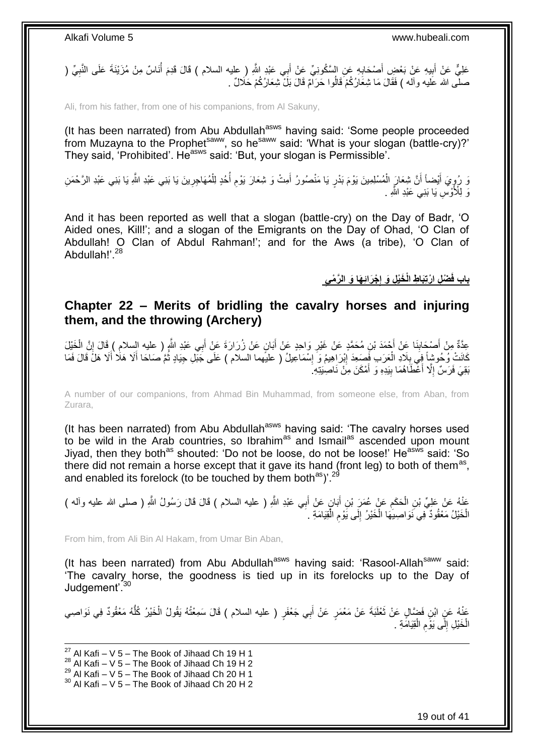عَلِيٌّ عَنْ أَبِيهِ عَنْ بَعْضِ أَصْحَابِهِ عَنِ السَّكُونِيِّ عَنْ أَبِي عَبْدِ اللَّهِ ( عليه السلام ) قَالَ قَدِمَ أُنَاسٌ مِنْ مُزَيْنَةَ عَلَى النَّبِيِّ ( صلى الله عليه وآله ) فَقَالَ مَا شِعَارُكُمْ قَالُوا حَرَامٌ قَالَ بَلْ شِعَارُكُمْ حَلَالٌ .

Ali, from his father, from one of his companions, from Al Sakuny,

(It has been narrated) from Abu Abdullah[asws] having said: 'Some people proceeded from Muzayna to the Prophet[saww], so he[saww] said: 'What is your slogan (battle-cry)?' They said, 'Prohibited'. He[asws] said: 'But, your slogan is Permissible'.

وَ رُوِيَ أَيْضاً أَنَّ شِعَارَ الْمُسْلِمِينَ يَوْمَ بَدْرٍ يَا مَنْصُورُ أَمِتْ وَ شِعَارَ يَوْمِ أُحُدٍ لِلْمُهَاجِرِينَ يَا بَنِي عَبْدِ اللَّهِ يَا بَنِي عَبْدِ الرَّحْمَنِ وَ لِلْأَوْسِ يَا بَنِي عَبْدِ اللَّهِ .

And it has been reported as well that a slogan (battle-cry) on the Day of Badr, 'O Aided ones, Kill!'; and a slogan of the Emigrants on the Day of Ohad, 'O Clan of Abdullah! O Clan of Abdul Rahman!'; and for the Aws (a tribe), 'O Clan of Abdullah!'.[28]

## بَابُ فَضْلِ ارْتِبَاطِ الْخَيْلِ وَ إِجْرَائِهَا وَ الرَّمْيِ

## Chapter 22 – Merits of bridling the cavalry horses and injuring them, and the throwing (Archery)

عِدَّةٌ مِنْ أَصْحَابِنَا عَنْ أَحْمَدَ بْنِ مُحَمَّدٍ عَنْ غَيْرِ وَاحِدٍ عَنْ أَبَانٍ عَنْ زُرَارَةَ عَنْ أَبِي عَبْدِ اللَّهِ ( عليه السلام ) قَالَ إِنَّ الْخَيْلَ كَانَتْ وُحُوشاً فِي بِلَادِ الْعَرَبِ فَصَعِدَ إِبْرَاهِيمُ وَ إِسْمَاعِيلُ ( عليهما السلام ) عَلَى جَبَلِ جِيَادٍ ثُمَّ صَاحَا أَلَا هَلَا أَلَا هَلُ قَالَ فَمَا بَقِيَ فَرَسٌ إِلَّا أَعْطَاهُمَا بِيَدِهِ وَ أَمْكَنَ مِنْ نَاصِيَتِهِ.

A number of our companions, from Ahmad Bin Muhammad, from someone else, from Aban, from Zurara,

(It has been narrated) from Abu Abdullah[asws] having said: 'The cavalry horses used to be wild in the Arab countries, so Ibrahim[as] and Ismail[as] ascended upon mount Jiyad, then they both[as] shouted: 'Do not be loose, do not be loose!' He[asws] said: 'So there did not remain a horse except that it gave its hand (front leg) to both of them[as], and enabled its forelock (to be touched by them both[as])'.[29]

عَنْهُ عَنْ عَلِيِّ بْنِ الْحَكَمِ عَنْ عُمَرَ بْنِ أَبَانٍ عَنْ أَبِي عَبْدِ اللَّهِ ( عليه السلام ) قَالَ قَالَ رَسُولُ اللَّهِ ( صلى الله عليه وآله ) الْخَيْلُ مَعْقُودٌ فِي نَوَاصِيهَا الْخَيْرُ إِلَى يَوْمِ الْقِيَامَةِ .

From him, from Ali Bin Al Hakam, from Umar Bin Aban,

(It has been narrated) from Abu Abdullah[asws] having said: 'Rasool-Allah[saww] said: 'The cavalry horse, the goodness is tied up in its forelocks up to the Day of Judgement'.[30]

عَنْهُ عَنِ ابْنِ فَضَّالٍ عَنْ ثَعْلَبَةَ عَنْ مَعْمَرٍ عَنْ أَبِي جَعْفَرٍ ( عليه السلام ) قَالَ سَمِعْتُهُ يَقُولُ الْخَيْرُ كُلُّهُ مَعْقُودٌ فِي نَوَاصِي الْخَيْلِ إِلَى يَوْمِ الْقِيَامَةِ .

[27] Al Kafi – V 5 – The Book of Jihaad Ch 19 H 1
[28] Al Kafi – V 5 – The Book of Jihaad Ch 19 H 2
[29] Al Kafi – V 5 – The Book of Jihaad Ch 20 H 1
[30] Al Kafi – V 5 – The Book of Jihaad Ch 20 H 2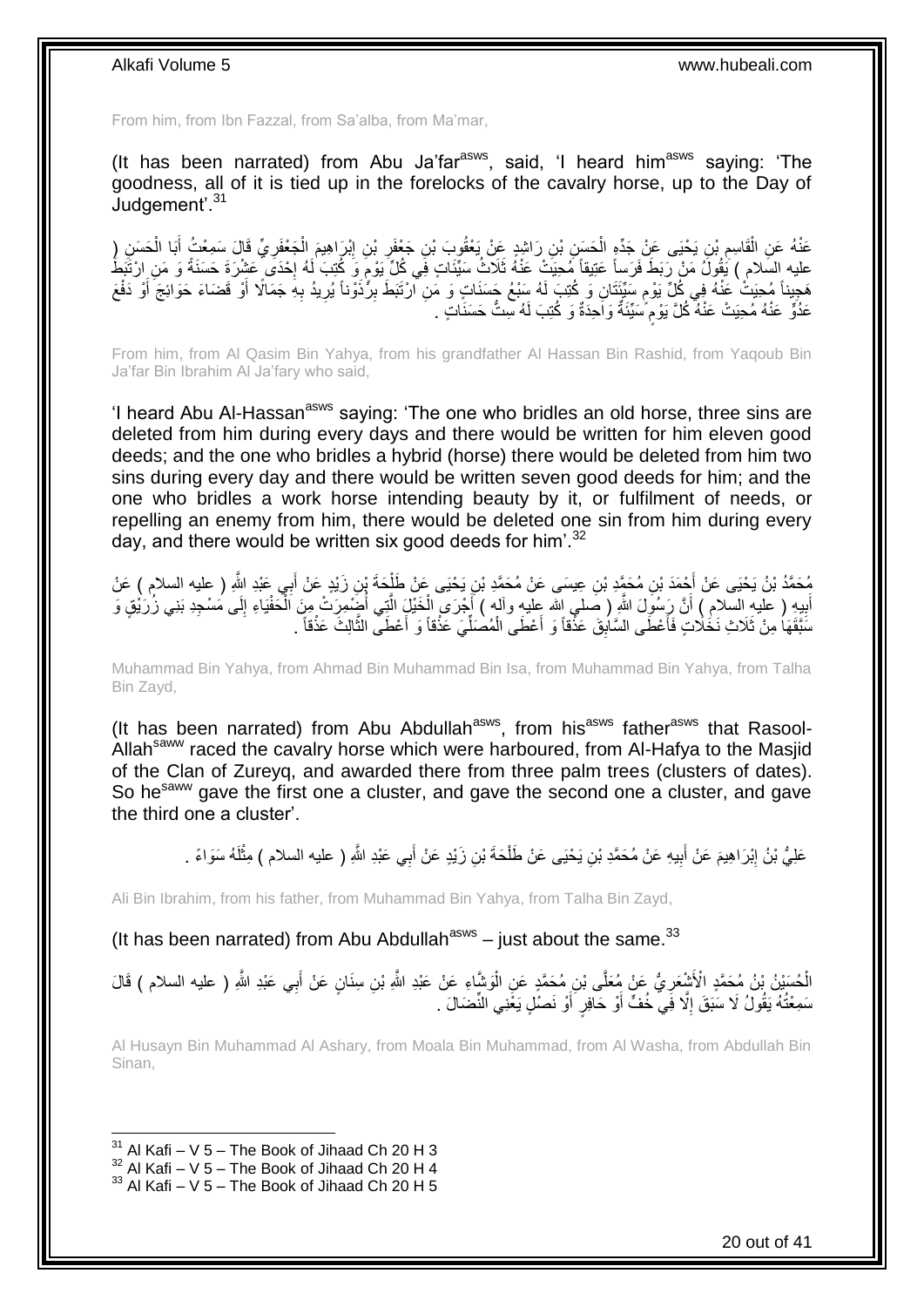From him, from Ibn Fazzal, from Sa'alba, from Ma'mar,

(It has been narrated) from Abu Ja'far[asws], said, 'I heard him[asws] saying: 'The goodness, all of it is tied up in the forelocks of the cavalry horse, up to the Day of Judgement'.[31]

عَنْهُ عَنِ الْقَاسِمِ بْنِ يَحْيَى عَنْ جَدِّهِ الْحَسَنِ بْنِ رَاشِدٍ عَنْ يَعْقُوبَ بْنِ جَعْفَرِ بْنِ إِبْرَاهِيمَ الْجَعْفَرِيِّ قَالَ سَمِعْتُ أَبَا الْحَسَنِ ( عليه السلام ) يَقُولُ مَنْ رَبَطَ فَرَساً عَتِيقاً مُحِيَتْ عَنْهُ ثَلَاثُ سَيِّئَاتٍ فِي كُلِّ يَوْمٍ وَ كُتِبَ لَهُ إِحْدَى عَشْرَةَ حَسَنَةً وَ مَنِ ارْتَبَطَ هَجِيناً مُحِيَتْ عَنْهُ فِي كُلِّ يَوْمٍ سَيِّئَتَانِ وَ كُتِبَ لَهُ سَبْعُ حَسَنَاتٍ وَ مَنِ ارْتَبَطَ بِرْذَوْناً يُرِيدُ بِهِ جَمَالًا أَوْ قَضَاءَ حَوَائِجَ أَوْ دَفْعَ عَدُوٍّ عَنْهُ مُحِيَتْ عَنْهُ كُلَّ يَوْمٍ سَيِّئَةٌ وَاحِدَةٌ وَ كُتِبَ لَهُ سِتُّ حَسَنَاتٍ .

From him, from Al Qasim Bin Yahya, from his grandfather Al Hassan Bin Rashid, from Yaqoub Bin Ja'far Bin Ibrahim Al Ja'fary who said,

'I heard Abu Al-Hassan[asws] saying: 'The one who bridles an old horse, three sins are deleted from him during every days and there would be written for him eleven good deeds; and the one who bridles a hybrid (horse) there would be deleted from him two sins during every day and there would be written seven good deeds for him; and the one who bridles a work horse intending beauty by it, or fulfilment of needs, or repelling an enemy from him, there would be deleted one sin from him during every day, and there would be written six good deeds for him'.[32]

مُحَمَّدُ بْنُ يَحْيَى عَنْ أَحْمَدَ بْنِ مُحَمَّدِ بْنِ عِيسَى عَنْ مُحَمَّدِ بْنِ يَحْيَى عَنْ طَلْحَةَ بْنِ زَيْدٍ عَنْ أَبِي عَبْدِ اللَّهِ ( عليه السلام ) عَنْ أَبِيهِ ( عليه السلام ) أَنَّ رَسُولَ اللَّهِ ( صلى الله عليه وآله ) أَجْرَى الْخَيْلَ الَّتِي أُضْمِرَتْ مِنَ الْحَفْيَاءِ إِلَى مَسْجِدِ بَنِي زُرَيْقٍ وَ سَبَّقَهَا مِنْ ثَلَاثِ نَخَلَاتٍ فَأَعْطَى السَّابِقَ عَذْقاً وَ أَعْطَى الْمُصَلِّيَ عَذْقاً وَ أَعْطَى الثَّالِثَ عَذْقاً .

Muhammad Bin Yahya, from Ahmad Bin Muhammad Bin Isa, from Muhammad Bin Yahya, from Talha Bin Zayd,

(It has been narrated) from Abu Abdullah[asws], from his[asws] father[asws] that Rasool-Allah[saww] raced the cavalry horse which were harboured, from Al-Hafya to the Masjid of the Clan of Zureyq, and awarded there from three palm trees (clusters of dates). So he[saww] gave the first one a cluster, and gave the second one a cluster, and gave the third one a cluster'.

عَلِيُّ بْنُ إِبْرَاهِيمَ عَنْ أَبِيهِ عَنْ مُحَمَّدِ بْنِ يَحْيَى عَنْ طَلْحَةَ بْنِ زَيْدٍ عَنْ أَبِي عَبْدِ اللَّهِ ( عليه السلام ) مِثْلَهُ سَوَاءً .

Ali Bin Ibrahim, from his father, from Muhammad Bin Yahya, from Talha Bin Zayd,

(It has been narrated) from Abu Abdullah[asws] – just about the same.[33]

الْحُسَيْنُ بْنُ مُحَمَّدٍ الْأَشْعَرِيُّ عَنْ مُعَلَّى بْنِ مُحَمَّدٍ عَنِ الْوَشَّاءِ عَنْ عَبْدِ اللَّهِ بْنِ سِنَانٍ عَنْ أَبِي عَبْدِ اللَّهِ ( عليه السلام ) قَالَ سَمِعْتُهُ يَقُولُ لَا سَبَقَ إِلَّا فِي خُفٍّ أَوْ حَافِرٍ أَوْ نَصْلٍ يَعْنِي النِّضَالَ .

Al Husayn Bin Muhammad Al Ashary, from Moala Bin Muhammad, from Al Washa, from Abdullah Bin Sinan,

[31] Al Kafi – V 5 – The Book of Jihaad Ch 20 H 3
[32] Al Kafi – V 5 – The Book of Jihaad Ch 20 H 4
[33] Al Kafi – V 5 – The Book of Jihaad Ch 20 H 5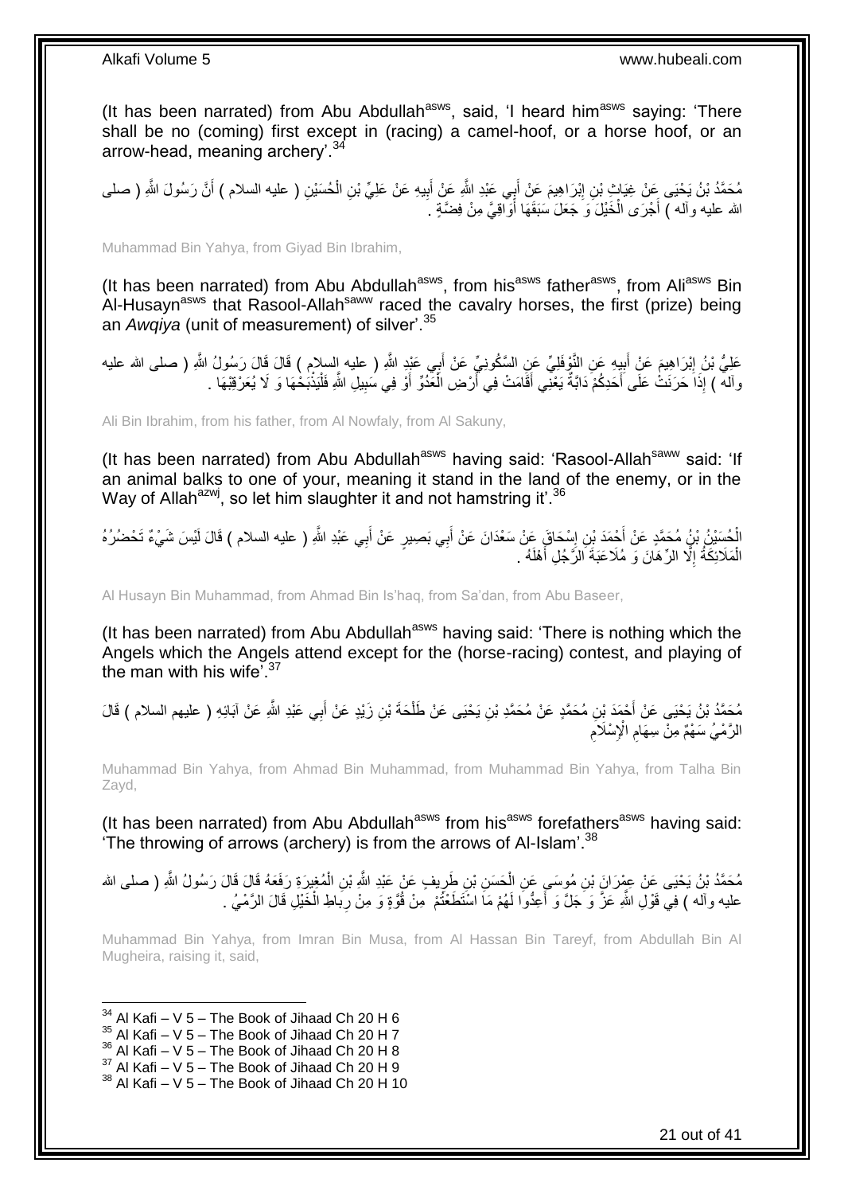(It has been narrated) from Abu Abdullah[asws], said, 'I heard him[asws] saying: 'There shall be no (coming) first except in (racing) a camel-hoof, or a horse hoof, or an arrow-head, meaning archery'.[34]

مُحَمَّدُ بْنُ يَحْيَى عَنْ غِيَاثِ بْنِ إِبْرَاهِيمَ عَنْ أَبِي عَبْدِ اللَّهِ عَنْ أَبِيهِ عَنْ عَلِيِّ بْنِ الْحُسَيْنِ ( عليه السلام ) أَنَّ رَسُولَ اللَّهِ ( صلى الله عليه وآله ) أَجْرَى الْخَيْلَ وَ جَعَلَ سَبَقَهَا أَوَاقِيَّ مِنْ فِضَّةٍ .

Muhammad Bin Yahya, from Giyad Bin Ibrahim,

(It has been narrated) from Abu Abdullah[asws], from his[asws] father[asws], from Ali[asws] Bin Al-Husayn[asws] that Rasool-Allah[saww] raced the cavalry horses, the first (prize) being an *Awqiya* (unit of measurement) of silver'.[35]

عَلِيُّ بْنُ إِبْرَاهِيمَ عَنْ أَبِيهِ عَنِ النَّوْفَلِيِّ عَنِ السَّكُونِيِّ عَنْ أَبِي عَبْدِ اللَّهِ ( عليه السلام ) قَالَ قَالَ رَسُولُ اللَّهِ ( صلى الله عليه وآله ) إِذَا حَرَنَتْ عَلَى أَحَدِكُمْ دَابَّةٌ يَعْنِي أَقَامَتْ فِي أَرْضِ الْعَدُوِّ أَوْ فِي سَبِيلِ اللَّهِ فَلْيَذْبَحْهَا وَ لَا يُعَرْقِبْهَا .

Ali Bin Ibrahim, from his father, from Al Nowfaly, from Al Sakuny,

(It has been narrated) from Abu Abdullah[asws] having said: 'Rasool-Allah[saww] said: 'If an animal balks to one of your, meaning it stand in the land of the enemy, or in the Way of Allah[azwj], so let him slaughter it and not hamstring it'.[36]

الْحُسَيْنُ بْنُ مُحَمَّدٍ عَنْ أَحْمَدَ بْنِ إِسْحَاقَ عَنْ سَعْدَانَ عَنْ أَبِي بَصِيرٍ عَنْ أَبِي عَبْدِ اللَّهِ ( عليه السلام ) قَالَ لَيْسَ شَيْءٌ تَحْضُرُهُ الْمَلَائِكَةُ إِلَّا الرِّهَانَ وَ مُلَاعَبَةَ الرَّجُلِ أَهْلَهُ .

Al Husayn Bin Muhammad, from Ahmad Bin Is'haq, from Sa'dan, from Abu Baseer,

(It has been narrated) from Abu Abdullah[asws] having said: 'There is nothing which the Angels which the Angels attend except for the (horse-racing) contest, and playing of the man with his wife'.[37]

مُحَمَّدُ بْنُ يَحْيَى عَنْ أَحْمَدَ بْنِ مُحَمَّدٍ عَنْ مُحَمَّدِ بْنِ يَحْيَى عَنْ طَلْحَةَ بْنِ زَيْدٍ عَنْ أَبِي عَبْدِ اللَّهِ عَنْ آبَائِهِ ( عليهم السلام ) قَالَ الرَّمْيُ سَهْمٌ مِنْ سِهَامِ الْإِسْلَامِ

Muhammad Bin Yahya, from Ahmad Bin Muhammad, from Muhammad Bin Yahya, from Talha Bin Zayd,

(It has been narrated) from Abu Abdullah[asws] from his[asws] forefathers[asws] having said: 'The throwing of arrows (archery) is from the arrows of Al-Islam'.[38]

مُحَمَّدُ بْنُ يَحْيَى عَنْ عِمْرَانَ بْنِ مُوسَى عَنِ الْحَسَنِ بْنِ طَرِيفٍ عَنْ عَبْدِ اللَّهِ بْنِ الْمُغِيرَةِ رَفَعَهُ قَالَ قَالَ رَسُولُ اللَّهِ ( صلى الله عليه وآله ) فِي قَوْلِ اللَّهِ عَزَّ وَ جَلَّ وَ أَعِدُّوا لَهُمْ مَا اسْتَطَعْتُمْ مِنْ قُوَّةٍ وَ مِنْ رِباطِ الْخَيْلِ قَالَ الرَّمْيُ .

Muhammad Bin Yahya, from Imran Bin Musa, from Al Hassan Bin Tareyf, from Abdullah Bin Al Mugheira, raising it, said,

[34] Al Kafi – V 5 – The Book of Jihaad Ch 20 H 6
[35] Al Kafi – V 5 – The Book of Jihaad Ch 20 H 7
[36] Al Kafi – V 5 – The Book of Jihaad Ch 20 H 8
[37] Al Kafi – V 5 – The Book of Jihaad Ch 20 H 9
[38] Al Kafi – V 5 – The Book of Jihaad Ch 20 H 10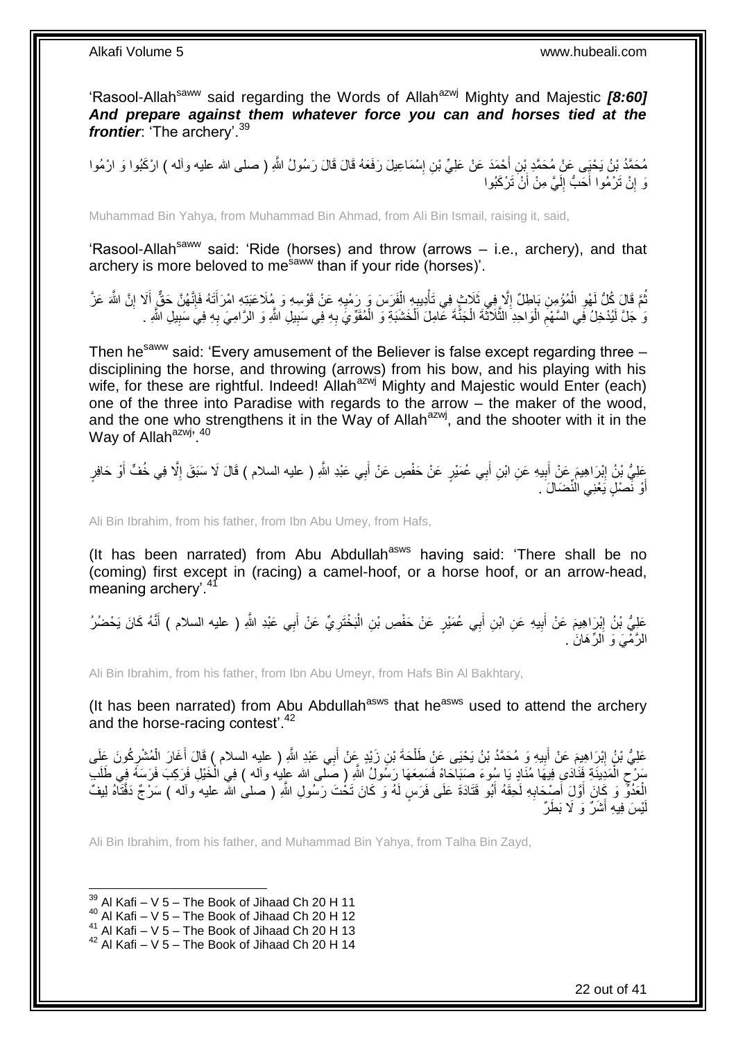'Rasool-Allah[saww] said regarding the Words of Allah[azwj] Mighty and Majestic ***[8:60] And prepare against them whatever force you can and horses tied at the frontier***: 'The archery'.[39]

مُحَمَّدُ بْنُ يَحْيَى عَنْ مُحَمَّدِ بْنِ أَحْمَدَ عَنْ عَلِيِّ بْنِ إِسْمَاعِيلَ رَفَعَهُ قَالَ قَالَ رَسُولُ اللَّهِ ( صلى الله عليه وآله ) ارْكَبُوا وَ ارْمُوا وَ إِنْ تَرْمُوا أَحَبُّ إِلَيَّ مِنْ أَنْ تَرْكَبُوا

Muhammad Bin Yahya, from Muhammad Bin Ahmad, from Ali Bin Ismail, raising it, said,

'Rasool-Allah[saww] said: 'Ride (horses) and throw (arrows – i.e., archery), and that archery is more beloved to me[saww] than if your ride (horses)'.

ثُمَّ قَالَ كُلُّ لَهْوِ الْمُؤْمِنِ بَاطِلٌ إِلَّا فِي ثَلَاثٍ فِي تَأْدِيبِهِ الْفَرَسَ وَ رَمْيِهِ عَنْ قَوْسِهِ وَ مُلَاعَبَتِهِ امْرَأَتَهُ فَإِنَّهُنَّ حَقٌّ أَلَا إِنَّ اللَّهَ عَزَّ وَ جَلَّ لَيُدْخِلُ فِي السَّهْمِ الْوَاحِدِ الثَّلَاثَةَ الْجَنَّةَ عَامِلَ الْخَشَبَةِ وَ الْمُقَوِّيَ بِهِ فِي سَبِيلِ اللَّهِ وَ الرَّامِيَ بِهِ فِي سَبِيلِ اللَّهِ .

Then he[saww] said: 'Every amusement of the Believer is false except regarding three – disciplining the horse, and throwing (arrows) from his bow, and his playing with his wife, for these are rightful. Indeed! Allah[azwj] Mighty and Majestic would Enter (each) one of the three into Paradise with regards to the arrow – the maker of the wood, and the one who strengthens it in the Way of Allah[azwj], and the shooter with it in the Way of Allah[azwj]'.[40]

عَلِيُّ بْنُ إِبْرَاهِيمَ عَنْ أَبِيهِ عَنِ ابْنِ أَبِي عُمَيْرٍ عَنْ حَفْصٍ عَنْ أَبِي عَبْدِ اللَّهِ ( عليه السلام ) قَالَ لَا سَبَقَ إِلَّا فِي خُفٍّ أَوْ حَافِرٍ أَوْ نَصْلٍ يَعْنِي النِّضَالَ .

Ali Bin Ibrahim, from his father, from Ibn Abu Umey, from Hafs,

(It has been narrated) from Abu Abdullah[asws] having said: 'There shall be no (coming) first except in (racing) a camel-hoof, or a horse hoof, or an arrow-head, meaning archery'.[41]

عَلِيُّ بْنُ إِبْرَاهِيمَ عَنْ أَبِيهِ عَنِ ابْنِ أَبِي عُمَيْرٍ عَنْ حَفْصِ بْنِ الْبَخْتَرِيِّ عَنْ أَبِي عَبْدِ اللَّهِ ( عليه السلام ) أَنَّهُ كَانَ يَحْضُرُ الرَّمْيَ وَ الرِّهَانَ .

Ali Bin Ibrahim, from his father, from Ibn Abu Umeyr, from Hafs Bin Al Bakhtary,

(It has been narrated) from Abu Abdullah[asws] that he[asws] used to attend the archery and the horse-racing contest'.[42]

عَلِيُّ بْنُ إِبْرَاهِيمَ عَنْ أَبِيهِ وَ مُحَمَّدُ بْنُ يَحْيَى عَنْ طَلْحَةَ بْنِ زَيْدٍ عَنْ أَبِي عَبْدِ اللَّهِ ( عليه السلام ) قَالَ أَغَارَ الْمُشْرِكُونَ عَلَى سَرْحِ الْمَدِينَةِ فَنَادَى فِيهَا مُنَادٍ يَا سُوءَ صَبَاحَاهْ فَسَمِعَهَا رَسُولُ اللَّهِ ( صلى الله عليه وآله ) فِي الْخَيْلِ فَرَكِبَ فَرَسَهُ فِي طَلَبِ الْعَدُوِّ وَ كَانَ أَوَّلَ أَصْحَابِهِ لَحِقَهُ أَبُو قَتَادَةَ عَلَى فَرَسٍ لَهُ وَ كَانَ تَحْتَ رَسُولِ اللَّهِ ( صلى الله عليه وآله ) سَرْجٌ دَفَّتَاهُ لِيفٌ لَيْسَ فِيهِ أَشَرٌ وَ لَا بَطَرٌ

Ali Bin Ibrahim, from his father, and Muhammad Bin Yahya, from Talha Bin Zayd,

---

[39] Al Kafi – V 5 – The Book of Jihaad Ch 20 H 11
[40] Al Kafi – V 5 – The Book of Jihaad Ch 20 H 12
[41] Al Kafi – V 5 – The Book of Jihaad Ch 20 H 13
[42] Al Kafi – V 5 – The Book of Jihaad Ch 20 H 14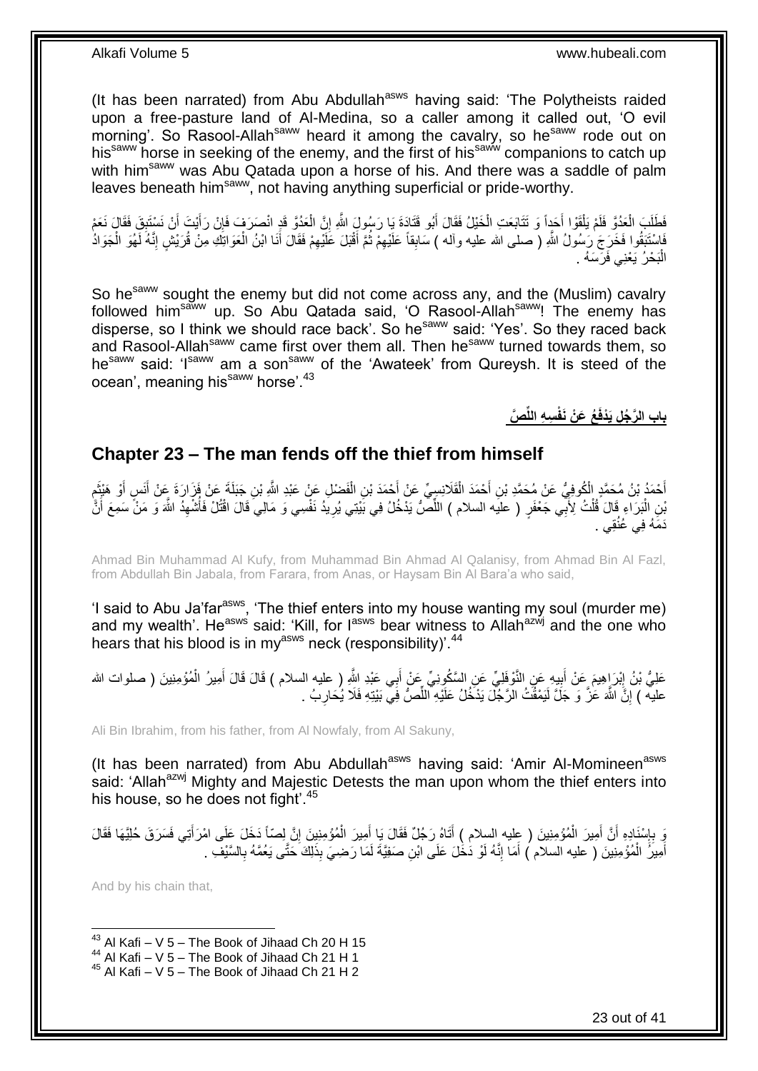(It has been narrated) from Abu Abdullah[asws] having said: 'The Polytheists raided upon a free-pasture land of Al-Medina, so a caller among it called out, 'O evil morning'. So Rasool-Allah[saww] heard it among the cavalry, so he[saww] rode out on his[saww] horse in seeking of the enemy, and the first of his[saww] companions to catch up with him[saww] was Abu Qatada upon a horse of his. And there was a saddle of palm leaves beneath him[saww], not having anything superficial or pride-worthy.

فَطَلَبَ الْعَدُوَّ فَلَمْ يَلْقَوْا أَحَداً وَ تَتَابَعَتِ الْخَيْلُ فَقَالَ أَبُو قَتَادَةَ يَا رَسُولَ اللَّهِ إِنَّ الْعَدُوَّ قَدِ انْصَرَفَ فَإِنْ رَأَيْتَ أَنْ نَسْتَبِقَ فَقَالَ نَعَمْ فَاسْتَبَقُوا فَخَرَجَ رَسُولُ اللَّهِ ( صلى الله عليه وآله ) سَابِقاً عَلَيْهِمْ ثُمَّ أَقْبَلَ عَلَيْهِمْ فَقَالَ أَنَا ابْنُ الْعَوَاتِكِ مِنْ قُرَيْشٍ إِنَّهُ لَهُوَ الْجَوَادُ الْبَحْرُ يَعْنِي فَرَسَهُ .

So he[saww] sought the enemy but did not come across any, and the (Muslim) cavalry followed him[saww] up. So Abu Qatada said, 'O Rasool-Allah[saww]! The enemy has disperse, so I think we should race back'. So he[saww] said: 'Yes'. So they raced back and Rasool-Allah[saww] came first over them all. Then he[saww] turned towards them, so he[saww] said: 'I[saww] am a son[saww] of the 'Awateek' from Qureysh. It is steed of the ocean', meaning his[saww] horse'.[43]

## باب الرَّجُلِ يَدْفَعُ عَنْ نَفْسِهِ اللِّصَّ

## Chapter 23 – The man fends off the thief from himself

أَحْمَدُ بْنُ مُحَمَّدٍ الْكُوفِيُّ عَنْ مُحَمَّدِ بْنِ أَحْمَدَ الْقَلَانِسِيِّ عَنْ أَحْمَدَ بْنِ الْفَضْلِ عَنْ عَبْدِ اللَّهِ بْنِ جَبَلَةَ عَنْ فَزَارَةَ عَنْ أَنَسٍ أَوْ هَيْثَمِ بْنِ الْبَرَاءِ قَالَ قُلْتُ لِأَبِي جَعْفَرٍ ( عليه السلام ) اللِّصُّ يَدْخُلُ فِي بَيْتِي يُرِيدُ نَفْسِي وَ مَالِي قَالَ اقْتُلْ فَأُشْهِدُ اللَّهَ وَ مَنْ سَمِعَ أَنَّ دَمَهُ فِي عُنُقِي .

Ahmad Bin Muhammad Al Kufy, from Muhammad Bin Ahmad Al Qalanisy, from Ahmad Bin Al Fazl, from Abdullah Bin Jabala, from Farara, from Anas, or Haysam Bin Al Bara'a who said,

'I said to Abu Ja'far[asws], 'The thief enters into my house wanting my soul (murder me) and my wealth'. He[asws] said: 'Kill, for I[asws] bear witness to Allah[azwj] and the one who hears that his blood is in my[asws] neck (responsibility)'.[44]

عَلِيُّ بْنُ إِبْرَاهِيمَ عَنْ أَبِيهِ عَنِ النَّوْفَلِيِّ عَنِ السَّكُونِيِّ عَنْ أَبِي عَبْدِ اللَّهِ ( عليه السلام ) قَالَ قَالَ أَمِيرُ الْمُؤْمِنِينَ ( صلوات الله عليه ) إِنَّ اللَّهَ عَزَّ وَ جَلَّ لَيَمْقُتُ الرَّجُلَ يَدْخُلُ عَلَيْهِ اللِّصُّ فِي بَيْتِهِ فَلَا يُحَارِبُ .

Ali Bin Ibrahim, from his father, from Al Nowfaly, from Al Sakuny,

(It has been narrated) from Abu Abdullah[asws] having said: 'Amir Al-Momineen[asws] said: 'Allah[azwj] Mighty and Majestic Detests the man upon whom the thief enters into his house, so he does not fight'.[45]

وَ بِإِسْنَادِهِ أَنَّ أَمِيرَ الْمُؤْمِنِينَ ( عليه السلام ) أَتَاهُ رَجُلٌ فَقَالَ يَا أَمِيرَ الْمُؤْمِنِينَ إِنَّ لِصّاً دَخَلَ عَلَى امْرَأَتِي فَسَرَقَ حُلِيَّهَا فَقَالَ أَمِيرُ الْمُؤْمِنِينَ ( عليه السلام ) أَمَا إِنَّهُ لَوْ دَخَلَ عَلَى ابْنِ صَفِيَّةَ لَمَا رَضِيَ بِذَلِكَ حَتَّى يَعُمَّهُ بِالسَّيْفِ .

And by his chain that,

[43] Al Kafi – V 5 – The Book of Jihaad Ch 20 H 15
[44] Al Kafi – V 5 – The Book of Jihaad Ch 21 H 1
[45] Al Kafi – V 5 – The Book of Jihaad Ch 21 H 2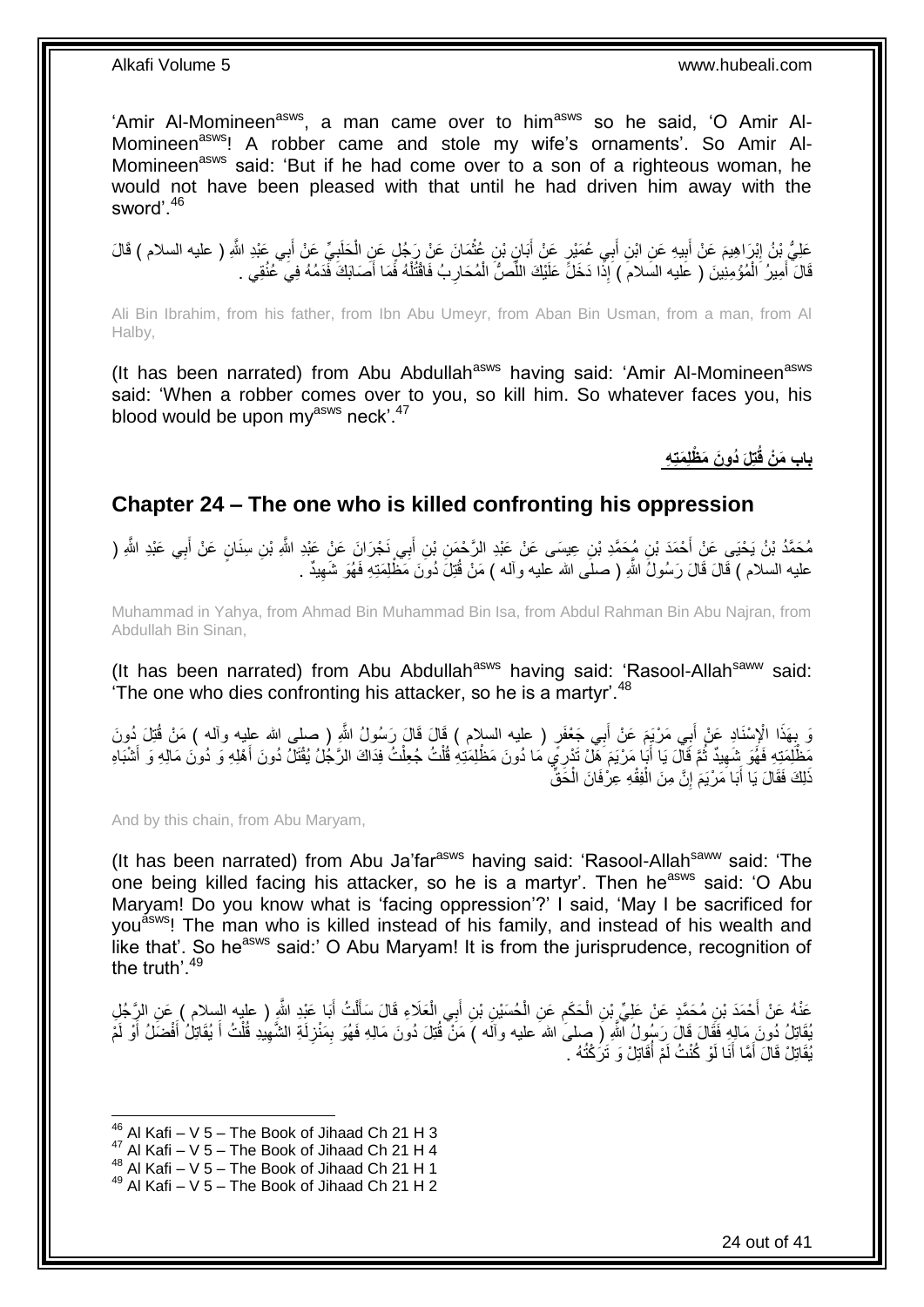'Amir Al-Momineen[asws], a man came over to him[asws] so he said, 'O Amir Al-Momineen[asws]! A robber came and stole my wife's ornaments'. So Amir Al-Momineen[asws] said: 'But if he had come over to a son of a righteous woman, he would not have been pleased with that until he had driven him away with the sword'.[46]

عَلِيُّ بْنُ إِبْرَاهِيمَ عَنْ أَبِيهِ عَنِ ابْنِ أَبِي عُمَيْرٍ عَنْ أَبَانِ بْنِ عُثْمَانَ عَنْ رَجُلٍ عَنِ الْحَلَبِيِّ عَنْ أَبِي عَبْدِ اللَّهِ ( عليه السلام ) قَالَ قَالَ أَمِيرُ الْمُؤْمِنِينَ ( عليه السلام ) إِذَا دَخَلَ عَلَيْكَ اللِّصُّ الْمُحَارِبُ فَاقْتُلْهُ فَمَا أَصَابَكَ فَدَمُهُ فِي عُنُقِي .

Ali Bin Ibrahim, from his father, from Ibn Abu Umeyr, from Aban Bin Usman, from a man, from Al Halby,

(It has been narrated) from Abu Abdullah[asws] having said: 'Amir Al-Momineen[asws] said: 'When a robber comes over to you, so kill him. So whatever faces you, his blood would be upon my[asws] neck'.[47]

## باب مَنْ قُتِلَ دُونَ مَظْلِمَتِهِ

## Chapter 24 – The one who is killed confronting his oppression

مُحَمَّدُ بْنُ يَحْيَى عَنْ أَحْمَدَ بْنِ مُحَمَّدِ بْنِ عِيسَى عَنْ عَبْدِ الرَّحْمَنِ بْنِ أَبِي نَجْرَانَ عَنْ عَبْدِ اللَّهِ بْنِ سِنَانٍ عَنْ أَبِي عَبْدِ اللَّهِ ( عليه السلام ) قَالَ قَالَ رَسُولُ اللَّهِ ( صلى الله عليه وآله ) مَنْ قُتِلَ دُونَ مَظْلِمَتِهِ فَهُوَ شَهِيدٌ .

Muhammad in Yahya, from Ahmad Bin Muhammad Bin Isa, from Abdul Rahman Bin Abu Najran, from Abdullah Bin Sinan,

(It has been narrated) from Abu Abdullah[asws] having said: 'Rasool-Allah[saww] said: 'The one who dies confronting his attacker, so he is a martyr'.[48]

وَ بِهَذَا الْإِسْنَادِ عَنْ أَبِي مَرْيَمَ عَنْ أَبِي جَعْفَرٍ ( عليه السلام ) قَالَ قَالَ رَسُولُ اللَّهِ ( صلى الله عليه وآله ) مَنْ قُتِلَ دُونَ مَظْلِمَتِهِ فَهُوَ شَهِيدٌ ثُمَّ قَالَ يَا أَبَا مَرْيَمَ هَلْ تَدْرِي مَا دُونَ مَظْلِمَتِهِ قُلْتُ جُعِلْتُ فِدَاكَ الرَّجُلُ يُقْتَلُ دُونَ أَهْلِهِ وَ دُونَ مَالِهِ وَ أَشْبَاهِ ذَلِكَ فَقَالَ يَا أَبَا مَرْيَمَ إِنَّ مِنَ الْفِقْهِ عِرْفَانَ الْحَقِّ

And by this chain, from Abu Maryam,

(It has been narrated) from Abu Ja'far[asws] having said: 'Rasool-Allah[saww] said: 'The one being killed facing his attacker, so he is a martyr'. Then he[asws] said: 'O Abu Maryam! Do you know what is 'facing oppression'?' I said, 'May I be sacrificed for you[asws]! The man who is killed instead of his family, and instead of his wealth and like that'. So he[asws] said:' O Abu Maryam! It is from the jurisprudence, recognition of the truth'.[49]

عَنْهُ عَنْ أَحْمَدَ بْنِ مُحَمَّدٍ عَنْ عَلِيِّ بْنِ الْحَكَمِ عَنِ الْحُسَيْنِ بْنِ أَبِي الْعَلَاءِ قَالَ سَأَلْتُ أَبَا عَبْدِ اللَّهِ ( عليه السلام ) عَنِ الرَّجُلِ يُقَاتِلُ دُونَ مَالِهِ فَقَالَ قَالَ رَسُولُ اللَّهِ ( صلى الله عليه وآله ) مَنْ قُتِلَ دُونَ مَالِهِ فَهُوَ بِمَنْزِلَةِ الشَّهِيدِ قُلْتُ أَ يُقَاتِلُ أَفْضَلُ أَوْ لَمْ يُقَاتِلْ قَالَ أَمَّا أَنَا لَوْ كُنْتُ لَمْ أُقَاتِلْ وَ تَرَكْتُهُ .

[46] Al Kafi – V 5 – The Book of Jihaad Ch 21 H 3
[47] Al Kafi – V 5 – The Book of Jihaad Ch 21 H 4
[48] Al Kafi – V 5 – The Book of Jihaad Ch 21 H 1
[49] Al Kafi – V 5 – The Book of Jihaad Ch 21 H 2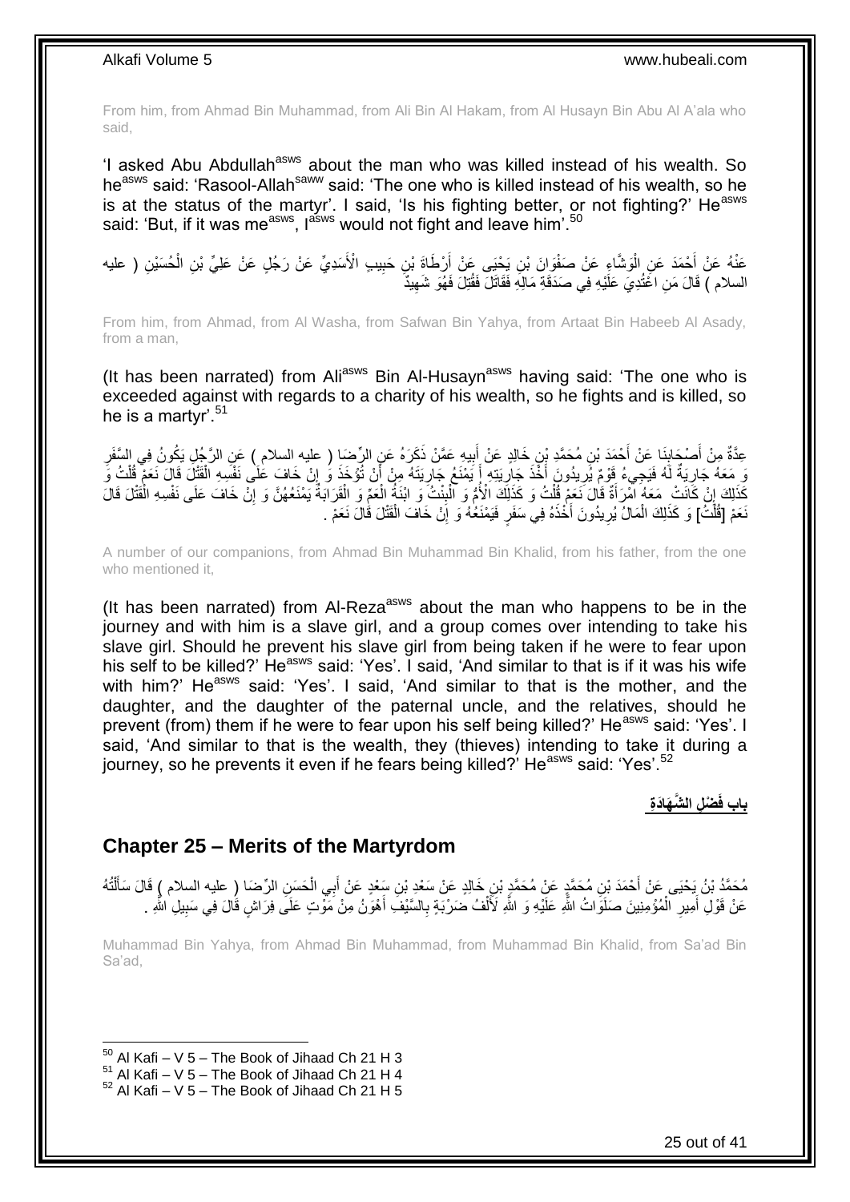From him, from Ahmad Bin Muhammad, from Ali Bin Al Hakam, from Al Husayn Bin Abu Al A'ala who said,

'I asked Abu Abdullah[asws] about the man who was killed instead of his wealth. So he[asws] said: 'Rasool-Allah[saww] said: 'The one who is killed instead of his wealth, so he is at the status of the martyr'. I said, 'Is his fighting better, or not fighting?' He[asws] said: 'But, if it was me[asws], I[asws] would not fight and leave him'.[50]

عَنْهُ عَنْ أَحْمَدَ عَنِ الْوَشَّاءِ عَنْ صَفْوَانَ بْنِ يَحْيَى عَنْ أَرْطَاةَ بْنِ حَبِيبٍ الْأَسَدِيِّ عَنْ رَجُلٍ عَنْ عَلِيِّ بْنِ الْحُسَيْنِ ( عليه السلام ) قَالَ مَنِ اعْتُدِيَ عَلَيْهِ فِي صَدَقَةِ مَالِهِ فَقَاتَلَ فَقُتِلَ فَهُوَ شَهِيدٌ

From him, from Ahmad, from Al Washa, from Safwan Bin Yahya, from Artaat Bin Habeeb Al Asady, from a man,

(It has been narrated) from Ali[asws] Bin Al-Husayn[asws] having said: 'The one who is exceeded against with regards to a charity of his wealth, so he fights and is killed, so he is a martyr'.[51]

عِدَّةٌ مِنْ أَصْحَابِنَا عَنْ أَحْمَدَ بْنِ مُحَمَّدِ بْنِ خَالِدٍ عَنْ أَبِيهِ عَمَّنْ ذَكَرَهُ عَنِ الرِّضَا ( عليه السلام ) عَنِ الرَّجُلِ يَكُونُ فِي السَّفَرِ وَ مَعَهُ جَارِيَةٌ لَهُ فَيَجِيءُ قَوْمٌ يُرِيدُونَ أَخْذَ جَارِيَتِهِ أَ يَمْنَعُ جَارِيَتَهُ مِنْ أَنْ تُؤْخَذَ وَ إِنْ خَافَ عَلَى نَفْسِهِ الْقَتْلَ قَالَ نَعَمْ قُلْتُ وَ كَذَلِكَ إِنْ كَانَتْ مَعَهُ امْرَأَةٌ قَالَ نَعَمْ قُلْتُ وَ كَذَلِكَ الْأُمُّ وَ الْبِنْتُ وَ ابْنَةُ الْعَمِّ وَ الْقَرَابَةُ يَمْنَعُهُنَّ وَ إِنْ خَافَ عَلَى نَفْسِهِ الْقَتْلَ قَالَ نَعَمْ [قُلْتُ] وَ كَذَلِكَ الْمَالُ يُرِيدُونَ أَخْذَهُ فِي سَفَرٍ فَيَمْنَعُهُ وَ إِنْ خَافَ الْقَتْلَ قَالَ نَعَمْ .

A number of our companions, from Ahmad Bin Muhammad Bin Khalid, from his father, from the one who mentioned it,

(It has been narrated) from Al-Reza[asws] about the man who happens to be in the journey and with him is a slave girl, and a group comes over intending to take his slave girl. Should he prevent his slave girl from being taken if he were to fear upon his self to be killed?' He[asws] said: 'Yes'. I said, 'And similar to that is if it was his wife with him?' He[asws] said: 'Yes'. I said, 'And similar to that is the mother, and the daughter, and the daughter of the paternal uncle, and the relatives, should he prevent (from) them if he were to fear upon his self being killed?' He[asws] said: 'Yes'. I said, 'And similar to that is the wealth, they (thieves) intending to take it during a journey, so he prevents it even if he fears being killed?' He[asws] said: 'Yes'.[52]

## باب فَضْلِ الشَّهَادَةِ

## Chapter 25 – Merits of the Martyrdom

مُحَمَّدُ بْنُ يَحْيَى عَنْ أَحْمَدَ بْنِ مُحَمَّدٍ عَنْ مُحَمَّدِ بْنِ خَالِدٍ عَنْ سَعْدِ بْنِ سَعْدٍ عَنْ أَبِي الْحَسَنِ الرِّضَا ( عليه السلام ) قَالَ سَأَلْتُهُ عَنْ قَوْلِ أَمِيرِ الْمُؤْمِنِينَ صَلَوَاتُ اللَّهِ عَلَيْهِ وَ اللَّهِ لَأَلْفُ ضَرْبَةٍ بِالسَّيْفِ أَهْوَنُ مِنْ مَوْتٍ عَلَى فِرَاشٍ قَالَ فِي سَبِيلِ اللَّهِ .

Muhammad Bin Yahya, from Ahmad Bin Muhammad, from Muhammad Bin Khalid, from Sa'ad Bin Sa'ad,

[50] Al Kafi – V 5 – The Book of Jihaad Ch 21 H 3
[51] Al Kafi – V 5 – The Book of Jihaad Ch 21 H 4
[52] Al Kafi – V 5 – The Book of Jihaad Ch 21 H 5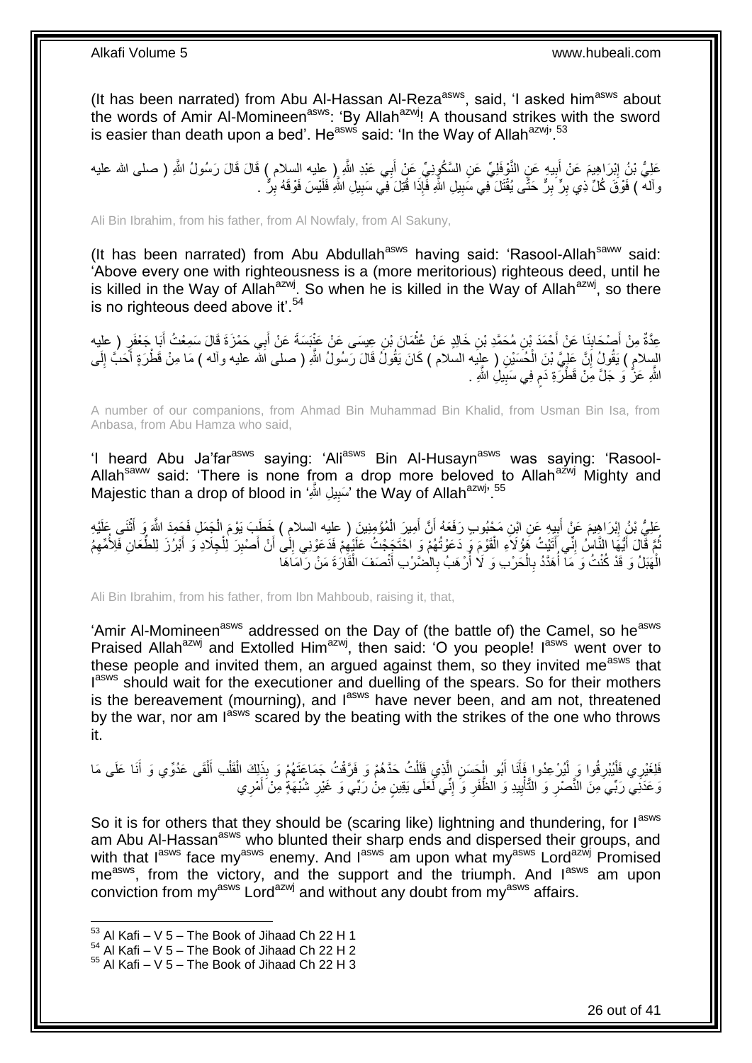(It has been narrated) from Abu Al-Hassan Al-Reza[asws], said, 'I asked him[asws] about the words of Amir Al-Momineen[asws]: 'By Allah[azwj]! A thousand strikes with the sword is easier than death upon a bed'. He[asws] said: 'In the Way of Allah[azwj]'.[53]

عَلِيُّ بْنُ إِبْرَاهِيمَ عَنْ أَبِيهِ عَنِ النَّوْفَلِيِّ عَنِ السَّكُونِيِّ عَنْ أَبِي عَبْدِ اللَّهِ ( عليه السلام ) قَالَ قَالَ رَسُولُ اللَّهِ ( صلى الله عليه وآله ) فَوْقَ كُلِّ ذِي بِرٍّ بِرٌّ حَتَّى يُقْتَلَ فِي سَبِيلِ اللَّهِ فَإِذَا قُتِلَ فِي سَبِيلِ اللَّهِ فَلَيْسَ فَوْقَهُ بِرٌّ .

Ali Bin Ibrahim, from his father, from Al Nowfaly, from Al Sakuny,

(It has been narrated) from Abu Abdullah[asws] having said: 'Rasool-Allah[saww] said: 'Above every one with righteousness is a (more meritorious) righteous deed, until he is killed in the Way of Allah[azwj]. So when he is killed in the Way of Allah[azwj], so there is no righteous deed above it'.[54]

عِدَّةٌ مِنْ أَصْحَابِنَا عَنْ أَحْمَدَ بْنِ مُحَمَّدِ بْنِ خَالِدٍ عَنْ عُثْمَانَ بْنِ عِيسَى عَنْ عَنْبَسَةَ عَنْ أَبِي حَمْزَةَ قَالَ سَمِعْتُ أَبَا جَعْفَرٍ ( عليه السلام ) يَقُولُ إِنَّ عَلِيَّ بْنَ الْحُسَيْنِ ( عليه السلام ) كَانَ يَقُولُ قَالَ رَسُولُ اللَّهِ ( صلى الله عليه وآله ) مَا مِنْ قَطْرَةٍ أَحَبَّ إِلَى اللَّهِ عَزَّ وَ جَلَّ مِنْ قَطْرَةِ دَمٍ فِي سَبِيلِ اللَّهِ .

A number of our companions, from Ahmad Bin Muhammad Bin Khalid, from Usman Bin Isa, from Anbasa, from Abu Hamza who said,

'I heard Abu Ja'far[asws] saying: 'Ali[asws] Bin Al-Husayn[asws] was saying: 'Rasool-Allah[saww] said: 'There is none from a drop more beloved to Allah[azwj] Mighty and Majestic than a drop of blood in 'سَبِيلِ اللَّهِ' the Way of Allah[azwj]'.[55]

عَلِيُّ بْنُ إِبْرَاهِيمَ عَنْ أَبِيهِ عَنِ ابْنِ مَحْبُوبٍ رَفَعَهُ أَنَّ أَمِيرَ الْمُؤْمِنِينَ ( عليه السلام ) خَطَبَ يَوْمَ الْجَمَلِ فَحَمِدَ اللَّهَ وَ أَثْنَى عَلَيْهِ ثُمَّ قَالَ أَيُّهَا النَّاسُ إِنِّي أَتَيْتُ هَؤُلَاءِ الْقَوْمَ وَ دَعَوْتُهُمْ وَ احْتَجَجْتُ عَلَيْهِمْ فَدَعَوْنِي إِلَى أَنْ أَصْبِرَ لِلْجِلَادِ وَ أَبْرُزَ لِلطِّعَانِ فَلِأُمِّهِمُ الْهَبَلُ وَ قَدْ كُنْتُ وَ مَا أُهَدَّدُ بِالْحَرْبِ وَ لَا أُرْهَبُ بِالضَّرْبِ أَنْصَفَ الْقَارَةَ مَنْ رَامَاهَا

Ali Bin Ibrahim, from his father, from Ibn Mahboub, raising it, that,

'Amir Al-Momineen[asws] addressed on the Day of (the battle of) the Camel, so he[asws] Praised Allah[azwj] and Extolled Him[azwj], then said: 'O you people! I[asws] went over to these people and invited them, an argued against them, so they invited me[asws] that I[asws] should wait for the executioner and duelling of the spears. So for their mothers is the bereavement (mourning), and I[asws] have never been, and am not, threatened by the war, nor am I[asws] scared by the beating with the strikes of the one who throws it.

فَلِغَيْرِي فَلْيُبْرِقُوا وَ لْيُرْعِدُوا فَأَنَا أَبُو الْحَسَنِ الَّذِي فَلَلْتُ حَدَّهُمْ وَ فَرَّقْتُ جَمَاعَتَهُمْ وَ بِذَلِكَ الْقَلْبِ أَلْقَى عَدُوِّي وَ أَنَا عَلَى مَا وَعَدَنِي رَبِّي مِنَ النَّصْرِ وَ التَّأْيِيدِ وَ الظَّفَرِ وَ إِنِّي لَعَلَى يَقِينٍ مِنْ رَبِّي وَ غَيْرِ شُبْهَةٍ مِنْ أَمْرِي

So it is for others that they should be (scaring like) lightning and thundering, for I[asws] am Abu Al-Hassan[asws] who blunted their sharp ends and dispersed their groups, and with that I[asws] face my[asws] enemy. And I[asws] am upon what my[asws] Lord[azwj] Promised me[asws], from the victory, and the support and the triumph. And I[asws] am upon conviction from my[asws] Lord[azwj] and without any doubt from my[asws] affairs.

[53] Al Kafi – V 5 – The Book of Jihaad Ch 22 H 1
[54] Al Kafi – V 5 – The Book of Jihaad Ch 22 H 2
[55] Al Kafi – V 5 – The Book of Jihaad Ch 22 H 3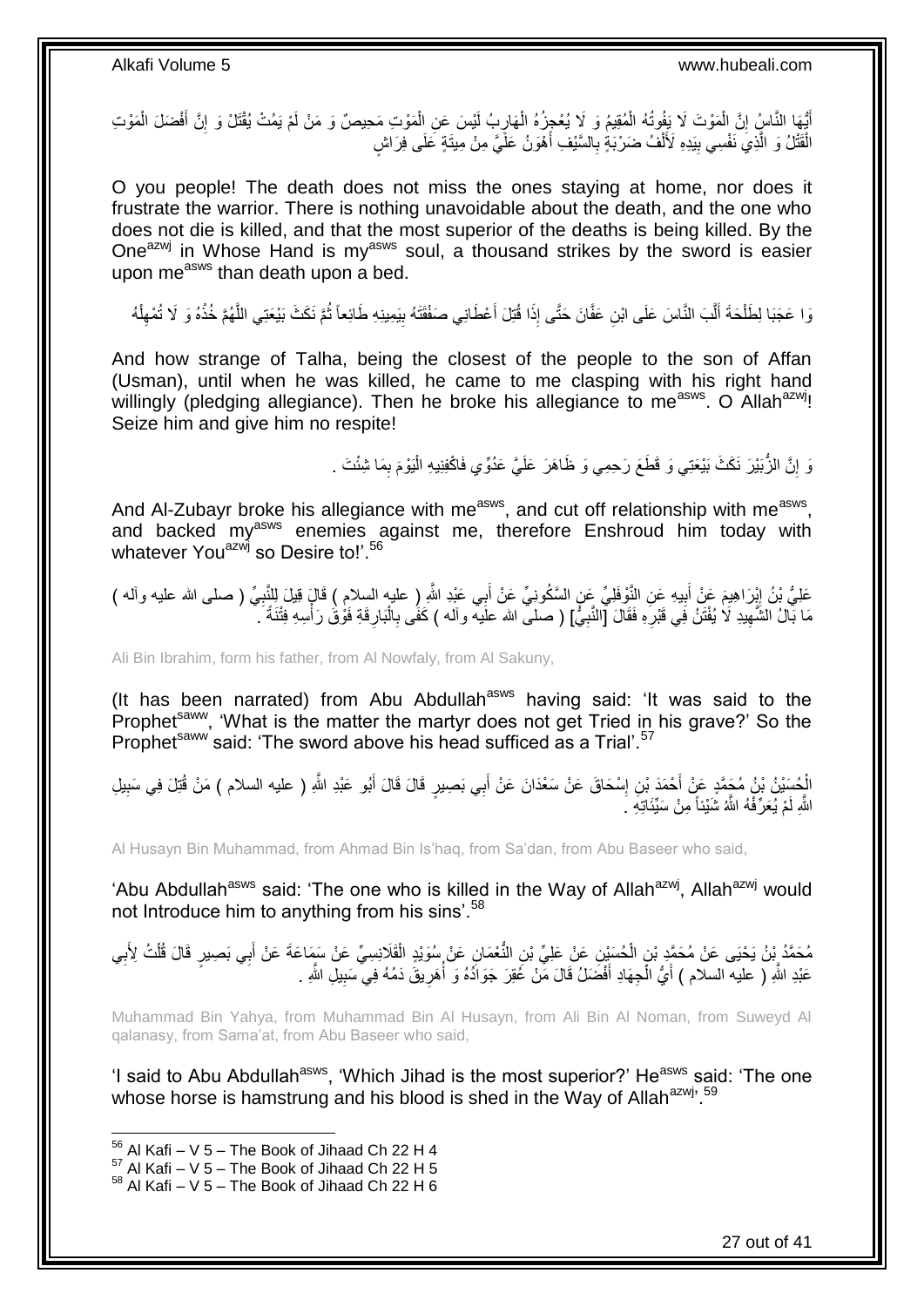أَيُّهَا النَّاسُ إِنَّ الْمَوْتَ لَا يَفُوتُهُ الْمُقِيمُ وَ لَا يُعْجِزُهُ الْهَارِبُ لَيْسَ عَنِ الْمَوْتِ مَحِيصٌ وَ مَنْ لَمْ يَمُتْ يُقْتَلْ وَ إِنَّ أَفْضَلَ الْمَوْتِ الْقَتْلُ وَ الَّذِي نَفْسِي بِيَدِهِ لَأَلْفُ ضَرْبَةٍ بِالسَّيْفِ أَهْوَنُ عَلَيَّ مِنْ مِيتَةٍ عَلَى فِرَاشٍ

O you people! The death does not miss the ones staying at home, nor does it frustrate the warrior. There is nothing unavoidable about the death, and the one who does not die is killed, and that the most superior of the deaths is being killed. By the One[azwj] in Whose Hand is my[asws] soul, a thousand strikes by the sword is easier upon me[asws] than death upon a bed.

وَا عَجَبَا لِطَلْحَةَ أَلَّبَ النَّاسَ عَلَى ابْنِ عَفَّانَ حَتَّى إِذَا قُتِلَ أَعْطَانِي صَفْقَتَهُ بِيَمِينِهِ طَائِعاً ثُمَّ نَكَثَ بَيْعَتِي اللَّهُمَّ خُذْهُ وَ لَا تُمْهِلْهُ

And how strange of Talha, being the closest of the people to the son of Affan (Usman), until when he was killed, he came to me clasping with his right hand willingly (pledging allegiance). Then he broke his allegiance to me[asws]. O Allah[azwj]! Seize him and give him no respite!

وَ إِنَّ الزُّبَيْرَ نَكَثَ بَيْعَتِي وَ قَطَعَ رَحِمِي وَ ظَاهَرَ عَلَيَّ عَدُوِّي فَاكْفِنِيهِ الْيَوْمَ بِمَا شِئْتَ .

And Al-Zubayr broke his allegiance with me[asws], and cut off relationship with me[asws], and backed my[asws] enemies against me, therefore Enshroud him today with whatever You[azwj] so Desire to!'.[56]

عَلِيُّ بْنُ إِبْرَاهِيمَ عَنْ أَبِيهِ عَنِ النَّوْفَلِيِّ عَنِ السَّكُونِيِّ عَنْ أَبِي عَبْدِ اللَّهِ ( عليه السلام ) قَالَ قِيلَ لِلنَّبِيِّ ( صلى الله عليه وآله ) مَا بَالُ الشَّهِيدِ لَا يُفْتَنُ فِي قَبْرِهِ فَقَالَ [النَّبِيُّ] ( صلى الله عليه وآله ) كَفَى بِالْبَارِقَةِ فَوْقَ رَأْسِهِ فِتْنَةً .

Ali Bin Ibrahim, form his father, from Al Nowfaly, from Al Sakuny,

(It has been narrated) from Abu Abdullah[asws] having said: 'It was said to the Prophet[saww], 'What is the matter the martyr does not get Tried in his grave?' So the Prophet[saww] said: 'The sword above his head sufficed as a Trial'.[57]

الْحُسَيْنُ بْنُ مُحَمَّدٍ عَنْ أَحْمَدَ بْنِ إِسْحَاقَ عَنْ سَعْدَانَ عَنْ أَبِي بَصِيرٍ قَالَ قَالَ أَبُو عَبْدِ اللَّهِ ( عليه السلام ) مَنْ قُتِلَ فِي سَبِيلِ اللَّهِ لَمْ يُعَرِّفْهُ اللَّهُ شَيْئاً مِنْ سَيِّئَاتِهِ .

Al Husayn Bin Muhammad, from Ahmad Bin Is'haq, from Sa'dan, from Abu Baseer who said,

'Abu Abdullah[asws] said: 'The one who is killed in the Way of Allah[azwj], Allah[azwj] would not Introduce him to anything from his sins'.[58]

مُحَمَّدُ بْنُ يَحْيَى عَنْ مُحَمَّدِ بْنِ الْحُسَيْنِ عَنْ عَلِيِّ بْنِ النُّعْمَانِ عَنْ سُوَيْدٍ الْقَلَانِسِيِّ عَنْ سَمَاعَةَ عَنْ أَبِي بَصِيرٍ قَالَ قُلْتُ لِأَبِي عَبْدِ اللَّهِ ( عليه السلام ) أَيُّ الْجِهَادِ أَفْضَلُ قَالَ مَنْ عُقِرَ جَوَادُهُ وَ أُهَرِيقَ دَمُهُ فِي سَبِيلِ اللَّهِ .

Muhammad Bin Yahya, from Muhammad Bin Al Husayn, from Ali Bin Al Noman, from Suweyd Al qalanasy, from Sama'at, from Abu Baseer who said,

'I said to Abu Abdullah[asws], 'Which Jihad is the most superior?' He[asws] said: 'The one whose horse is hamstrung and his blood is shed in the Way of Allah[azwj]'.[59]

---

[56] Al Kafi – V 5 – The Book of Jihaad Ch 22 H 4
[57] Al Kafi – V 5 – The Book of Jihaad Ch 22 H 5
[58] Al Kafi – V 5 – The Book of Jihaad Ch 22 H 6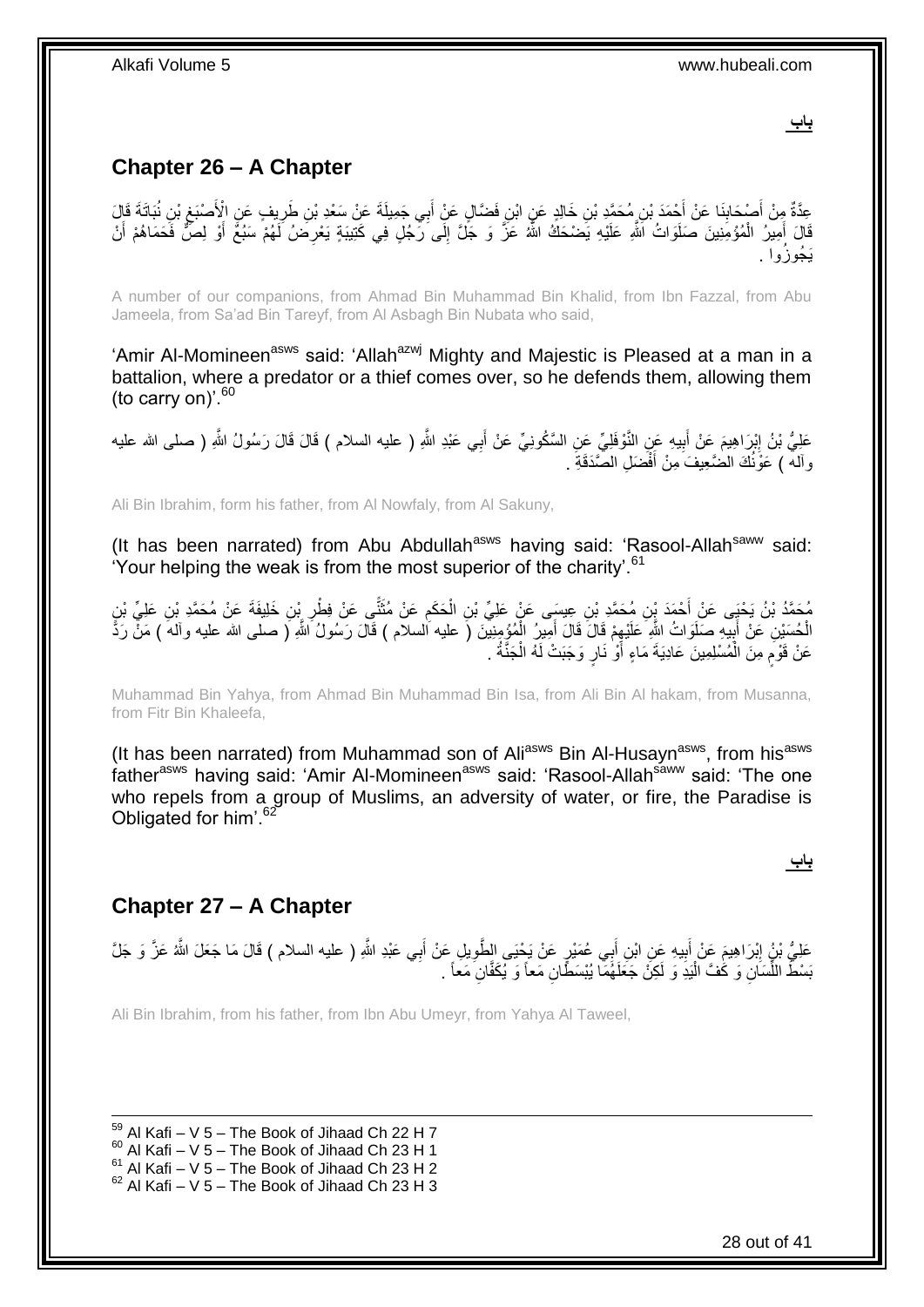**باب**

## Chapter 26 – A Chapter

عِدَّةٌ مِنْ أَصْحَابِنَا عَنْ أَحْمَدَ بْنِ مُحَمَّدِ بْنِ خَالِدٍ عَنِ ابْنِ فَضَّالٍ عَنْ أَبِي جَمِيلَةَ عَنْ سَعْدِ بْنِ طَرِيفٍ عَنِ الْأَصْبَغِ بْنِ نُبَاتَةَ قَالَ قَالَ أَمِيرُ الْمُؤْمِنِينَ صَلَوَاتُ اللَّهِ عَلَيْهِ يَضْحَكُ اللَّهُ عَزَّ وَ جَلَّ إِلَى رَجُلٍ فِي كَتِيبَةٍ يَعْرِضُ لَهُمْ سَبُعٌ أَوْ لِصٌّ فَحَمَاهُمْ أَنْ يَجُوزُوا .

A number of our companions, from Ahmad Bin Muhammad Bin Khalid, from Ibn Fazzal, from Abu Jameela, from Sa'ad Bin Tareyf, from Al Asbagh Bin Nubata who said,

'Amir Al-Momineen[asws] said: 'Allah[azwj] Mighty and Majestic is Pleased at a man in a battalion, where a predator or a thief comes over, so he defends them, allowing them (to carry on)'.[60]

عَلِيُّ بْنُ إِبْرَاهِيمَ عَنْ أَبِيهِ عَنِ النَّوْفَلِيِّ عَنِ السَّكُونِيِّ عَنْ أَبِي عَبْدِ اللَّهِ ( عليه السلام ) قَالَ قَالَ رَسُولُ اللَّهِ ( صلى الله عليه وآله ) عَوْنُكَ الضَّعِيفَ مِنْ أَفْضَلِ الصَّدَقَةِ .

Ali Bin Ibrahim, form his father, from Al Nowfaly, from Al Sakuny,

(It has been narrated) from Abu Abdullah[asws] having said: 'Rasool-Allah[saww] said: 'Your helping the weak is from the most superior of the charity'.[61]

مُحَمَّدُ بْنُ يَحْيَى عَنْ أَحْمَدَ بْنِ مُحَمَّدِ بْنِ عِيسَى عَنْ عَلِيِّ بْنِ الْحَكَمِ عَنْ مُثَنًّى عَنْ فِطْرِ بْنِ خَلِيفَةَ عَنْ مُحَمَّدِ بْنِ عَلِيِّ بْنِ الْحُسَيْنِ عَنْ أَبِيهِ صَلَوَاتُ اللَّهِ عَلَيْهِمْ قَالَ قَالَ أَمِيرُ الْمُؤْمِنِينَ ( عليه السلام ) قَالَ رَسُولُ اللَّهِ ( صلى الله عليه وآله ) مَنْ رَدَّ عَنْ قَوْمٍ مِنَ الْمُسْلِمِينَ عَادِيَةَ مَاءٍ أَوْ نَارٍ وَجَبَتْ لَهُ الْجَنَّةُ .

Muhammad Bin Yahya, from Ahmad Bin Muhammad Bin Isa, from Ali Bin Al hakam, from Musanna, from Fitr Bin Khaleefa,

(It has been narrated) from Muhammad son of Ali[asws] Bin Al-Husayn[asws], from his father[asws] having said: 'Amir Al-Momineen[asws] said: 'Rasool-Allah[saww] said: 'The one who repels from a group of Muslims, an adversity of water, or fire, the Paradise is Obligated for him'.[62]

**باب**

## Chapter 27 – A Chapter

عَلِيُّ بْنُ إِبْرَاهِيمَ عَنْ أَبِيهِ عَنِ ابْنِ أَبِي عُمَيْرٍ عَنْ يَحْيَى الطَّوِيلِ عَنْ أَبِي عَبْدِ اللَّهِ ( عليه السلام ) قَالَ مَا جَعَلَ اللَّهُ عَزَّ وَ جَلَّ بَسْطَ اللِّسَانِ وَ كَفَّ الْيَدِ وَ لَكِنْ جَعَلَهُمَا يُبْسَطَانِ مَعاً وَ يُكَفَّانِ مَعاً .

Ali Bin Ibrahim, from his father, from Ibn Abu Umeyr, from Yahya Al Taweel,

[59] Al Kafi – V 5 – The Book of Jihaad Ch 22 H 7
[60] Al Kafi – V 5 – The Book of Jihaad Ch 23 H 1
[61] Al Kafi – V 5 – The Book of Jihaad Ch 23 H 2
[62] Al Kafi – V 5 – The Book of Jihaad Ch 23 H 3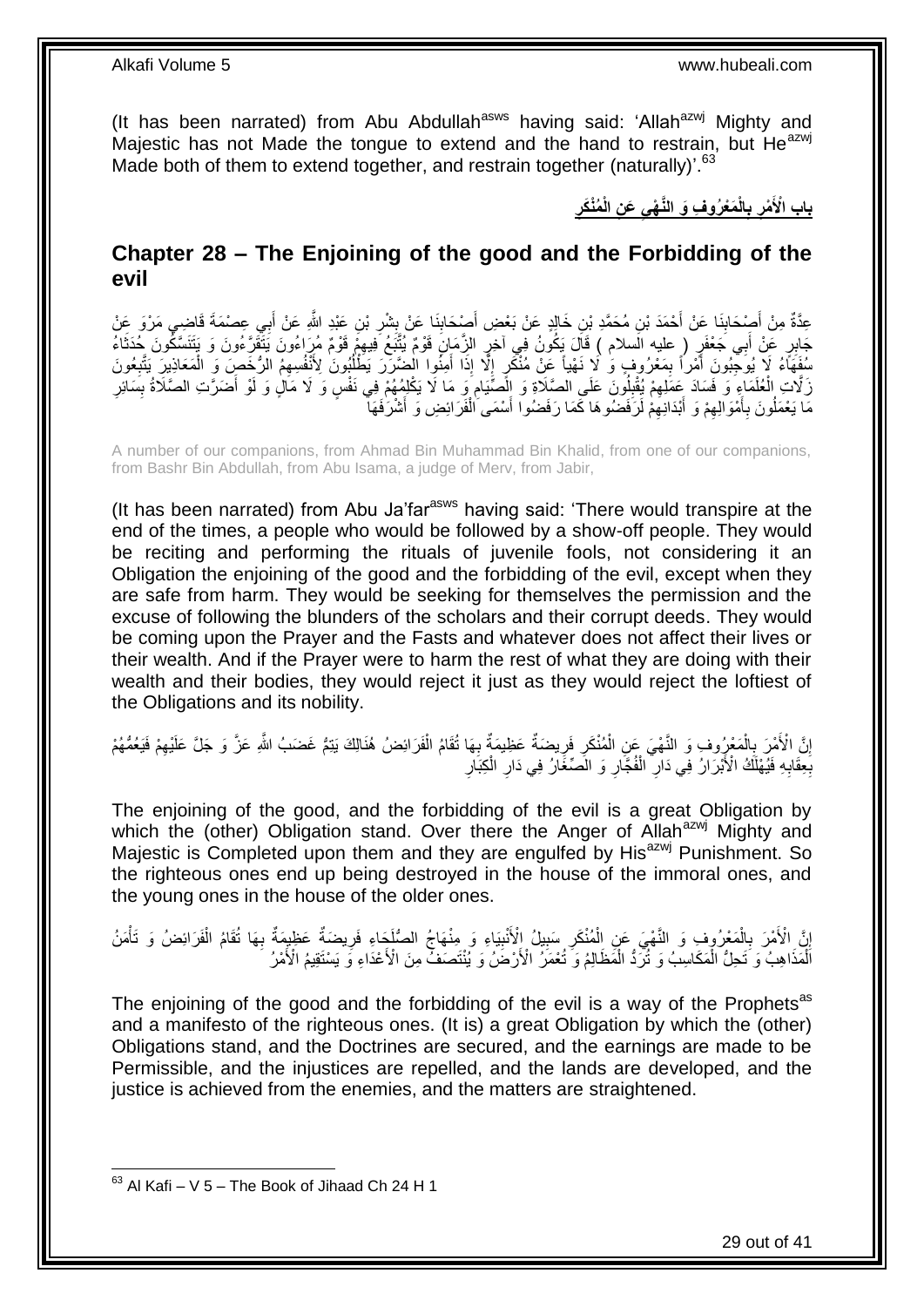(It has been narrated) from Abu Abdullah[asws] having said: 'Allah[azwj] Mighty and Majestic has not Made the tongue to extend and the hand to restrain, but He[azwj] Made both of them to extend together, and restrain together (naturally)'.[63]

## بابُ الْأَمْرِ بِالْمَعْرُوفِ وَ النَّهْيِ عَنِ الْمُنْكَرِ

## Chapter 28 – The Enjoining of the good and the Forbidding of the evil

عِدَّةٌ مِنْ أَصْحَابِنَا عَنْ أَحْمَدَ بْنِ مُحَمَّدِ بْنِ خَالِدٍ عَنْ بَعْضِ أَصْحَابِنَا عَنْ بِشْرِ بْنِ عَبْدِ اللَّهِ عَنْ أَبِي عِصْمَةَ قَاضِي مَرْوَ عَنْ جَابِرٍ عَنْ أَبِي جَعْفَرٍ ( عليه السلام ) قَالَ يَكُونُ فِي آخِرِ الزَّمَانِ قَوْمٌ يُتَّبَعُ فِيهِمْ قَوْمٌ مُرَاءُونَ يَتَقَرَّءُونَ وَ يَتَنَسَّكُونَ حُدَثَاءُ سُفَهَاءُ لَا يُوجِبُونَ أَمْراً بِمَعْرُوفٍ وَ لَا نَهْياً عَنْ مُنْكَرٍ إِلَّا إِذَا أَمِنُوا الضَّرَرَ يَطْلُبُونَ لِأَنْفُسِهِمُ الرُّخَصَ وَ الْمَعَاذِيرَ يَتَّبِعُونَ زَلَّاتِ الْعُلَمَاءِ وَ فَسَادَ عَمَلِهِمْ يُقْبِلُونَ عَلَى الصَّلَاةِ وَ الصِّيَامِ وَ مَا لَا يَكْلِمُهُمْ فِي نَفْسٍ وَ لَا مَالٍ وَ لَوْ أَضَرَّتِ الصَّلَاةُ بِسَائِرِ مَا يَعْمَلُونَ بِأَمْوَالِهِمْ وَ أَبْدَانِهِمْ لَرَفَضُوهَا كَمَا رَفَضُوا أَسْمَى الْفَرَائِضِ وَ أَشْرَفَهَا

A number of our companions, from Ahmad Bin Muhammad Bin Khalid, from one of our companions, from Bashr Bin Abdullah, from Abu Isama, a judge of Merv, from Jabir,

(It has been narrated) from Abu Ja'far[asws] having said: 'There would transpire at the end of the times, a people who would be followed by a show-off people. They would be reciting and performing the rituals of juvenile fools, not considering it an Obligation the enjoining of the good and the forbidding of the evil, except when they are safe from harm. They would be seeking for themselves the permission and the excuse of following the blunders of the scholars and their corrupt deeds. They would be coming upon the Prayer and the Fasts and whatever does not affect their lives or their wealth. And if the Prayer were to harm the rest of what they are doing with their wealth and their bodies, they would reject it just as they would reject the loftiest of the Obligations and its nobility.

إِنَّ الْأَمْرَ بِالْمَعْرُوفِ وَ النَّهْيَ عَنِ الْمُنْكَرِ فَرِيضَةٌ عَظِيمَةٌ بِهَا تُقَامُ الْفَرَائِضُ هُنَالِكَ يَتِمُّ غَضَبُ اللَّهِ عَزَّ وَ جَلَّ عَلَيْهِمْ فَيَعُمُّهُمْ بِعِقَابِهِ فَيُهْلَكُ الْأَبْرَارُ فِي دَارِ الْفُجَّارِ وَ الصِّغَارُ فِي دَارِ الْكِبَارِ

The enjoining of the good, and the forbidding of the evil is a great Obligation by which the (other) Obligation stand. Over there the Anger of Allah[azwj] Mighty and Majestic is Completed upon them and they are engulfed by His[azwj] Punishment. So the righteous ones end up being destroyed in the house of the immoral ones, and the young ones in the house of the older ones.

إِنَّ الْأَمْرَ بِالْمَعْرُوفِ وَ النَّهْيَ عَنِ الْمُنْكَرِ سَبِيلُ الْأَنْبِيَاءِ وَ مِنْهَاجُ الصُّلَحَاءِ فَرِيضَةٌ عَظِيمَةٌ بِهَا تُقَامُ الْفَرَائِضُ وَ تَأْمَنُ الْمَذَاهِبُ وَ تَحِلُّ الْمَكَاسِبُ وَ تُرَدُّ الْمَظَالِمُ وَ تُعْمَرُ الْأَرْضُ وَ يُنْتَصَفُ مِنَ الْأَعْدَاءِ وَ يَسْتَقِيمُ الْأَمْرُ

The enjoining of the good and the forbidding of the evil is a way of the Prophets[as] and a manifesto of the righteous ones. (It is) a great Obligation by which the (other) Obligations stand, and the Doctrines are secured, and the earnings are made to be Permissible, and the injustices are repelled, and the lands are developed, and the justice is achieved from the enemies, and the matters are straightened.

[63] Al Kafi – V 5 – The Book of Jihaad Ch 24 H 1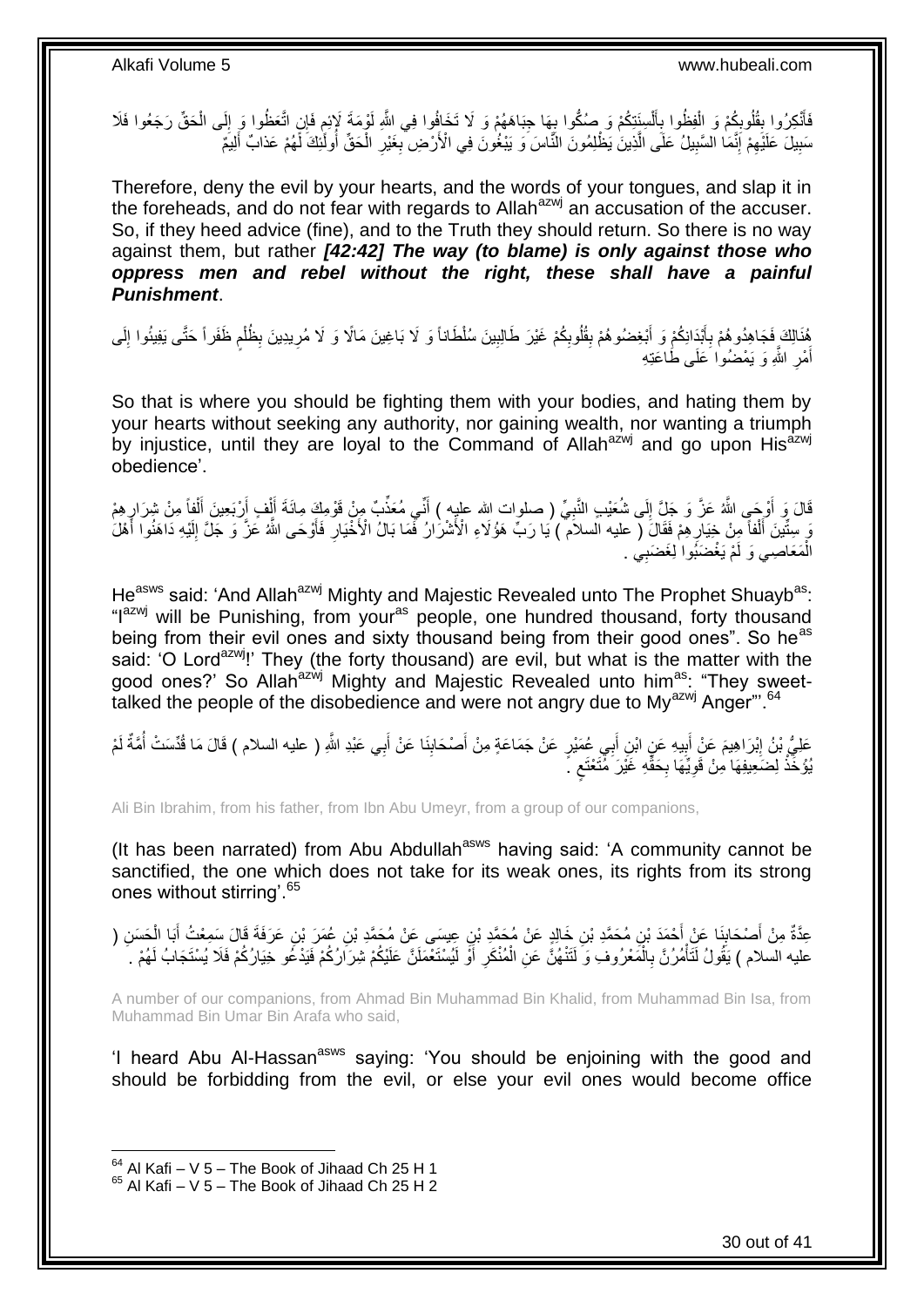فَأَنْكِرُوا بِقُلُوبِكُمْ وَ الْفِظُوا بِأَلْسِنَتِكُمْ وَ صُكُّوا بِهَا جِبَاهَهُمْ وَ لَا تَخَافُوا فِي اللَّهِ لَوْمَةَ لَائِمٍ فَإِنِ اتَّعَظُوا وَ إِلَى الْحَقِّ رَجَعُوا فَلَا سَبِيلَ عَلَيْهِمْ إِنَّمَا السَّبِيلُ عَلَى الَّذِينَ يَظْلِمُونَ النَّاسَ وَ يَبْغُونَ فِي الْأَرْضِ بِغَيْرِ الْحَقِّ أُولئِكَ لَهُمْ عَذابٌ أَلِيمٌ

Therefore, deny the evil by your hearts, and the words of your tongues, and slap it in the foreheads, and do not fear with regards to Allah[azwj] an accusation of the accuser. So, if they heed advice (fine), and to the Truth they should return. So there is no way against them, but rather ***[42:42] The way (to blame) is only against those who oppress men and rebel without the right, these shall have a painful Punishment***.

هُنَالِكَ فَجَاهِدُوهُمْ بِأَبْدَانِكُمْ وَ أَبْغِضُوهُمْ بِقُلُوبِكُمْ غَيْرَ طَالِبِينَ سُلْطَاناً وَ لَا بَاغِينَ مَالًا وَ لَا مُرِيدِينَ بِظُلْمٍ ظَفَراً حَتَّى يَفِيئُوا إِلَى أَمْرِ اللَّهِ وَ يَمْضُوا عَلَى طَاعَتِهِ

So that is where you should be fighting them with your bodies, and hating them by your hearts without seeking any authority, nor gaining wealth, nor wanting a triumph by injustice, until they are loyal to the Command of Allah[azwj] and go upon His[azwj] obedience'.

قَالَ وَ أَوْحَى اللَّهُ عَزَّ وَ جَلَّ إِلَى شُعَيْبٍ النَّبِيِّ ( صلوات الله عليه ) أَنِّي مُعَذِّبٌ مِنْ قَوْمِكَ مِائَةَ أَلْفٍ أَرْبَعِينَ أَلْفاً مِنْ شِرَارِهِمْ وَ سِتِّينَ أَلْفاً مِنْ خِيَارِهِمْ فَقَالَ ( عليه السلام ) يَا رَبِّ هَؤُلَاءِ الْأَشْرَارُ فَمَا بَالُ الْأَخْيَارِ فَأَوْحَى اللَّهُ عَزَّ وَ جَلَّ إِلَيْهِ دَاهَنُوا أَهْلَ الْمَعَاصِي وَ لَمْ يَغْضَبُوا لِغَضَبِي .

He[asws] said: 'And Allah[azwj] Mighty and Majestic Revealed unto The Prophet Shuayb[as]: "I[azwj] will be Punishing, from your[as] people, one hundred thousand, forty thousand being from their evil ones and sixty thousand being from their good ones". So he[as] said: 'O Lord[azwj]!' They (the forty thousand) are evil, but what is the matter with the good ones?' So Allah[azwj] Mighty and Majestic Revealed unto him[as]: "They sweet-talked the people of the disobedience and were not angry due to My[azwj] Anger"'.[64]

عَلِيُّ بْنُ إِبْرَاهِيمَ عَنْ أَبِيهِ عَنِ ابْنِ أَبِي عُمَيْرٍ عَنْ جَمَاعَةٍ مِنْ أَصْحَابِنَا عَنْ أَبِي عَبْدِ اللَّهِ ( عليه السلام ) قَالَ مَا قُدِّسَتْ أُمَّةٌ لَمْ يُؤْخَذْ لِضَعِيفِهَا مِنْ قَوِيِّهَا بِحَقِّهِ غَيْرَ مُتَعْتَعٍ .

Ali Bin Ibrahim, from his father, from Ibn Abu Umeyr, from a group of our companions,

(It has been narrated) from Abu Abdullah[asws] having said: 'A community cannot be sanctified, the one which does not take for its weak ones, its rights from its strong ones without stirring'.[65]

عِدَّةٌ مِنْ أَصْحَابِنَا عَنْ أَحْمَدَ بْنِ مُحَمَّدِ بْنِ خَالِدٍ عَنْ مُحَمَّدِ بْنِ عِيسَى عَنْ مُحَمَّدِ بْنِ عُمَرَ بْنِ عَرَفَةَ قَالَ سَمِعْتُ أَبَا الْحَسَنِ ( عليه السلام ) يَقُولُ لَتَأْمُرُنَّ بِالْمَعْرُوفِ وَ لَتَنْهَوُنَّ عَنِ الْمُنْكَرِ أَوْ لَيُسْتَعْمَلَنَّ عَلَيْكُمْ شِرَارُكُمْ فَيَدْعُو خِيَارُكُمْ فَلَا يُسْتَجَابُ لَهُمْ .

A number of our companions, from Ahmad Bin Muhammad Bin Khalid, from Muhammad Bin Isa, from Muhammad Bin Umar Bin Arafa who said,

'I heard Abu Al-Hassan[asws] saying: 'You should be enjoining with the good and should be forbidding from the evil, or else your evil ones would become office

[64] Al Kafi – V 5 – The Book of Jihaad Ch 25 H 1
[65] Al Kafi – V 5 – The Book of Jihaad Ch 25 H 2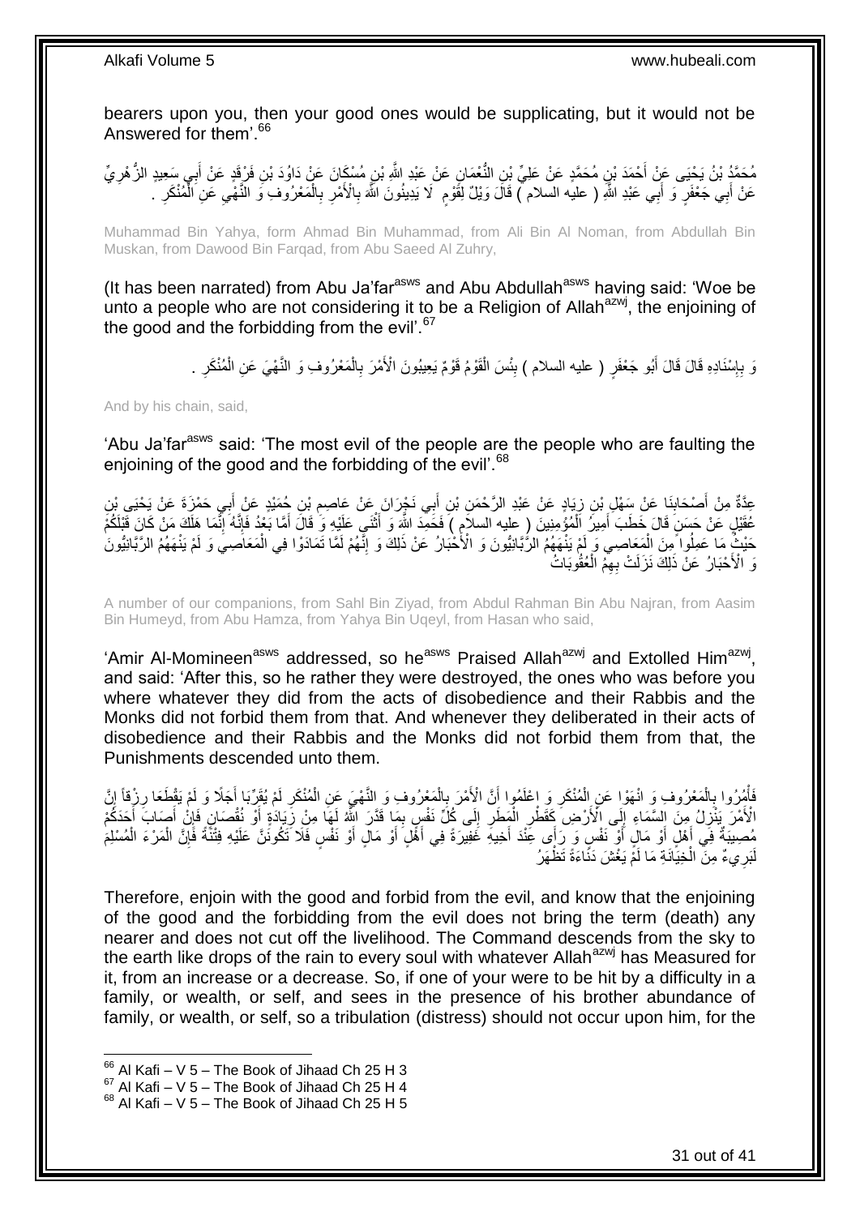bearers upon you, then your good ones would be supplicating, but it would not be Answered for them'.[66]

مُحَمَّدُ بْنُ يَحْيَى عَنْ أَحْمَدَ بْنِ مُحَمَّدٍ عَنْ عَلِيِّ بْنِ النُّعْمَانِ عَنْ عَبْدِ اللَّهِ بْنِ مُسْكَانَ عَنْ دَاوُدَ بْنِ فَرْقَدٍ عَنْ أَبِي سَعِيدٍ الزُّهْرِيِّ عَنْ أَبِي جَعْفَرٍ وَ أَبِي عَبْدِ اللَّهِ ( عليه السلام ) قَالَ وَيْلٌ لِقَوْمٍ لَا يَدِينُونَ اللَّهَ بِالْأَمْرِ بِالْمَعْرُوفِ وَ النَّهْيِ عَنِ الْمُنْكَرِ .

Muhammad Bin Yahya, form Ahmad Bin Muhammad, from Ali Bin Al Noman, from Abdullah Bin Muskan, from Dawood Bin Farqad, from Abu Saeed Al Zuhry,

(It has been narrated) from Abu Ja'far[asws] and Abu Abdullah[asws] having said: 'Woe be unto a people who are not considering it to be a Religion of Allah[azwj], the enjoining of the good and the forbidding from the evil'.[67]

وَ بِإِسْنَادِهِ قَالَ قَالَ أَبُو جَعْفَرٍ ( عليه السلام ) بِئْسَ الْقَوْمُ قَوْمٌ يَعِيبُونَ الْأَمْرَ بِالْمَعْرُوفِ وَ النَّهْيَ عَنِ الْمُنْكَرِ .

And by his chain, said,

'Abu Ja'far[asws] said: 'The most evil of the people are the people who are faulting the enjoining of the good and the forbidding of the evil'.[68]

عِدَّةٌ مِنْ أَصْحَابِنَا عَنْ سَهْلِ بْنِ زِيَادٍ عَنْ عَبْدِ الرَّحْمَنِ بْنِ أَبِي نَجْرَانَ عَنْ عَاصِمِ بْنِ حُمَيْدٍ عَنْ أَبِي حَمْزَةَ عَنْ يَحْيَى بْنِ عُقَيْلٍ عَنْ حَسَنٍ قَالَ خَطَبَ أَمِيرُ الْمُؤْمِنِينَ ( عليه السلام ) فَحَمِدَ اللَّهَ وَ أَثْنَى عَلَيْهِ وَ قَالَ أَمَّا بَعْدُ فَإِنَّهُ إِنَّمَا هَلَكَ مَنْ كَانَ قَبْلَكُمْ حَيْثُ مَا عَمِلُوا مِنَ الْمَعَاصِي وَ لَمْ يَنْهَهُمُ الرَّبَّانِيُّونَ وَ الْأَحْبَارُ عَنْ ذَلِكَ وَ إِنَّهُمْ لَمَّا تَمَادَوْا فِي الْمَعَاصِي وَ لَمْ يَنْهَهُمُ الرَّبَّانِيُّونَ وَ الْأَحْبَارُ عَنْ ذَلِكَ نَزَلَتْ بِهِمُ الْعُقُوبَاتُ

A number of our companions, from Sahl Bin Ziyad, from Abdul Rahman Bin Abu Najran, from Aasim Bin Humeyd, from Abu Hamza, from Yahya Bin Uqeyl, from Hasan who said,

'Amir Al-Momineen[asws] addressed, so he[asws] Praised Allah[azwj] and Extolled Him[azwj], and said: 'After this, so he rather they were destroyed, the ones who was before you where whatever they did from the acts of disobedience and their Rabbis and the Monks did not forbid them from that. And whenever they deliberated in their acts of disobedience and their Rabbis and the Monks did not forbid them from that, the Punishments descended unto them.

فَأْمُرُوا بِالْمَعْرُوفِ وَ انْهَوْا عَنِ الْمُنْكَرِ وَ اعْلَمُوا أَنَّ الْأَمْرَ بِالْمَعْرُوفِ وَ النَّهْيَ عَنِ الْمُنْكَرِ لَمْ يُقَرِّبَا أَجَلًا وَ لَمْ يَقْطَعَا رِزْقاً إِنَّ الْأَمْرَ يَنْزِلُ مِنَ السَّمَاءِ إِلَى الْأَرْضِ كَقَطْرِ الْمَطَرِ إِلَى كُلِّ نَفْسٍ بِمَا قَدَّرَ اللَّهُ لَهَا مِنْ زِيَادَةٍ أَوْ نُقْصَانٍ فَإِنْ أَصَابَ أَحَدَكُمْ مُصِيبَةٌ فِي أَهْلٍ أَوْ مَالٍ أَوْ نَفْسٍ وَ رَأَى عِنْدَ أَخِيهِ غَفِيرَةً فِي أَهْلٍ أَوْ مَالٍ أَوْ نَفْسٍ فَلَا تَكُونَنَّ عَلَيْهِ فِتْنَةً فَإِنَّ الْمَرْءَ الْمُسْلِمَ لَبَرِيءٌ مِنَ الْخِيَانَةِ مَا لَمْ يَغْشَ دَنَاءَةً تَظْهَرُ

Therefore, enjoin with the good and forbid from the evil, and know that the enjoining of the good and the forbidding from the evil does not bring the term (death) any nearer and does not cut off the livelihood. The Command descends from the sky to the earth like drops of the rain to every soul with whatever Allah[azwj] has Measured for it, from an increase or a decrease. So, if one of your were to be hit by a difficulty in a family, or wealth, or self, and sees in the presence of his brother abundance of family, or wealth, or self, so a tribulation (distress) should not occur upon him, for the

[66] Al Kafi – V 5 – The Book of Jihaad Ch 25 H 3
[67] Al Kafi – V 5 – The Book of Jihaad Ch 25 H 4
[68] Al Kafi – V 5 – The Book of Jihaad Ch 25 H 5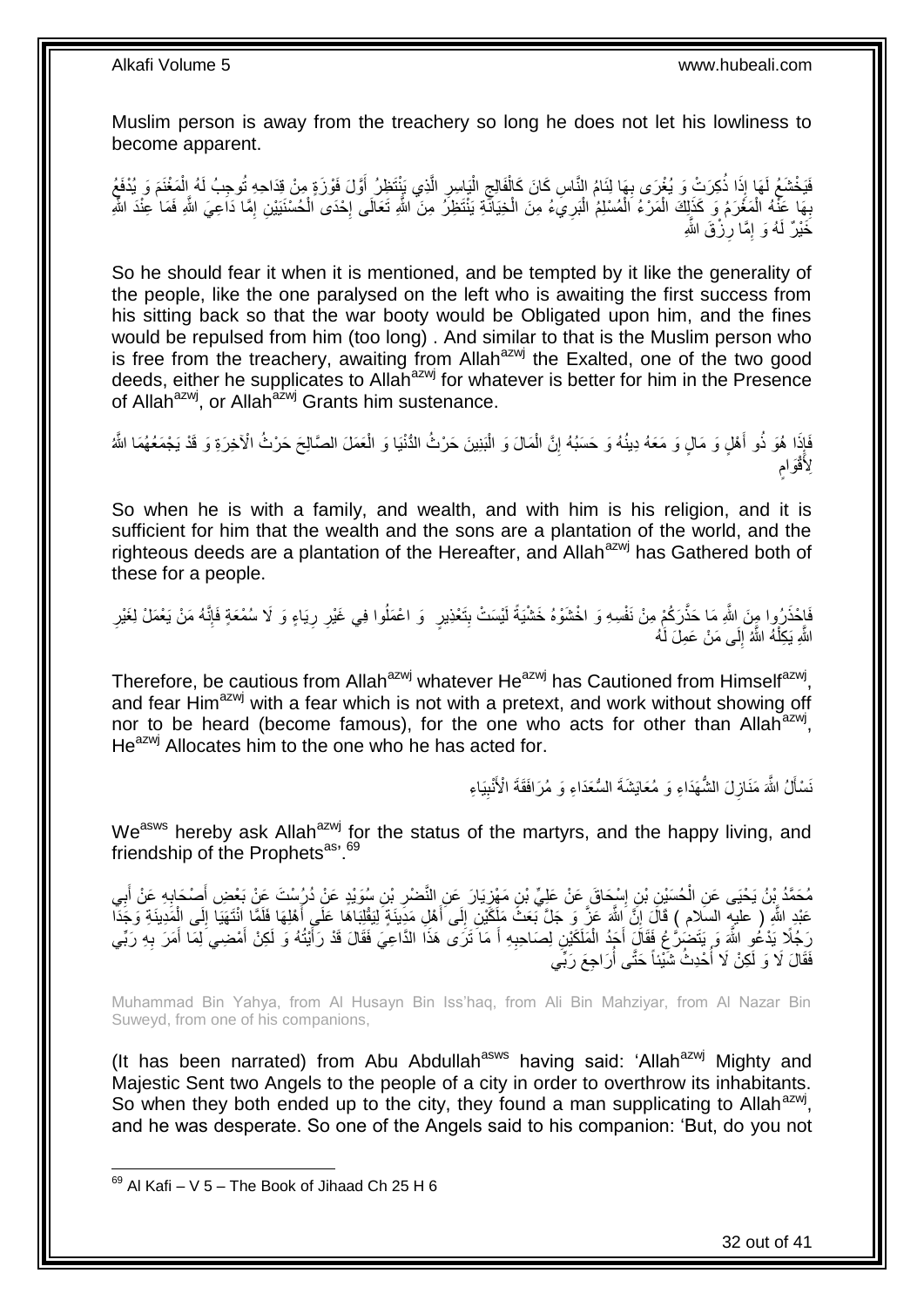Muslim person is away from the treachery so long he does not let his lowliness to become apparent.

فَيَخْشَعُ لَهَا إِذَا ذُكِرَتْ وَ يُغْرَى بِهَا لِئَامُ النَّاسِ كَانَ كَالْفَالِجِ الْيَاسِرِ الَّذِي يَنْتَظِرُ أَوَّلَ فَوْزَةٍ مِنْ قِدَاحِهِ تُوجِبُ لَهُ الْمَغْنَمَ وَ يُدْفَعُ بِهَا عَنْهُ الْمَغْرَمُ وَ كَذَلِكَ الْمَرْءُ الْمُسْلِمُ الْبَرِيءُ مِنَ الْخِيَانَةِ يَنْتَظِرُ مِنَ اللَّهِ تَعَالَى إِحْدَى الْحُسْنَيَيْنِ إِمَّا دَاعِيَ اللَّهِ فَمَا عِنْدَ اللَّهِ خَيْرٌ لَهُ وَ إِمَّا رِزْقَ اللَّهِ

So he should fear it when it is mentioned, and be tempted by it like the generality of the people, like the one paralysed on the left who is awaiting the first success from his sitting back so that the war booty would be Obligated upon him, and the fines would be repulsed from him (too long) . And similar to that is the Muslim person who is free from the treachery, awaiting from Allah[azwj] the Exalted, one of the two good deeds, either he supplicates to Allah[azwj] for whatever is better for him in the Presence of Allah[azwj], or Allah[azwj] Grants him sustenance.

فَإِذَا هُوَ ذُو أَهْلٍ وَ مَالٍ وَ مَعَهُ دِينُهُ وَ حَسَبُهُ إِنَّ الْمَالَ وَ الْبَنِينَ حَرْثُ الدُّنْيَا وَ الْعَمَلَ الصَّالِحَ حَرْثُ الْآخِرَةِ وَ قَدْ يَجْمَعُهُمَا اللَّهُ لِأَقْوَامٍ

So when he is with a family, and wealth, and with him is his religion, and it is sufficient for him that the wealth and the sons are a plantation of the world, and the righteous deeds are a plantation of the Hereafter, and Allah[azwj] has Gathered both of these for a people.

فَاحْذَرُوا مِنَ اللَّهِ مَا حَذَّرَكُمْ مِنْ نَفْسِهِ وَ اخْشَوْهُ خَشْيَةً لَيْسَتْ بِتَعْذِيرٍ وَ اعْمَلُوا فِي غَيْرِ رِيَاءٍ وَ لَا سُمْعَةٍ فَإِنَّهُ مَنْ يَعْمَلْ لِغَيْرِ اللَّهِ يَكِلْهُ اللَّهُ إِلَى مَنْ عَمِلَ لَهُ

Therefore, be cautious from Allah[azwj] whatever He[azwj] has Cautioned from Himself[azwj], and fear Him[azwj] with a fear which is not with a pretext, and work without showing off nor to be heard (become famous), for the one who acts for other than Allah[azwj], He[azwj] Allocates him to the one who he has acted for.

نَسْأَلُ اللَّهَ مَنَازِلَ الشُّهَدَاءِ وَ مُعَايَشَةَ السُّعَدَاءِ وَ مُرَافَقَةَ الْأَنْبِيَاءِ

We[asws] hereby ask Allah[azwj] for the status of the martyrs, and the happy living, and friendship of the Prophets[as]'.[69]

مُحَمَّدُ بْنُ يَحْيَى عَنِ الْحُسَيْنِ بْنِ إِسْحَاقَ عَنْ عَلِيِّ بْنِ مَهْزِيَارَ عَنِ النَّضْرِ بْنِ سُوَيْدٍ عَنْ دُرُسْتَ عَنْ بَعْضِ أَصْحَابِهِ عَنْ أَبِي عَبْدِ اللَّهِ ( عليه السلام ) قَالَ إِنَّ اللَّهَ عَزَّ وَ جَلَّ بَعَثَ مَلَكَيْنِ إِلَى أَهْلِ مَدِينَةٍ لِيَقْلِبَاهَا عَلَى أَهْلِهَا فَلَمَّا انْتَهَيَا إِلَى الْمَدِينَةِ وَجَدَا رَجُلًا يَدْعُو اللَّهَ وَ يَتَضَرَّعُ فَقَالَ أَحَدُ الْمَلَكَيْنِ لِصَاحِبِهِ أَ مَا تَرَى هَذَا الدَّاعِيَ فَقَالَ قَدْ رَأَيْتُهُ وَ لَكِنْ أَمْضِي لِمَا أَمَرَ بِهِ رَبِّي فَقَالَ لَا وَ لَكِنْ لَا أُحْدِثُ شَيْئاً حَتَّى أُرَاجِعَ رَبِّي

Muhammad Bin Yahya, from Al Husayn Bin Iss'haq, from Ali Bin Mahziyar, from Al Nazar Bin Suweyd, from one of his companions,

(It has been narrated) from Abu Abdullah[asws] having said: 'Allah[azwj] Mighty and Majestic Sent two Angels to the people of a city in order to overthrow its inhabitants. So when they both ended up to the city, they found a man supplicating to Allah[azwj], and he was desperate. So one of the Angels said to his companion: 'But, do you not

[69] Al Kafi – V 5 – The Book of Jihaad Ch 25 H 6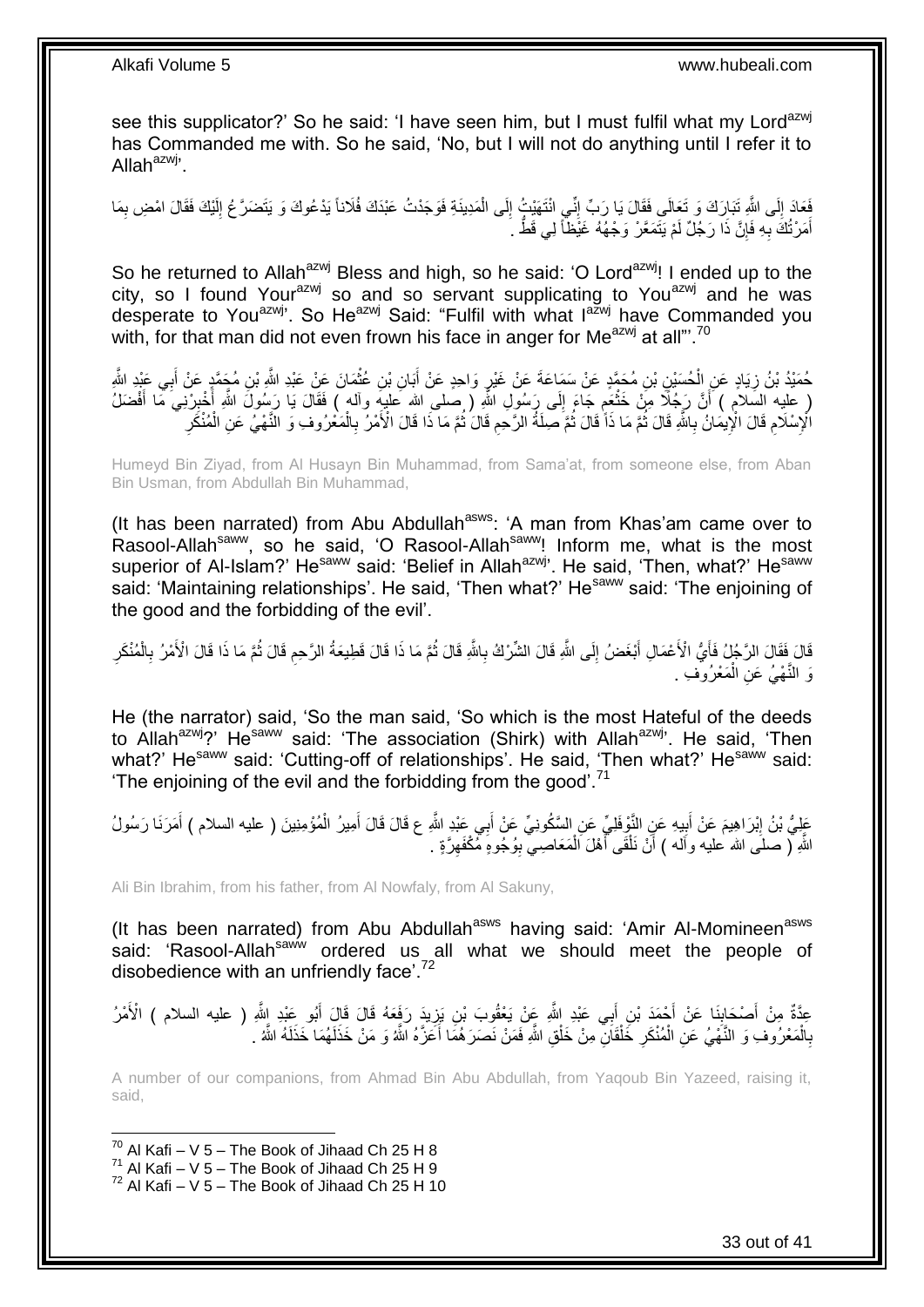see this supplicator?' So he said: 'I have seen him, but I must fulfil what my Lord[azwj] has Commanded me with. So he said, 'No, but I will not do anything until I refer it to Allah[azwj]'.

فَعَادَ إِلَى اللَّهِ تَبَارَكَ وَ تَعَالَى فَقَالَ يَا رَبِّ إِنِّي انْتَهَيْتُ إِلَى الْمَدِينَةِ فَوَجَدْتُ عَبْدَكَ فُلَاناً يَدْعُوكَ وَ يَتَضَرَّعُ إِلَيْكَ فَقَالَ امْضِ بِمَا أَمَرْتُكَ بِهِ فَإِنَّ ذَا رَجُلٌ لَمْ يَتَمَعَّرْ وَجْهُهُ غَيْظاً لِي قَطُّ .

So he returned to Allah[azwj] Bless and high, so he said: 'O Lord[azwj]! I ended up to the city, so I found Your[azwj] so and so servant supplicating to You[azwj] and he was desperate to You[azwj]'. So He[azwj] Said: "Fulfil with what I[azwj] have Commanded you with, for that man did not even frown his face in anger for Me[azwj] at all"'.[70]

حُمَيْدُ بْنُ زِيَادٍ عَنِ الْحُسَيْنِ بْنِ مُحَمَّدٍ عَنْ سَمَاعَةَ عَنْ غَيْرِ وَاحِدٍ عَنْ أَبَانِ بْنِ عُثْمَانَ عَنْ عَبْدِ اللَّهِ بْنِ مُحَمَّدٍ عَنْ أَبِي عَبْدِ اللَّهِ ( عليه السلام ) أَنَّ رَجُلًا مِنْ خَثْعَمٍ جَاءَ إِلَى رَسُولِ اللَّهِ ( صلى الله عليه وآله ) فَقَالَ يَا رَسُولَ اللَّهِ أَخْبِرْنِي مَا أَفْضَلُ الْإِسْلَامِ قَالَ الْإِيمَانُ بِاللَّهِ قَالَ ثُمَّ مَا ذَا قَالَ ثُمَّ صِلَةُ الرَّحِمِ قَالَ ثُمَّ مَا ذَا قَالَ الْأَمْرُ بِالْمَعْرُوفِ وَ النَّهْيُ عَنِ الْمُنْكَرِ

Humeyd Bin Ziyad, from Al Husayn Bin Muhammad, from Sama'at, from someone else, from Aban Bin Usman, from Abdullah Bin Muhammad,

(It has been narrated) from Abu Abdullah[asws]: 'A man from Khas'am came over to Rasool-Allah[saww], so he said, 'O Rasool-Allah[saww]! Inform me, what is the most superior of Al-Islam?' He[saww] said: 'Belief in Allah[azwj]'. He said, 'Then, what?' He[saww] said: 'Maintaining relationships'. He said, 'Then what?' He[saww] said: 'The enjoining of the good and the forbidding of the evil'.

قَالَ فَقَالَ الرَّجُلُ فَأَيُّ الْأَعْمَالِ أَبْغَضُ إِلَى اللَّهِ قَالَ الشِّرْكُ بِاللَّهِ قَالَ ثُمَّ مَا ذَا قَالَ قَطِيعَةُ الرَّحِمِ قَالَ ثُمَّ مَا ذَا قَالَ الْأَمْرُ بِالْمُنْكَرِ وَ النَّهْيُ عَنِ الْمَعْرُوفِ .

He (the narrator) said, 'So the man said, 'So which is the most Hateful of the deeds to Allah[azwj]?' He[saww] said: 'The association (Shirk) with Allah[azwj]'. He said, 'Then what?' He[saww] said: 'Cutting-off of relationships'. He said, 'Then what?' He[saww] said: 'The enjoining of the evil and the forbidding from the good'.[71]

عَلِيُّ بْنُ إِبْرَاهِيمَ عَنْ أَبِيهِ عَنِ النَّوْفَلِيِّ عَنِ السَّكُونِيِّ عَنْ أَبِي عَبْدِ اللَّهِ ع قَالَ قَالَ أَمِيرُ الْمُؤْمِنِينَ ( عليه السلام ) أَمَرَنَا رَسُولُ اللَّهِ ( صلى الله عليه وآله ) أَنْ نَلْقَى أَهْلَ الْمَعَاصِي بِوُجُوهٍ مُكْفَهِرَّةٍ .

Ali Bin Ibrahim, from his father, from Al Nowfaly, from Al Sakuny,

(It has been narrated) from Abu Abdullah[asws] having said: 'Amir Al-Momineen[asws] said: 'Rasool-Allah[saww] ordered us all what we should meet the people of disobedience with an unfriendly face'.[72]

عِدَّةٌ مِنْ أَصْحَابِنَا عَنْ أَحْمَدَ بْنِ أَبِي عَبْدِ اللَّهِ عَنْ يَعْقُوبَ بْنِ يَزِيدَ رَفَعَهُ قَالَ قَالَ أَبُو عَبْدِ اللَّهِ ( عليه السلام ) الْأَمْرُ بِالْمَعْرُوفِ وَ النَّهْيُ عَنِ الْمُنْكَرِ خَلْقَانِ مِنْ خَلْقِ اللَّهِ فَمَنْ نَصَرَهُمَا أَعَزَّهُ اللَّهُ وَ مَنْ خَذَلَهُمَا خَذَلَهُ اللَّهُ .

A number of our companions, from Ahmad Bin Abu Abdullah, from Yaqoub Bin Yazeed, raising it, said,

---

[70] Al Kafi – V 5 – The Book of Jihaad Ch 25 H 8
[71] Al Kafi – V 5 – The Book of Jihaad Ch 25 H 9
[72] Al Kafi – V 5 – The Book of Jihaad Ch 25 H 10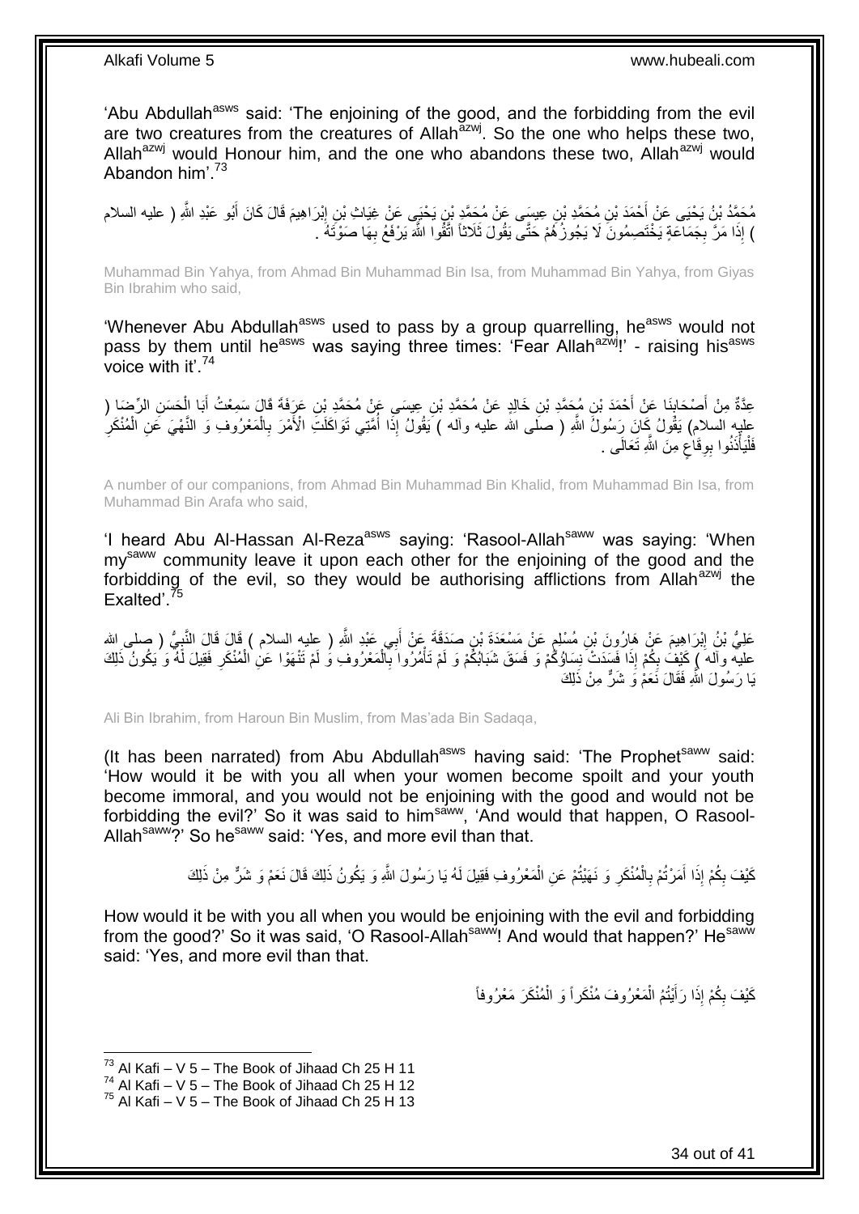'Abu Abdullah[asws] said: 'The enjoining of the good, and the forbidding from the evil are two creatures from the creatures of Allah[azwj]. So the one who helps these two, Allah[azwj] would Honour him, and the one who abandons these two, Allah[azwj] would Abandon him'.[73]

مُحَمَّدُ بْنُ يَحْيَى عَنْ أَحْمَدَ بْنِ مُحَمَّدِ بْنِ عِيسَى عَنْ مُحَمَّدِ بْنِ يَحْيَى عَنْ غِيَاثِ بْنِ إِبْرَاهِيمَ قَالَ كَانَ أَبُو عَبْدِ اللَّهِ ( عليه السلام ) إِذَا مَرَّ بِجَمَاعَةٍ يَخْتَصِمُونَ لَا يَجُوزُهُمْ حَتَّى يَقُولَ ثَلَاثاً اتَّقُوا اللَّهَ يَرْفَعُ بِهَا صَوْتَهُ .

Muhammad Bin Yahya, from Ahmad Bin Muhammad Bin Isa, from Muhammad Bin Yahya, from Giyas Bin Ibrahim who said,

'Whenever Abu Abdullah[asws] used to pass by a group quarrelling, he[asws] would not pass by them until he[asws] was saying three times: 'Fear Allah[azwj]!' - raising his[asws] voice with it'.[74]

عِدَّةٌ مِنْ أَصْحَابِنَا عَنْ أَحْمَدَ بْنِ مُحَمَّدِ بْنِ خَالِدٍ عَنْ مُحَمَّدِ بْنِ عِيسَى عَنْ مُحَمَّدِ بْنِ عَرَفَةَ قَالَ سَمِعْتُ أَبَا الْحَسَنِ الرِّضَا ( عليه السلام) يَقُولُ كَانَ رَسُولُ اللَّهِ ( صلى الله عليه وآله ) يَقُولُ إِذَا أُمَّتِي تَوَاكَلَتِ الْأَمْرَ بِالْمَعْرُوفِ وَ النَّهْيَ عَنِ الْمُنْكَرِ فَلْيَأْذَنُوا بِوِقَاعٍ مِنَ اللَّهِ تَعَالَى .

A number of our companions, from Ahmad Bin Muhammad Bin Khalid, from Muhammad Bin Isa, from Muhammad Bin Arafa who said,

'I heard Abu Al-Hassan Al-Reza[asws] saying: 'Rasool-Allah[saww] was saying: 'When my[saww] community leave it upon each other for the enjoining of the good and the forbidding of the evil, so they would be authorising afflictions from Allah[azwj] the Exalted'.[75]

عَلِيُّ بْنُ إِبْرَاهِيمَ عَنْ هَارُونَ بْنِ مُسْلِمٍ عَنْ مَسْعَدَةَ بْنِ صَدَقَةَ عَنْ أَبِي عَبْدِ اللَّهِ ( عليه السلام ) قَالَ قَالَ النَّبِيُّ ( صلى الله عليه وآله ) كَيْفَ بِكُمْ إِذَا فَسَدَتْ نِسَاؤُكُمْ وَ فَسَقَ شَبَابُكُمْ وَ لَمْ تَأْمُرُوا بِالْمَعْرُوفِ وَ لَمْ تَنْهَوْا عَنِ الْمُنْكَرِ فَقِيلَ لَهُ وَ يَكُونُ ذَلِكَ يَا رَسُولَ اللَّهِ فَقَالَ نَعَمْ وَ شَرٌّ مِنْ ذَلِكَ

Ali Bin Ibrahim, from Haroun Bin Muslim, from Mas'ada Bin Sadaqa,

(It has been narrated) from Abu Abdullah[asws] having said: 'The Prophet[saww] said: 'How would it be with you all when your women become spoilt and your youth become immoral, and you would not be enjoining with the good and would not be forbidding the evil?' So it was said to him[saww], 'And would that happen, O Rasool-Allah[saww]?' So he[saww] said: 'Yes, and more evil than that.

كَيْفَ بِكُمْ إِذَا أَمَرْتُمْ بِالْمُنْكَرِ وَ نَهَيْتُمْ عَنِ الْمَعْرُوفِ فَقِيلَ لَهُ يَا رَسُولَ اللَّهِ وَ يَكُونُ ذَلِكَ قَالَ نَعَمْ وَ شَرٌّ مِنْ ذَلِكَ

How would it be with you all when you would be enjoining with the evil and forbidding from the good?' So it was said, 'O Rasool-Allah[saww]! And would that happen?' He[saww] said: 'Yes, and more evil than that.

كَيْفَ بِكُمْ إِذَا رَأَيْتُمُ الْمَعْرُوفَ مُنْكَراً وَ الْمُنْكَرَ مَعْرُوفاً

[73] Al Kafi – V 5 – The Book of Jihaad Ch 25 H 11
[74] Al Kafi – V 5 – The Book of Jihaad Ch 25 H 12
[75] Al Kafi – V 5 – The Book of Jihaad Ch 25 H 13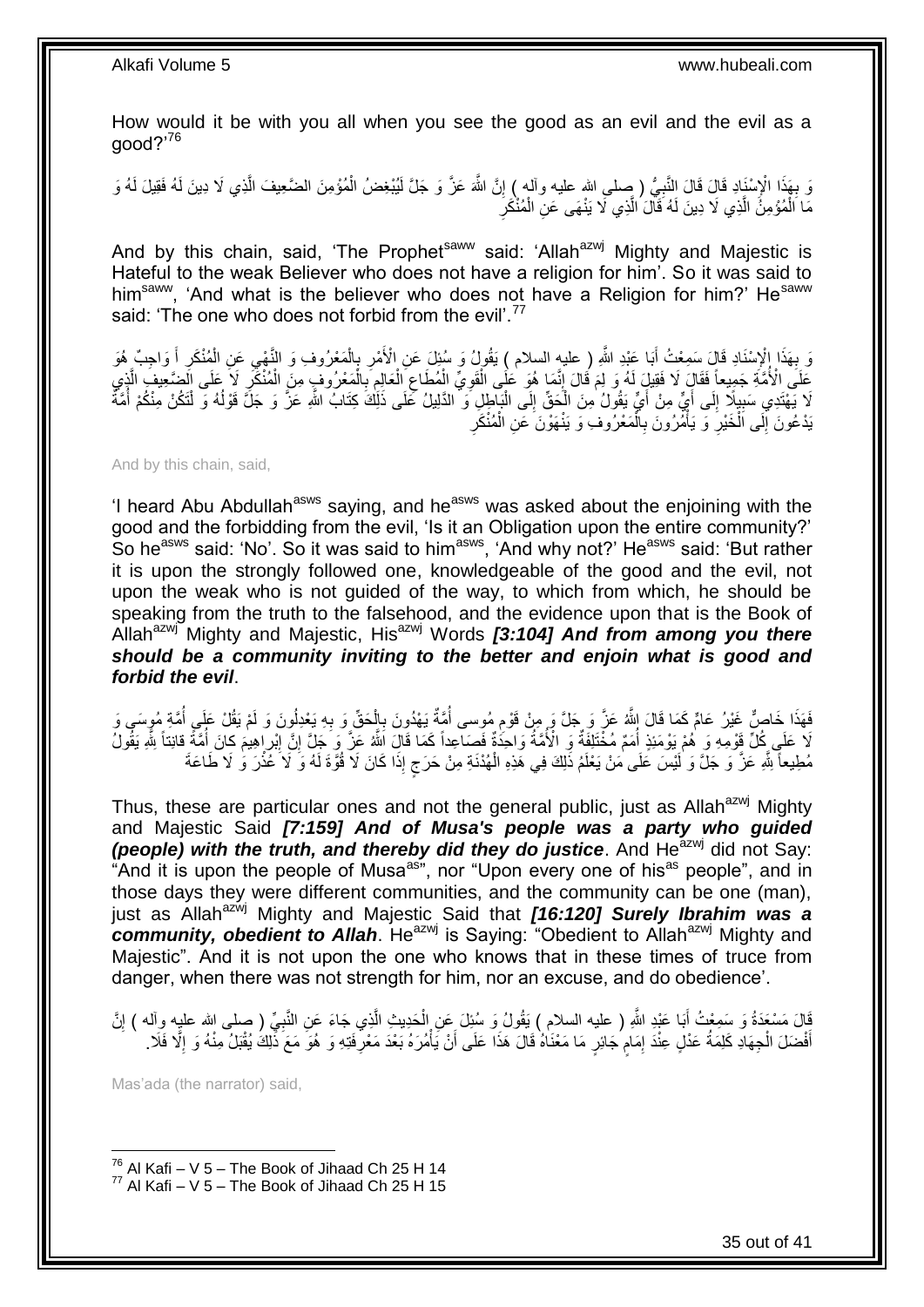How would it be with you all when you see the good as an evil and the evil as a good?'[76]

وَ بِهَذَا الْإِسْنَادِ قَالَ قَالَ النَّبِيُّ ( صلى الله عليه وآله ) إِنَّ اللَّهَ عَزَّ وَ جَلَّ لَيُبْغِضُ الْمُؤْمِنَ الضَّعِيفَ الَّذِي لَا دِينَ لَهُ فَقِيلَ لَهُ وَ مَا الْمُؤْمِنُ الَّذِي لَا دِينَ لَهُ قَالَ الَّذِي لَا يَنْهَى عَنِ الْمُنْكَرِ

And by this chain, said, 'The Prophet[saww] said: 'Allah[azwj] Mighty and Majestic is Hateful to the weak Believer who does not have a religion for him'. So it was said to him[saww], 'And what is the believer who does not have a Religion for him?' He[saww] said: 'The one who does not forbid from the evil'.[77]

وَ بِهَذَا الْإِسْنَادِ قَالَ سَمِعْتُ أَبَا عَبْدِ اللَّهِ ( عليه السلام ) يَقُولُ وَ سُئِلَ عَنِ الْأَمْرِ بِالْمَعْرُوفِ وَ النَّهْيِ عَنِ الْمُنْكَرِ أَ وَاجِبٌ هُوَ عَلَى الْأُمَّةِ جَمِيعاً فَقَالَ لَا فَقِيلَ لَهُ وَ لِمَ قَالَ إِنَّمَا هُوَ عَلَى الْقَوِيِّ الْمُطَاعِ الْعَالِمِ بِالْمَعْرُوفِ مِنَ الْمُنْكَرِ لَا عَلَى الضَّعِيفِ الَّذِي لَا يَهْتَدِي سَبِيلًا إِلَى أَيٍّ مِنْ أَيٍّ يَقُولُ مِنَ الْحَقِّ إِلَى الْبَاطِلِ وَ الدَّلِيلُ عَلَى ذَلِكَ كِتَابُ اللَّهِ عَزَّ وَ جَلَّ قَوْلُهُ وَ لْتَكُنْ مِنْكُمْ أُمَّةٌ يَدْعُونَ إِلَى الْخَيْرِ وَ يَأْمُرُونَ بِالْمَعْرُوفِ وَ يَنْهَوْنَ عَنِ الْمُنْكَرِ

And by this chain, said,

'I heard Abu Abdullah[asws] saying, and he[asws] was asked about the enjoining with the good and the forbidding from the evil, 'Is it an Obligation upon the entire community?' So he[asws] said: 'No'. So it was said to him[asws], 'And why not?' He[asws] said: 'But rather it is upon the strongly followed one, knowledgeable of the good and the evil, not upon the weak who is not guided of the way, to which from which, he should be speaking from the truth to the falsehood, and the evidence upon that is the Book of Allah[azwj] Mighty and Majestic, His[azwj] Words ***[3:104] And from among you there should be a community inviting to the better and enjoin what is good and forbid the evil***.

فَهَذَا خَاصٌّ غَيْرُ عَامٍّ كَمَا قَالَ اللَّهُ عَزَّ وَ جَلَّ وَ مِنْ قَوْمِ مُوسى أُمَّةٌ يَهْدُونَ بِالْحَقِّ وَ بِهِ يَعْدِلُونَ وَ لَمْ يَقُلْ عَلَى أُمَّةِ مُوسَى وَ لَا عَلَى كُلِّ قَوْمِهِ وَ هُمْ يَوْمَئِذٍ أُمَمٌ مُخْتَلِفَةٌ وَ الْأُمَّةُ وَاحِدَةٌ فَصَاعِداً كَمَا قَالَ اللَّهُ عَزَّ وَ جَلَّ إِنَّ إِبْراهِيمَ كانَ أُمَّةً قانِتاً لِلَّهِ يَقُولُ مُطِيعاً لِلَّهِ عَزَّ وَ جَلَّ وَ لَيْسَ عَلَى مَنْ يَعْلَمُ ذَلِكَ فِي هَذِهِ الْهُدْنَةِ مِنْ حَرَجٍ إِذَا كَانَ لَا قُوَّةَ لَهُ وَ لَا عُذْرَ وَ لَا طَاعَةَ

Thus, these are particular ones and not the general public, just as Allah[azwj] Mighty and Majestic Said ***[7:159] And of Musa's people was a party who guided (people) with the truth, and thereby did they do justice***. And He[azwj] did not Say: "And it is upon the people of Musa[as]", nor "Upon every one of his[as] people", and in those days they were different communities, and the community can be one (man), just as Allah[azwj] Mighty and Majestic Said that ***[16:120] Surely Ibrahim was a community, obedient to Allah***. He[azwj] is Saying: "Obedient to Allah[azwj] Mighty and Majestic". And it is not upon the one who knows that in these times of truce from danger, when there was not strength for him, nor an excuse, and do obedience'.

قَالَ مَسْعَدَةُ وَ سَمِعْتُ أَبَا عَبْدِ اللَّهِ ( عليه السلام ) يَقُولُ وَ سُئِلَ عَنِ الْحَدِيثِ الَّذِي جَاءَ عَنِ النَّبِيِّ ( صلى الله عليه وآله ) إِنَّ أَفْضَلَ الْجِهَادِ كَلِمَةُ عَدْلٍ عِنْدَ إِمَامٍ جَائِرٍ مَا مَعْنَاهُ قَالَ هَذَا عَلَى أَنْ يَأْمُرَهُ بَعْدَ مَعْرِفَتِهِ وَ هُوَ مَعَ ذَلِكَ يُقْبَلُ مِنْهُ وَ إِلَّا فَلَا.

Mas'ada (the narrator) said,

[76] Al Kafi – V 5 – The Book of Jihaad Ch 25 H 14
[77] Al Kafi – V 5 – The Book of Jihaad Ch 25 H 15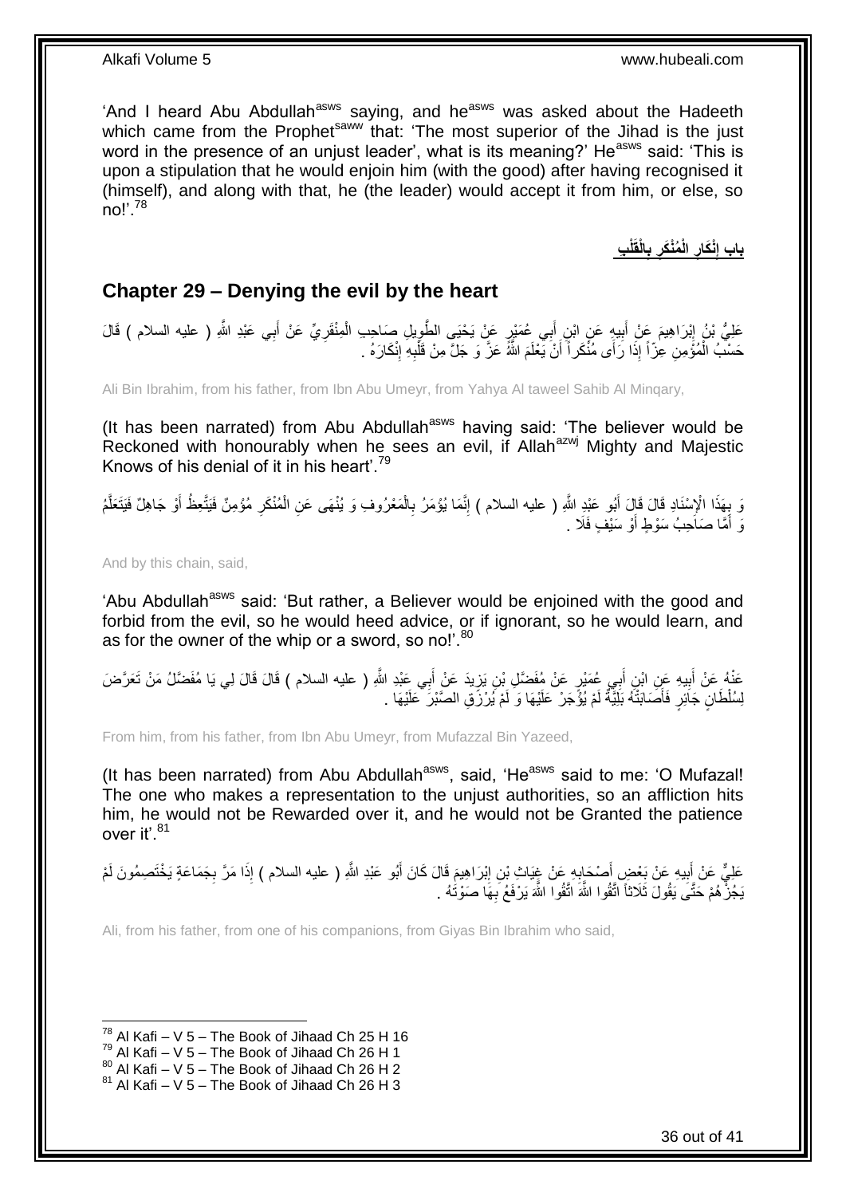'And I heard Abu Abdullah[asws] saying, and he[asws] was asked about the Hadeeth which came from the Prophet[saww] that: 'The most superior of the Jihad is the just word in the presence of an unjust leader', what is its meaning?' He[asws] said: 'This is upon a stipulation that he would enjoin him (with the good) after having recognised it (himself), and along with that, he (the leader) would accept it from him, or else, so no!'.[78]

**باب إِنْكَارِ الْمُنْكَرِ بِالْقَلْبِ**

## Chapter 29 – Denying the evil by the heart

عَلِيُّ بْنُ إِبْرَاهِيمَ عَنْ أَبِيهِ عَنِ ابْنِ أَبِي عُمَيْرٍ عَنْ يَحْيَى الطَّوِيلِ صَاحِبِ الْمِنْقَرِيِّ عَنْ أَبِي عَبْدِ اللَّهِ ( عليه السلام ) قَالَ حَسْبُ الْمُؤْمِنِ عِزّاً إِذَا رَأَى مُنْكَراً أَنْ يَعْلَمَ اللَّهُ عَزَّ وَ جَلَّ مِنْ قَلْبِهِ إِنْكَارَهُ .

Ali Bin Ibrahim, from his father, from Ibn Abu Umeyr, from Yahya Al taweel Sahib Al Minqary,

(It has been narrated) from Abu Abdullah[asws] having said: 'The believer would be Reckoned with honourably when he sees an evil, if Allah[azwj] Mighty and Majestic Knows of his denial of it in his heart'.[79]

وَ بِهَذَا الْإِسْنَادِ قَالَ قَالَ أَبُو عَبْدِ اللَّهِ ( عليه السلام ) إِنَّمَا يُؤْمَرُ بِالْمَعْرُوفِ وَ يُنْهَى عَنِ الْمُنْكَرِ مُؤْمِنٌ فَيَتَّعِظُ أَوْ جَاهِلٌ فَيَتَعَلَّمُ وَ أَمَّا صَاحِبُ سَوْطٍ أَوْ سَيْفٍ فَلَا .

And by this chain, said,

'Abu Abdullah[asws] said: 'But rather, a Believer would be enjoined with the good and forbid from the evil, so he would heed advice, or if ignorant, so he would learn, and as for the owner of the whip or a sword, so no!'.[80]

عَنْهُ عَنْ أَبِيهِ عَنِ ابْنِ أَبِي عُمَيْرٍ عَنْ مُفَضَّلِ بْنِ يَزِيدَ عَنْ أَبِي عَبْدِ اللَّهِ ( عليه السلام ) قَالَ قَالَ لِي يَا مُفَضَّلُ مَنْ تَعَرَّضَ لِسُلْطَانٍ جَائِرٍ فَأَصَابَتْهُ بَلِيَّةٌ لَمْ يُؤْجَرْ عَلَيْهَا وَ لَمْ يُرْزَقِ الصَّبْرَ عَلَيْهَا .

From him, from his father, from Ibn Abu Umeyr, from Mufazzal Bin Yazeed,

(It has been narrated) from Abu Abdullah[asws], said, 'He[asws] said to me: 'O Mufazal! The one who makes a representation to the unjust authorities, so an affliction hits him, he would not be Rewarded over it, and he would not be Granted the patience over it'.[81]

عَلِيٌّ عَنْ أَبِيهِ عَنْ بَعْضِ أَصْحَابِهِ عَنْ غِيَاثِ بْنِ إِبْرَاهِيمَ قَالَ كَانَ أَبُو عَبْدِ اللَّهِ ( عليه السلام ) إِذَا مَرَّ بِجَمَاعَةٍ يَخْتَصِمُونَ لَمْ يَجُزْهُمْ حَتَّى يَقُولَ ثَلَاثاً اتَّقُوا اللَّهَ اتَّقُوا اللَّهَ يَرْفَعُ بِهَا صَوْتَهُ .

Ali, from his father, from one of his companions, from Giyas Bin Ibrahim who said,

[78] Al Kafi – V 5 – The Book of Jihaad Ch 25 H 16
[79] Al Kafi – V 5 – The Book of Jihaad Ch 26 H 1
[80] Al Kafi – V 5 – The Book of Jihaad Ch 26 H 2
[81] Al Kafi – V 5 – The Book of Jihaad Ch 26 H 3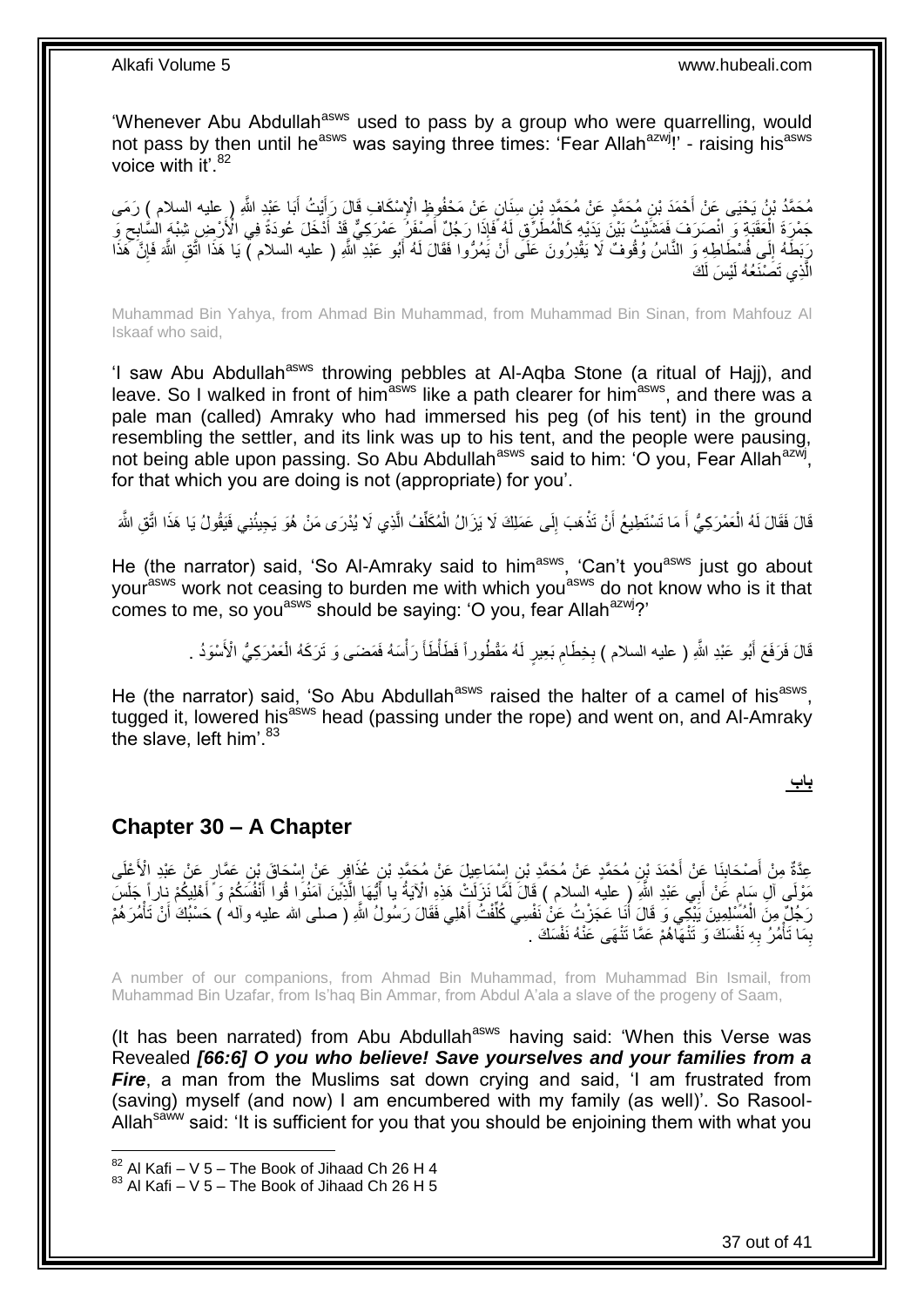'Whenever Abu Abdullah[asws] used to pass by a group who were quarrelling, would not pass by then until he[asws] was saying three times: 'Fear Allah[azwj]!' - raising his[asws] voice with it'.[82]

مُحَمَّدُ بْنُ يَحْيَى عَنْ أَحْمَدَ بْنِ مُحَمَّدٍ عَنْ مُحَمَّدِ بْنِ سِنَانٍ عَنْ مَحْفُوظٍ الْإِسْكَافِ قَالَ رَأَيْتُ أَبَا عَبْدِ اللَّهِ ( عليه السلام ) رَمَى جَمْرَةَ الْعَقَبَةِ وَ انْصَرَفَ فَمَشَيْتُ بَيْنَ يَدَيْهِ كَالْمُطَرِّقِ لَهُ فَإِذَا رَجُلٌ أَصْفَرُ عَمْرَكِيٌّ قَدْ أَدْخَلَ عُودَةً فِي الْأَرْضِ شِبْهَ السَّابِحِ وَ رَبَطَهُ إِلَى فُسْطَاطِهِ وَ النَّاسُ وُقُوفٌ لَا يَقْدِرُونَ عَلَى أَنْ يَمُرُّوا فَقَالَ لَهُ أَبُو عَبْدِ اللَّهِ ( عليه السلام ) يَا هَذَا اتَّقِ اللَّهَ فَإِنَّ هَذَا الَّذِي تَصْنَعُهُ لَيْسَ لَكَ

Muhammad Bin Yahya, from Ahmad Bin Muhammad, from Muhammad Bin Sinan, from Mahfouz Al Iskaaf who said,

'I saw Abu Abdullah[asws] throwing pebbles at Al-Aqba Stone (a ritual of Hajj), and leave. So I walked in front of him[asws] like a path clearer for him[asws], and there was a pale man (called) Amraky who had immersed his peg (of his tent) in the ground resembling the settler, and its link was up to his tent, and the people were pausing, not being able upon passing. So Abu Abdullah[asws] said to him: 'O you, Fear Allah[azwj], for that which you are doing is not (appropriate) for you'.

قَالَ فَقَالَ لَهُ الْعَمْرَكِيُّ أَ مَا تَسْتَطِيعُ أَنْ تَذْهَبَ إِلَى عَمَلِكَ لَا يَزَالُ الْمُكَلِّفُ الَّذِي لَا يُدْرَى مَنْ هُوَ يَجِيئُنِي فَيَقُولُ يَا هَذَا اتَّقِ اللَّهَ

He (the narrator) said, 'So Al-Amraky said to him[asws], 'Can't you[asws] just go about your[asws] work not ceasing to burden me with which you[asws] do not know who is it that comes to me, so you[asws] should be saying: 'O you, fear Allah[azwj]?'

قَالَ فَرَفَعَ أَبُو عَبْدِ اللَّهِ ( عليه السلام ) بِخِطَامِ بَعِيرٍ لَهُ مَقْطُوراً فَطَأْطَأَ رَأْسَهُ فَمَضَى وَ تَرَكَهُ الْعَمْرَكِيُّ الْأَسْوَدُ .

He (the narrator) said, 'So Abu Abdullah[asws] raised the halter of a camel of his[asws], tugged it, lowered his[asws] head (passing under the rope) and went on, and Al-Amraky the slave, left him'.[83]

**باب**

## Chapter 30 – A Chapter

عِدَّةٌ مِنْ أَصْحَابِنَا عَنْ أَحْمَدَ بْنِ مُحَمَّدٍ عَنْ مُحَمَّدِ بْنِ إِسْمَاعِيلَ عَنْ مُحَمَّدِ بْنِ عُذَافِرٍ عَنْ إِسْحَاقَ بْنِ عَمَّارٍ عَنْ عَبْدِ الْأَعْلَى مَوْلَى آلِ سَامٍ عَنْ أَبِي عَبْدِ اللَّهِ ( عليه السلام ) قَالَ لَمَّا نَزَلَتْ هَذِهِ الْآيَةُ يا أَيُّهَا الَّذِينَ آمَنُوا قُوا أَنْفُسَكُمْ وَ أَهْلِيكُمْ ناراً جَلَسَ رَجُلٌ مِنَ الْمُسْلِمِينَ يَبْكِي وَ قَالَ أَنَا عَجَزْتُ عَنْ نَفْسِي كُلِّفْتُ أَهْلِي فَقَالَ رَسُولُ اللَّهِ ( صلى الله عليه وآله ) حَسْبُكَ أَنْ تَأْمُرَهُمْ بِمَا تَأْمُرُ بِهِ نَفْسَكَ وَ تَنْهَاهُمْ عَمَّا تَنْهَى عَنْهُ نَفْسَكَ .

A number of our companions, from Ahmad Bin Muhammad, from Muhammad Bin Ismail, from Muhammad Bin Uzafar, from Is'haq Bin Ammar, from Abdul A'ala a slave of the progeny of Saam,

(It has been narrated) from Abu Abdullah[asws] having said: 'When this Verse was Revealed ***[66:6] O you who believe! Save yourselves and your families from a Fire***, a man from the Muslims sat down crying and said, 'I am frustrated from (saving) myself (and now) I am encumbered with my family (as well)'. So Rasool-Allah[saww] said: 'It is sufficient for you that you should be enjoining them with what you

[82] Al Kafi – V 5 – The Book of Jihaad Ch 26 H 4
[83] Al Kafi – V 5 – The Book of Jihaad Ch 26 H 5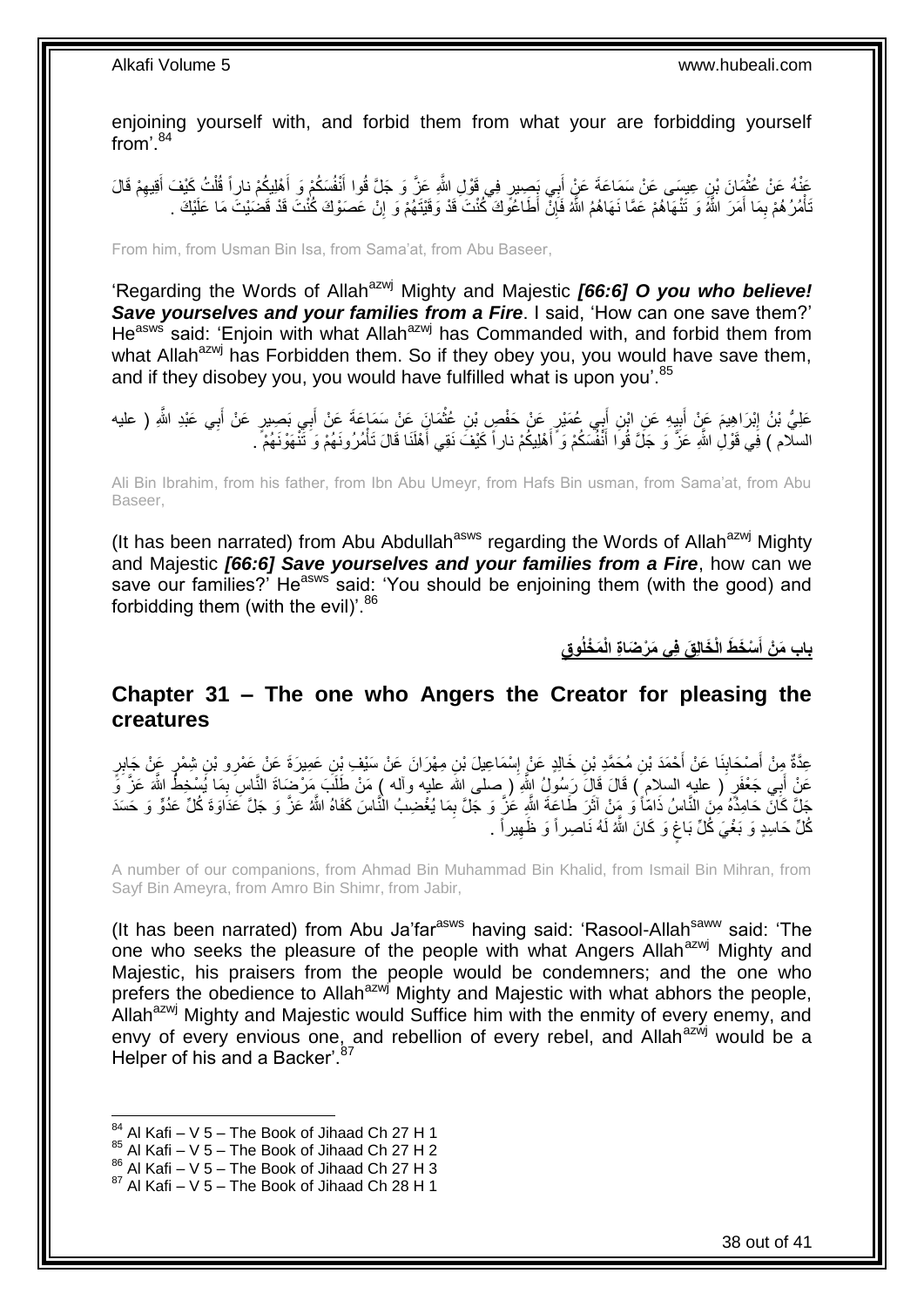enjoining yourself with, and forbid them from what your are forbidding yourself from'.[84]

عَنْهُ عَنْ عُثْمَانَ بْنِ عِيسَى عَنْ سَمَاعَةَ عَنْ أَبِي بَصِيرٍ فِي قَوْلِ اللَّهِ عَزَّ وَ جَلَّ قُوا أَنْفُسَكُمْ وَ أَهْلِيكُمْ ناراً قُلْتُ كَيْفَ أَقِيهِمْ قَالَ تَأْمُرُهُمْ بِمَا أَمَرَ اللَّهُ وَ تَنْهَاهُمْ عَمَّا نَهَاهُمُ اللَّهُ فَإِنْ أَطَاعُوكَ كُنْتَ قَدْ وَقَيْتَهُمْ وَ إِنْ عَصَوْكَ كُنْتَ قَدْ قَضَيْتَ مَا عَلَيْكَ .

From him, from Usman Bin Isa, from Sama'at, from Abu Baseer,

'Regarding the Words of Allah[azwj] Mighty and Majestic *[66:6] O you who believe! Save yourselves and your families from a Fire*. I said, 'How can one save them?' He[asws] said: 'Enjoin with what Allah[azwj] has Commanded with, and forbid them from what Allah[azwj] has Forbidden them. So if they obey you, you would have save them, and if they disobey you, you would have fulfilled what is upon you'.[85]

عَلِيُّ بْنُ إِبْرَاهِيمَ عَنْ أَبِيهِ عَنِ ابْنِ أَبِي عُمَيْرٍ عَنْ حَفْصِ بْنِ عُثْمَانَ عَنْ سَمَاعَةَ عَنْ أَبِي بَصِيرٍ عَنْ أَبِي عَبْدِ اللَّهِ ( عليه السلام ) فِي قَوْلِ اللَّهِ عَزَّ وَ جَلَّ قُوا أَنْفُسَكُمْ وَ أَهْلِيكُمْ ناراً كَيْفَ نَقِي أَهْلَنَا قَالَ تَأْمُرُونَهُمْ وَ تَنْهَوْنَهُمْ .

Ali Bin Ibrahim, from his father, from Ibn Abu Umeyr, from Hafs Bin usman, from Sama'at, from Abu Baseer,

(It has been narrated) from Abu Abdullah[asws] regarding the Words of Allah[azwj] Mighty and Majestic *[66:6] Save yourselves and your families from a Fire*, how can we save our families?' He[asws] said: 'You should be enjoining them (with the good) and forbidding them (with the evil)'.[86]

## باب مَنْ أَسْخَطَ الْخَالِقَ فِي مَرْضَاةِ الْمَخْلُوقِ

## Chapter 31 – The one who Angers the Creator for pleasing the creatures

عِدَّةٌ مِنْ أَصْحَابِنَا عَنْ أَحْمَدَ بْنِ مُحَمَّدِ بْنِ خَالِدٍ عَنْ إِسْمَاعِيلَ بْنِ مِهْرَانَ عَنْ سَيْفِ بْنِ عَمِيرَةَ عَنْ عَمْرِو بْنِ شِمْرٍ عَنْ جَابِرٍ عَنْ أَبِي جَعْفَرٍ ( عليه السلام ) قَالَ قَالَ رَسُولُ اللَّهِ ( صلى الله عليه وآله ) مَنْ طَلَبَ مَرْضَاةَ النَّاسِ بِمَا يُسْخِطُ اللَّهَ عَزَّ وَ جَلَّ كَانَ حَامِدُهُ مِنَ النَّاسِ ذَامّاً وَ مَنْ آثَرَ طَاعَةَ اللَّهِ عَزَّ وَ جَلَّ بِمَا يُغْضِبُ النَّاسَ كَفَاهُ اللَّهُ عَزَّ وَ جَلَّ عَدَاوَةَ كُلِّ عَدُوٍّ وَ حَسَدَ كُلِّ حَاسِدٍ وَ بَغْيَ كُلِّ بَاغٍ وَ كَانَ اللَّهُ لَهُ نَاصِراً وَ ظَهِيراً .

A number of our companions, from Ahmad Bin Muhammad Bin Khalid, from Ismail Bin Mihran, from Sayf Bin Ameyra, from Amro Bin Shimr, from Jabir,

(It has been narrated) from Abu Ja'far[asws] having said: 'Rasool-Allah[saww] said: 'The one who seeks the pleasure of the people with what Angers Allah[azwj] Mighty and Majestic, his praisers from the people would be condemners; and the one who prefers the obedience to Allah[azwj] Mighty and Majestic with what abhors the people, Allah[azwj] Mighty and Majestic would Suffice him with the enmity of every enemy, and envy of every envious one, and rebellion of every rebel, and Allah[azwj] would be a Helper of his and a Backer'.[87]

[84] Al Kafi – V 5 – The Book of Jihaad Ch 27 H 1
[85] Al Kafi – V 5 – The Book of Jihaad Ch 27 H 2
[86] Al Kafi – V 5 – The Book of Jihaad Ch 27 H 3
[87] Al Kafi – V 5 – The Book of Jihaad Ch 28 H 1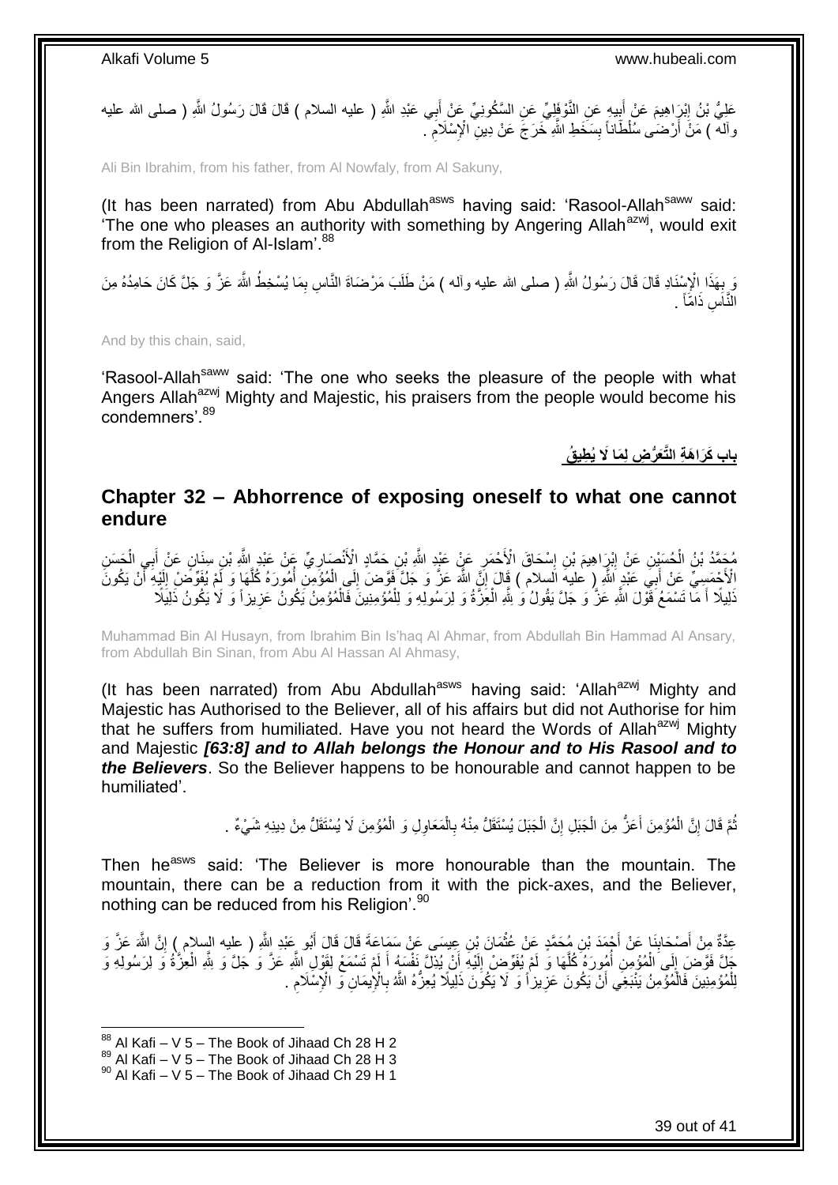عَلِيُّ بْنُ إِبْرَاهِيمَ عَنْ أَبِيهِ عَنِ النَّوْفَلِيِّ عَنِ السَّكُونِيِّ عَنْ أَبِي عَبْدِ اللَّهِ ( عليه السلام ) قَالَ قَالَ رَسُولُ اللَّهِ ( صلى الله عليه وآله ) مَنْ أَرْضَى سُلْطَاناً بِسَخَطِ اللَّهِ خَرَجَ عَنْ دِينِ الْإِسْلَامِ .

Ali Bin Ibrahim, from his father, from Al Nowfaly, from Al Sakuny,

(It has been narrated) from Abu Abdullah[asws] having said: 'Rasool-Allah[saww] said: 'The one who pleases an authority with something by Angering Allah[azwj], would exit from the Religion of Al-Islam'.[88]

وَ بِهَذَا الْإِسْنَادِ قَالَ قَالَ رَسُولُ اللَّهِ ( صلى الله عليه وآله ) مَنْ طَلَبَ مَرْضَاةَ النَّاسِ بِمَا يُسْخِطُ اللَّهَ عَزَّ وَ جَلَّ كَانَ حَامِدُهُ مِنَ النَّاسِ ذَامّاً .

And by this chain, said,

'Rasool-Allah[saww] said: 'The one who seeks the pleasure of the people with what Angers Allah[azwj] Mighty and Majestic, his praisers from the people would become his condemners'.[89]

## بَابُ كَرَاهَةِ التَّعَرُّضِ لِمَا لَا يُطِيقُ

## Chapter 32 – Abhorrence of exposing oneself to what one cannot endure

مُحَمَّدُ بْنُ الْحُسَيْنِ عَنْ إِبْرَاهِيمَ بْنِ إِسْحَاقَ الْأَحْمَرِ عَنْ عَبْدِ اللَّهِ بْنِ حَمَّادٍ الْأَنْصَارِيِّ عَنْ عَبْدِ اللَّهِ بْنِ سِنَانٍ عَنْ أَبِي الْحَسَنِ الْأَحْمَسِيِّ عَنْ أَبِي عَبْدِ اللَّهِ ( عليه السلام ) قَالَ إِنَّ اللَّهَ عَزَّ وَ جَلَّ فَوَّضَ إِلَى الْمُؤْمِنِ أُمُورَهُ كُلَّهَا وَ لَمْ يُفَوِّضْ إِلَيْهِ أَنْ يَكُونَ ذَلِيلًا أَ مَا تَسْمَعُ قَوْلَ اللَّهِ عَزَّ وَ جَلَّ يَقُولُ وَ لِلَّهِ الْعِزَّةُ وَ لِرَسُولِهِ وَ لِلْمُؤْمِنِينَ فَالْمُؤْمِنُ يَكُونُ عَزِيزاً وَ لَا يَكُونُ ذَلِيلًا

Muhammad Bin Al Husayn, from Ibrahim Bin Is'haq Al Ahmar, from Abdullah Bin Hammad Al Ansary, from Abdullah Bin Sinan, from Abu Al Hassan Al Ahmasy,

(It has been narrated) from Abu Abdullah[asws] having said: 'Allah[azwj] Mighty and Majestic has Authorised to the Believer, all of his affairs but did not Authorise for him that he suffers from humiliated. Have you not heard the Words of Allah[azwj] Mighty and Majestic ***[63:8] and to Allah belongs the Honour and to His Rasool and to the Believers***. So the Believer happens to be honourable and cannot happen to be humiliated'.

ثُمَّ قَالَ إِنَّ الْمُؤْمِنَ أَعَزُّ مِنَ الْجَبَلِ إِنَّ الْجَبَلَ يُسْتَقَلُّ مِنْهُ بِالْمَعَاوِلِ وَ الْمُؤْمِنَ لَا يُسْتَقَلُّ مِنْ دِينِهِ شَيْءٌ .

Then he[asws] said: 'The Believer is more honourable than the mountain. The mountain, there can be a reduction from it with the pick-axes, and the Believer, nothing can be reduced from his Religion'.[90]

عِدَّةٌ مِنْ أَصْحَابِنَا عَنْ أَحْمَدَ بْنِ مُحَمَّدٍ عَنْ عُثْمَانَ بْنِ عِيسَى عَنْ سَمَاعَةَ قَالَ قَالَ أَبُو عَبْدِ اللَّهِ ( عليه السلام ) إِنَّ اللَّهَ عَزَّ وَ جَلَّ فَوَّضَ إِلَى الْمُؤْمِنِ أُمُورَهُ كُلَّهَا وَ لَمْ يُفَوِّضْ إِلَيْهِ أَنْ يُذِلَّ نَفْسَهُ أَ لَمْ تَسْمَعْ لِقَوْلِ اللَّهِ عَزَّ وَ جَلَّ وَ لِلَّهِ الْعِزَّةُ وَ لِرَسُولِهِ وَ لِلْمُؤْمِنِينَ فَالْمُؤْمِنُ يَنْبَغِي أَنْ يَكُونَ عَزِيزاً وَ لَا يَكُونَ ذَلِيلًا يُعِزُّهُ اللَّهُ بِالْإِيمَانِ وَ الْإِسْلَامِ .

---

[88] Al Kafi – V 5 – The Book of Jihaad Ch 28 H 2
[89] Al Kafi – V 5 – The Book of Jihaad Ch 28 H 3
[90] Al Kafi – V 5 – The Book of Jihaad Ch 29 H 1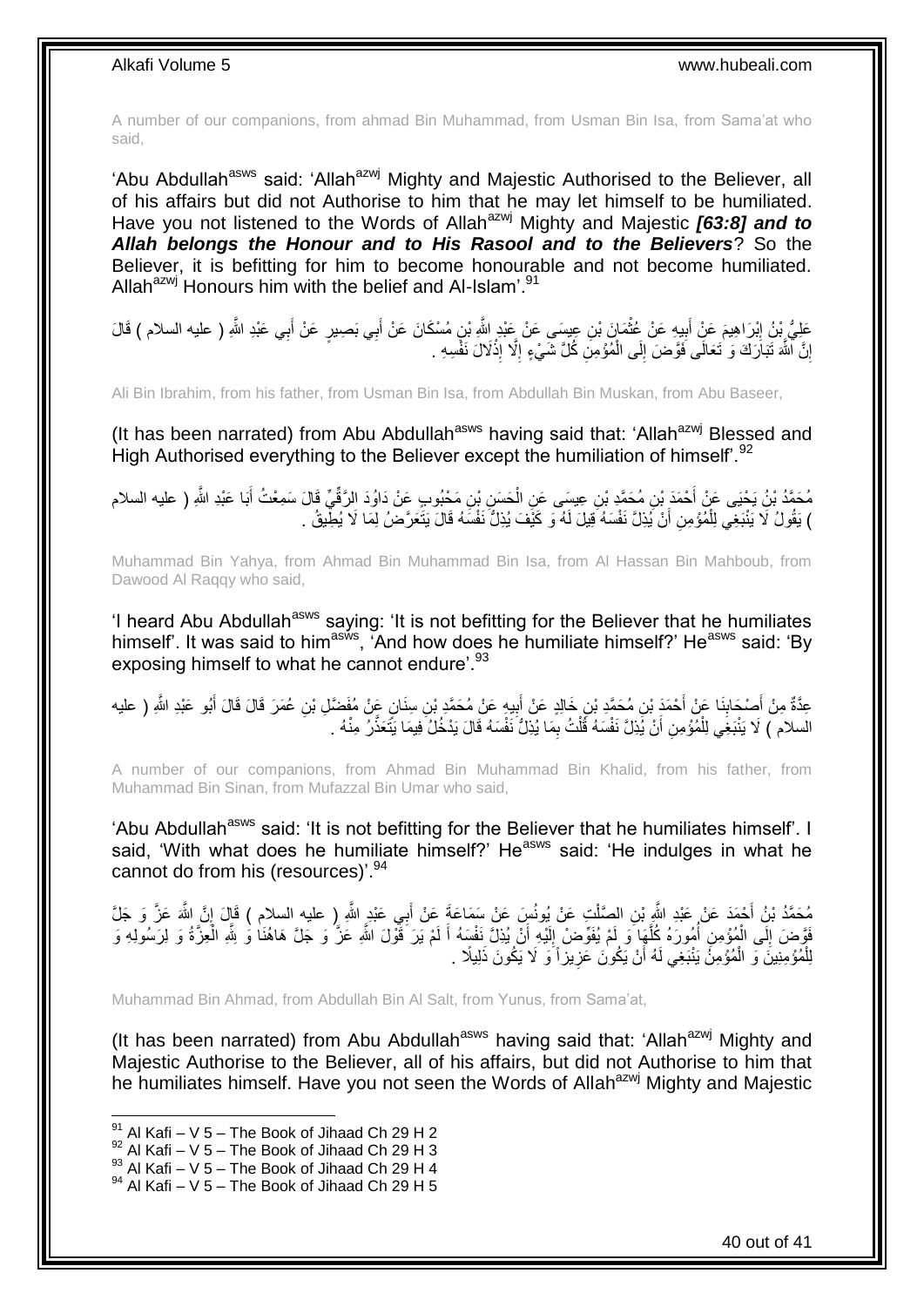A number of our companions, from ahmad Bin Muhammad, from Usman Bin Isa, from Sama'at who said,

'Abu Abdullah[asws] said: 'Allah[azwj] Mighty and Majestic Authorised to the Believer, all of his affairs but did not Authorise to him that he may let himself to be humiliated. Have you not listened to the Words of Allah[azwj] Mighty and Majestic ***[63:8] and to Allah belongs the Honour and to His Rasool and to the Believers***? So the Believer, it is befitting for him to become honourable and not become humiliated. Allah[azwj] Honours him with the belief and Al-Islam'.[91]

عَلِيُّ بْنُ إِبْرَاهِيمَ عَنْ أَبِيهِ عَنْ عُثْمَانَ بْنِ عِيسَى عَنْ عَبْدِ اللَّهِ بْنِ مُسْكَانَ عَنْ أَبِي بَصِيرٍ عَنْ أَبِي عَبْدِ اللَّهِ ( عليه السلام ) قَالَ إِنَّ اللَّهَ تَبَارَكَ وَ تَعَالَى فَوَّضَ إِلَى الْمُؤْمِنِ كُلَّ شَيْءٍ إِلَّا إِذْلَالَ نَفْسِهِ .

Ali Bin Ibrahim, from his father, from Usman Bin Isa, from Abdullah Bin Muskan, from Abu Baseer,

(It has been narrated) from Abu Abdullah[asws] having said that: 'Allah[azwj] Blessed and High Authorised everything to the Believer except the humiliation of himself'.[92]

مُحَمَّدُ بْنُ يَحْيَى عَنْ أَحْمَدَ بْنِ مُحَمَّدِ بْنِ عِيسَى عَنِ الْحَسَنِ بْنِ مَحْبُوبٍ عَنْ دَاوُدَ الرَّقِّيِّ قَالَ سَمِعْتُ أَبَا عَبْدِ اللَّهِ ( عليه السلام ) يَقُولُ لَا يَنْبَغِي لِلْمُؤْمِنِ أَنْ يُذِلَّ نَفْسَهُ قِيلَ لَهُ وَ كَيْفَ يُذِلُّ نَفْسَهُ قَالَ يَتَعَرَّضُ لِمَا لَا يُطِيقُ .

Muhammad Bin Yahya, from Ahmad Bin Muhammad Bin Isa, from Al Hassan Bin Mahboub, from Dawood Al Raqqy who said,

'I heard Abu Abdullah[asws] saying: 'It is not befitting for the Believer that he humiliates himself'. It was said to him[asws], 'And how does he humiliate himself?' He[asws] said: 'By exposing himself to what he cannot endure'.[93]

عِدَّةٌ مِنْ أَصْحَابِنَا عَنْ أَحْمَدَ بْنِ مُحَمَّدِ بْنِ خَالِدٍ عَنْ أَبِيهِ عَنْ مُحَمَّدِ بْنِ سِنَانٍ عَنْ مُفَضَّلِ بْنِ عُمَرَ قَالَ قَالَ أَبُو عَبْدِ اللَّهِ ( عليه السلام ) لَا يَنْبَغِي لِلْمُؤْمِنِ أَنْ يُذِلَّ نَفْسَهُ قُلْتُ بِمَا يُذِلُّ نَفْسَهُ قَالَ يَدْخُلُ فِيمَا يَتَعَذَّرُ مِنْهُ .

A number of our companions, from Ahmad Bin Muhammad Bin Khalid, from his father, from Muhammad Bin Sinan, from Mufazzal Bin Umar who said,

'Abu Abdullah[asws] said: 'It is not befitting for the Believer that he humiliates himself'. I said, 'With what does he humiliate himself?' He[asws] said: 'He indulges in what he cannot do from his (resources)'.[94]

مُحَمَّدُ بْنُ أَحْمَدَ عَنْ عَبْدِ اللَّهِ بْنِ الصَّلْتِ عَنْ يُونُسَ عَنْ سَمَاعَةَ عَنْ أَبِي عَبْدِ اللَّهِ ( عليه السلام ) قَالَ إِنَّ اللَّهَ عَزَّ وَ جَلَّ فَوَّضَ إِلَى الْمُؤْمِنِ أُمُورَهُ كُلَّهَا وَ لَمْ يُفَوِّضْ إِلَيْهِ أَنْ يُذِلَّ نَفْسَهُ أَ لَمْ يَرَ قَوْلَ اللَّهِ عَزَّ وَ جَلَّ هَاهُنَا وَ لِلَّهِ الْعِزَّةُ وَ لِرَسُولِهِ وَ لِلْمُؤْمِنِينَ وَ الْمُؤْمِنُ يَنْبَغِي لَهُ أَنْ يَكُونَ عَزِيزاً وَ لَا يَكُونَ ذَلِيلًا .

Muhammad Bin Ahmad, from Abdullah Bin Al Salt, from Yunus, from Sama'at,

(It has been narrated) from Abu Abdullah[asws] having said that: 'Allah[azwj] Mighty and Majestic Authorise to the Believer, all of his affairs, but did not Authorise to him that he humiliates himself. Have you not seen the Words of Allah[azwj] Mighty and Majestic

[91] Al Kafi – V 5 – The Book of Jihaad Ch 29 H 2
[92] Al Kafi – V 5 – The Book of Jihaad Ch 29 H 3
[93] Al Kafi – V 5 – The Book of Jihaad Ch 29 H 4
[94] Al Kafi – V 5 – The Book of Jihaad Ch 29 H 5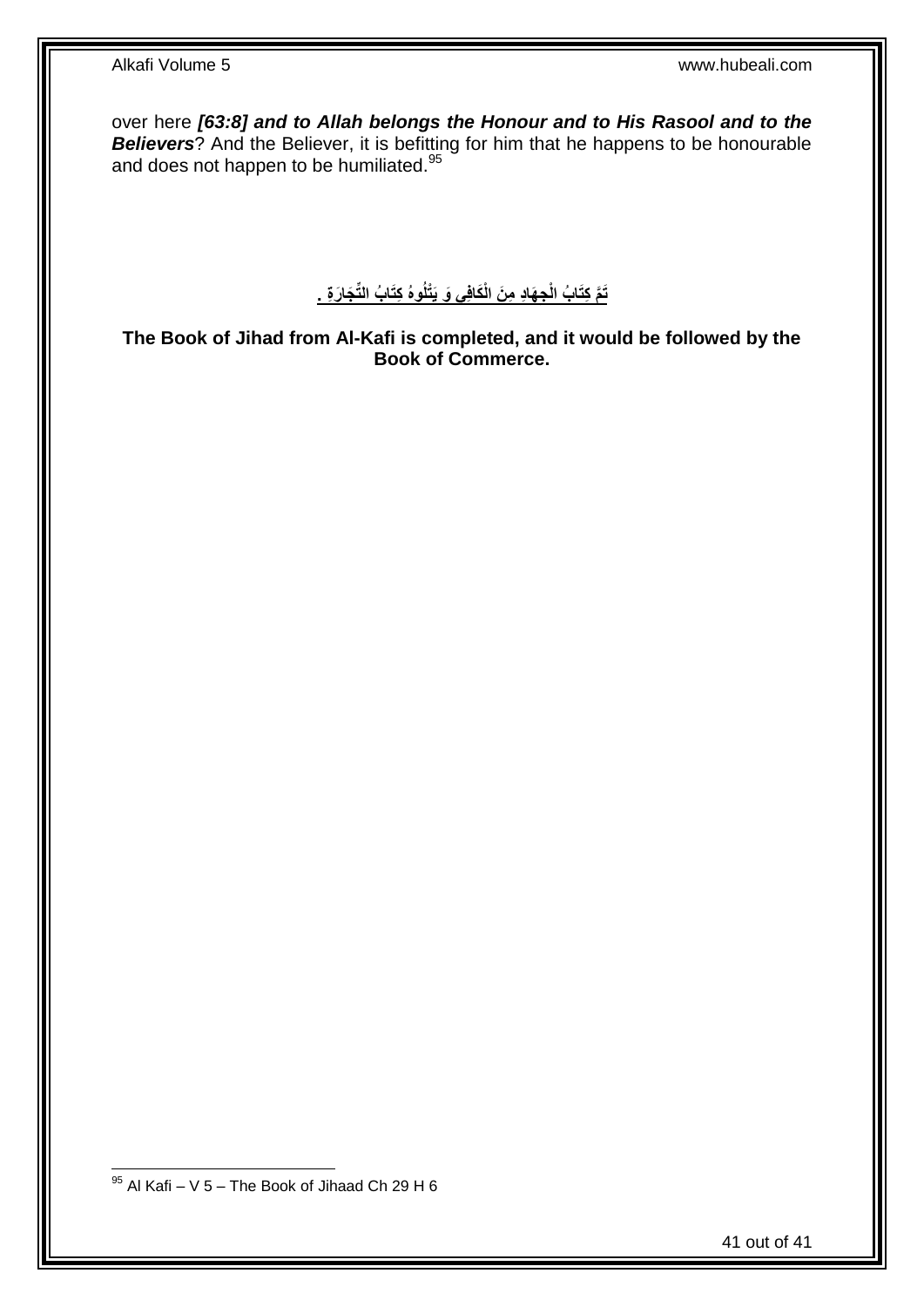over here ***[63:8] and to Allah belongs the Honour and to His Rasool and to the Believers***? And the Believer, it is befitting for him that he happens to be honourable and does not happen to be humiliated.[95]

**تَمَّ كِتَابُ الْجِهَادِ مِنَ الْكَافِي وَ يَتْلُوهُ كِتَابُ التِّجَارَةِ .**

**The Book of Jihad from Al-Kafi is completed, and it would be followed by the Book of Commerce.**

[95] Al Kafi – V 5 – The Book of Jihaad Ch 29 H 6